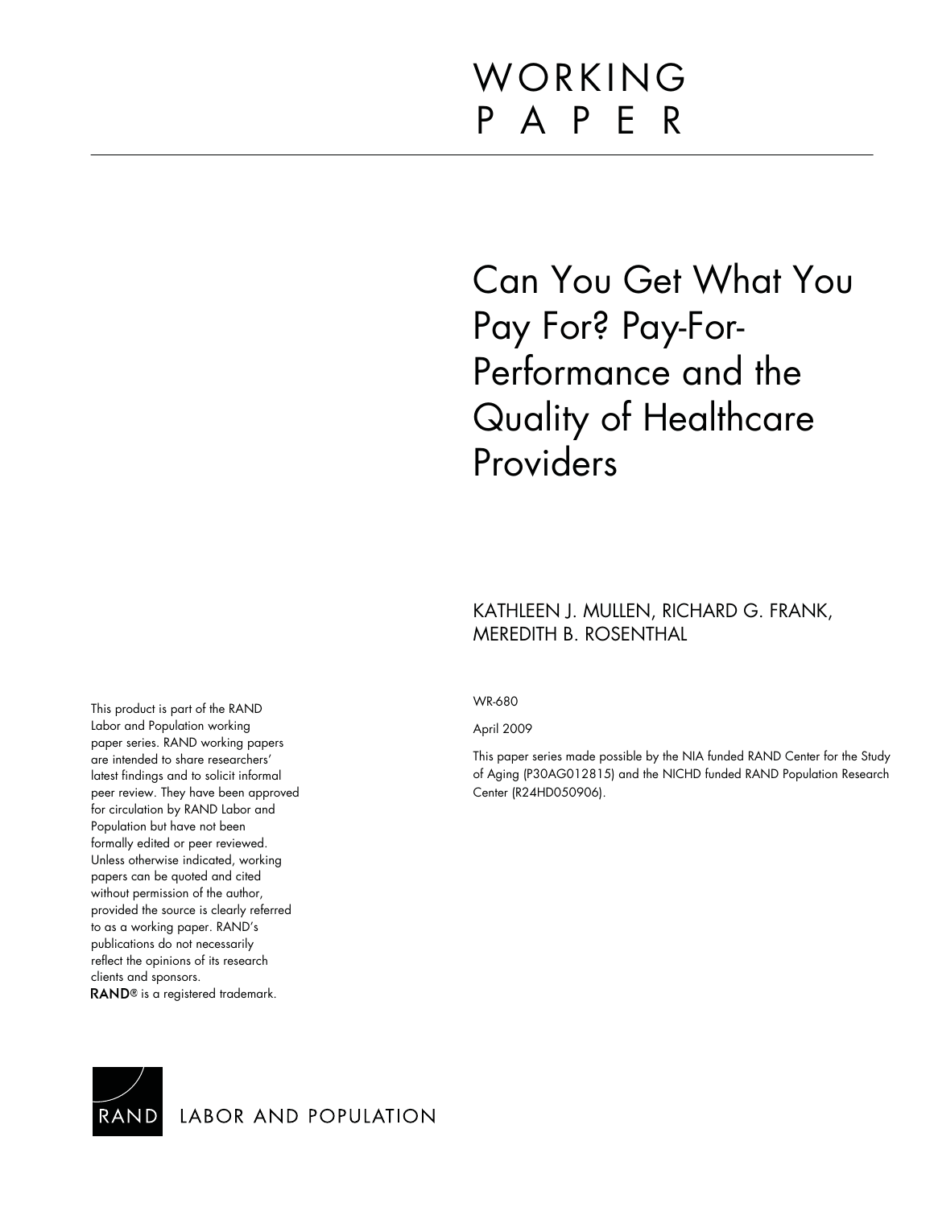WORKING
PAPER

# Can You Get What You Pay For? Pay-For-Performance and the Quality of Healthcare Providers

KATHLEEN J. MULLEN, RICHARD G. FRANK, MEREDITH B. ROSENTHAL

WR-680

April 2009

This paper series made possible by the NIA funded RAND Center for the Study of Aging (P30AG012815) and the NICHD funded RAND Population Research Center (R24HD050906).

This product is part of the RAND Labor and Population working paper series. RAND working papers are intended to share researchers' latest findings and to solicit informal peer review. They have been approved for circulation by RAND Labor and Population but have not been formally edited or peer reviewed. Unless otherwise indicated, working papers can be quoted and cited without permission of the author, provided the source is clearly referred to as a working paper. RAND's publications do not necessarily reflect the opinions of its research clients and sponsors.
RAND® is a registered trademark.

RAND LABOR AND POPULATION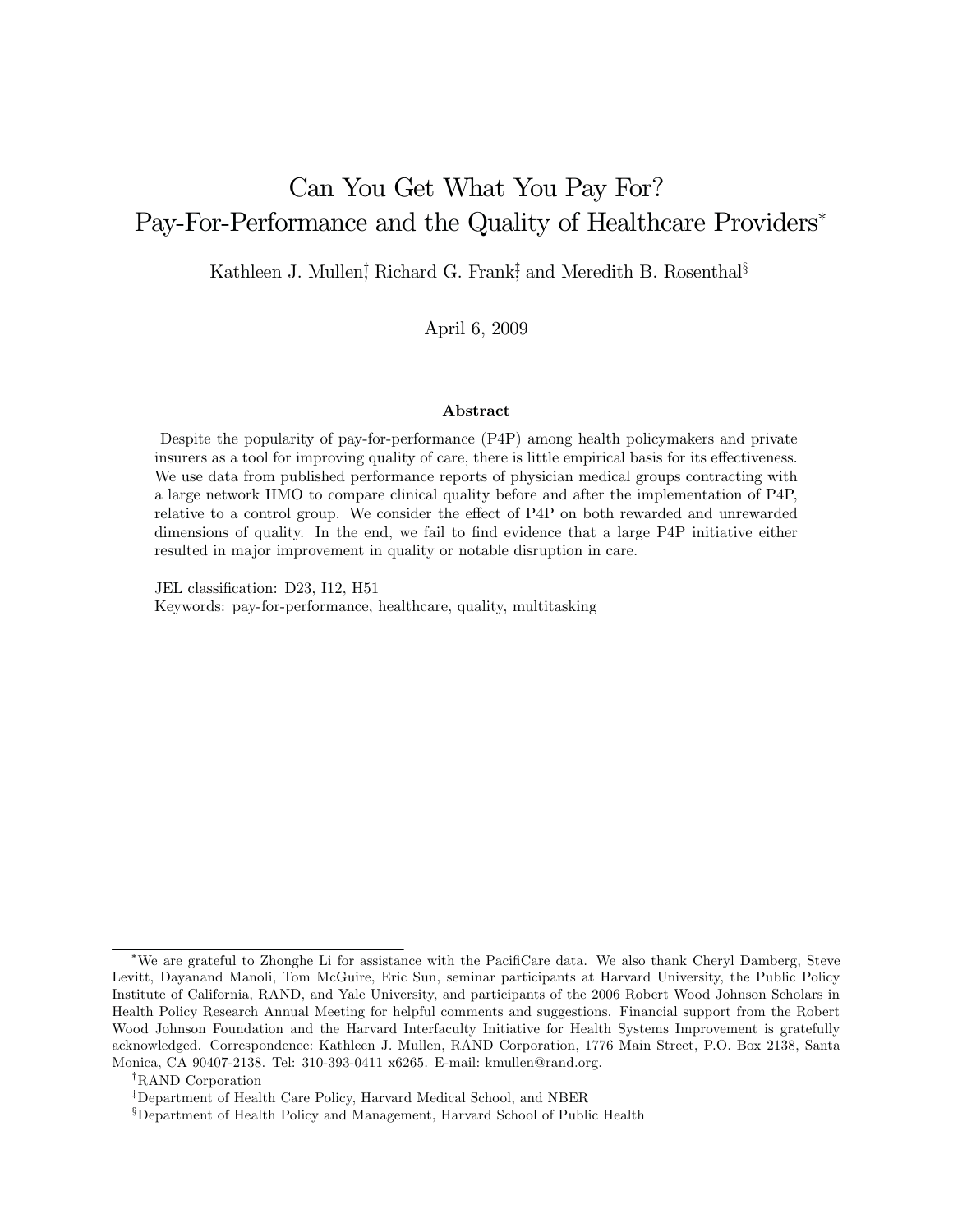# Can You Get What You Pay For? Pay-For-Performance and the Quality of Healthcare Providers*

Kathleen J. Mullen[†], Richard G. Frank[‡], and Meredith B. Rosenthal[§]

April 6, 2009

### Abstract

Despite the popularity of pay-for-performance (P4P) among health policymakers and private insurers as a tool for improving quality of care, there is little empirical basis for its effectiveness. We use data from published performance reports of physician medical groups contracting with a large network HMO to compare clinical quality before and after the implementation of P4P, relative to a control group. We consider the effect of P4P on both rewarded and unrewarded dimensions of quality. In the end, we fail to find evidence that a large P4P initiative either resulted in major improvement in quality or notable disruption in care.

JEL classification: D23, I12, H51

Keywords: pay-for-performance, healthcare, quality, multitasking

---

*We are grateful to Zhonghe Li for assistance with the PacifiCare data. We also thank Cheryl Damberg, Steve Levitt, Dayanand Manoli, Tom McGuire, Eric Sun, seminar participants at Harvard University, the Public Policy Institute of California, RAND, and Yale University, and participants of the 2006 Robert Wood Johnson Scholars in Health Policy Research Annual Meeting for helpful comments and suggestions. Financial support from the Robert Wood Johnson Foundation and the Harvard Interfaculty Initiative for Health Systems Improvement is gratefully acknowledged. Correspondence: Kathleen J. Mullen, RAND Corporation, 1776 Main Street, P.O. Box 2138, Santa Monica, CA 90407-2138. Tel: 310-393-0411 x6265. E-mail: kmullen@rand.org.

[†]RAND Corporation

[‡]Department of Health Care Policy, Harvard Medical School, and NBER

[§]Department of Health Policy and Management, Harvard School of Public Health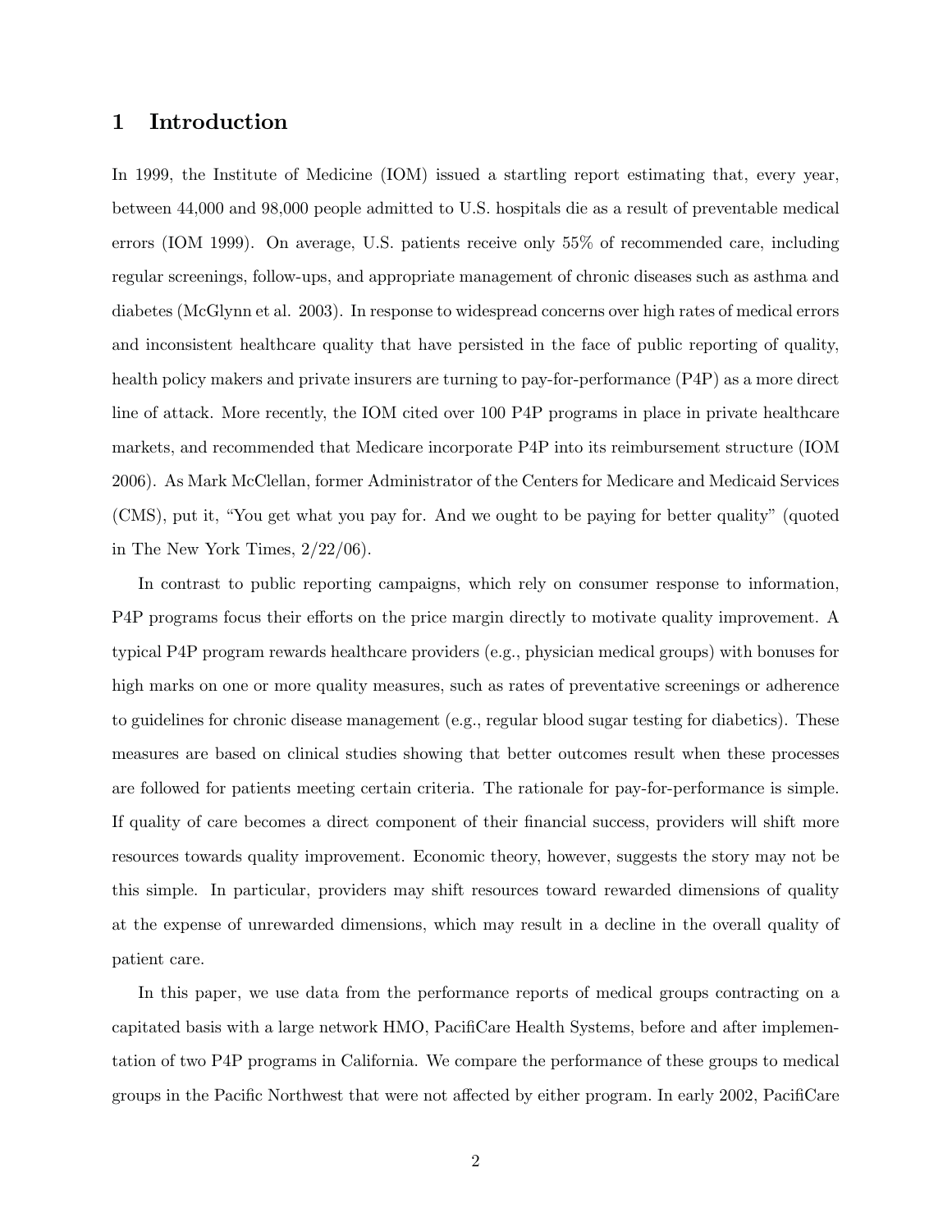## 1 Introduction

In 1999, the Institute of Medicine (IOM) issued a startling report estimating that, every year, between 44,000 and 98,000 people admitted to U.S. hospitals die as a result of preventable medical errors (IOM 1999). On average, U.S. patients receive only 55% of recommended care, including regular screenings, follow-ups, and appropriate management of chronic diseases such as asthma and diabetes (McGlynn et al. 2003). In response to widespread concerns over high rates of medical errors and inconsistent healthcare quality that have persisted in the face of public reporting of quality, health policy makers and private insurers are turning to pay-for-performance (P4P) as a more direct line of attack. More recently, the IOM cited over 100 P4P programs in place in private healthcare markets, and recommended that Medicare incorporate P4P into its reimbursement structure (IOM 2006). As Mark McClellan, former Administrator of the Centers for Medicare and Medicaid Services (CMS), put it, "You get what you pay for. And we ought to be paying for better quality" (quoted in The New York Times, 2/22/06).

In contrast to public reporting campaigns, which rely on consumer response to information, P4P programs focus their efforts on the price margin directly to motivate quality improvement. A typical P4P program rewards healthcare providers (e.g., physician medical groups) with bonuses for high marks on one or more quality measures, such as rates of preventative screenings or adherence to guidelines for chronic disease management (e.g., regular blood sugar testing for diabetics). These measures are based on clinical studies showing that better outcomes result when these processes are followed for patients meeting certain criteria. The rationale for pay-for-performance is simple. If quality of care becomes a direct component of their financial success, providers will shift more resources towards quality improvement. Economic theory, however, suggests the story may not be this simple. In particular, providers may shift resources toward rewarded dimensions of quality at the expense of unrewarded dimensions, which may result in a decline in the overall quality of patient care.

In this paper, we use data from the performance reports of medical groups contracting on a capitated basis with a large network HMO, PacifiCare Health Systems, before and after implementation of two P4P programs in California. We compare the performance of these groups to medical groups in the Pacific Northwest that were not affected by either program. In early 2002, PacifiCare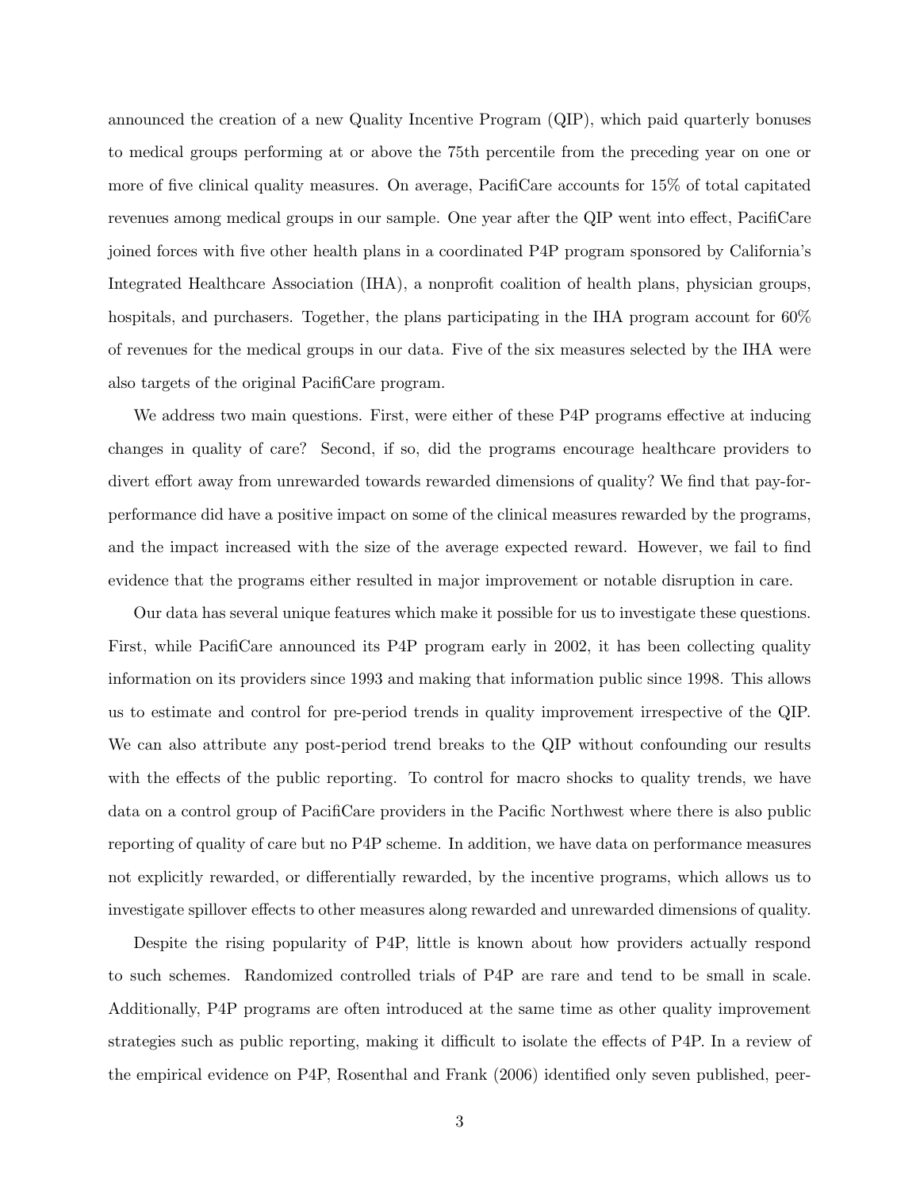announced the creation of a new Quality Incentive Program (QIP), which paid quarterly bonuses to medical groups performing at or above the 75th percentile from the preceding year on one or more of five clinical quality measures. On average, PacifiCare accounts for 15% of total capitated revenues among medical groups in our sample. One year after the QIP went into effect, PacifiCare joined forces with five other health plans in a coordinated P4P program sponsored by California's Integrated Healthcare Association (IHA), a nonprofit coalition of health plans, physician groups, hospitals, and purchasers. Together, the plans participating in the IHA program account for 60% of revenues for the medical groups in our data. Five of the six measures selected by the IHA were also targets of the original PacifiCare program.

We address two main questions. First, were either of these P4P programs effective at inducing changes in quality of care? Second, if so, did the programs encourage healthcare providers to divert effort away from unrewarded towards rewarded dimensions of quality? We find that pay-for-performance did have a positive impact on some of the clinical measures rewarded by the programs, and the impact increased with the size of the average expected reward. However, we fail to find evidence that the programs either resulted in major improvement or notable disruption in care.

Our data has several unique features which make it possible for us to investigate these questions. First, while PacifiCare announced its P4P program early in 2002, it has been collecting quality information on its providers since 1993 and making that information public since 1998. This allows us to estimate and control for pre-period trends in quality improvement irrespective of the QIP. We can also attribute any post-period trend breaks to the QIP without confounding our results with the effects of the public reporting. To control for macro shocks to quality trends, we have data on a control group of PacifiCare providers in the Pacific Northwest where there is also public reporting of quality of care but no P4P scheme. In addition, we have data on performance measures not explicitly rewarded, or differentially rewarded, by the incentive programs, which allows us to investigate spillover effects to other measures along rewarded and unrewarded dimensions of quality.

Despite the rising popularity of P4P, little is known about how providers actually respond to such schemes. Randomized controlled trials of P4P are rare and tend to be small in scale. Additionally, P4P programs are often introduced at the same time as other quality improvement strategies such as public reporting, making it difficult to isolate the effects of P4P. In a review of the empirical evidence on P4P, Rosenthal and Frank (2006) identified only seven published, peer-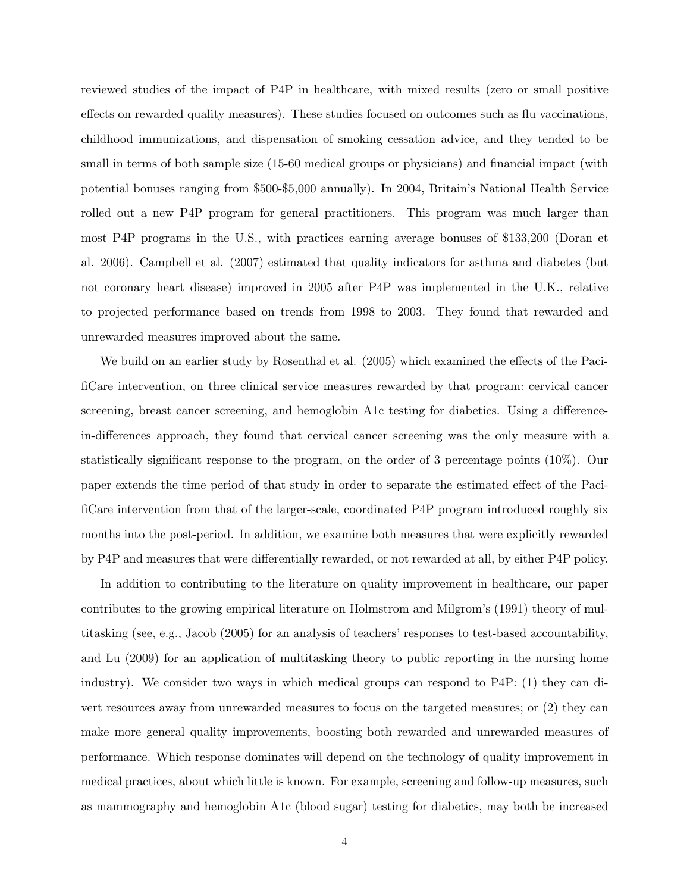reviewed studies of the impact of P4P in healthcare, with mixed results (zero or small positive effects on rewarded quality measures). These studies focused on outcomes such as flu vaccinations, childhood immunizations, and dispensation of smoking cessation advice, and they tended to be small in terms of both sample size (15-60 medical groups or physicians) and financial impact (with potential bonuses ranging from \$500-\$5,000 annually). In 2004, Britain's National Health Service rolled out a new P4P program for general practitioners. This program was much larger than most P4P programs in the U.S., with practices earning average bonuses of \$133,200 (Doran et al. 2006). Campbell et al. (2007) estimated that quality indicators for asthma and diabetes (but not coronary heart disease) improved in 2005 after P4P was implemented in the U.K., relative to projected performance based on trends from 1998 to 2003. They found that rewarded and unrewarded measures improved about the same.

We build on an earlier study by Rosenthal et al. (2005) which examined the effects of the PacifiCare intervention, on three clinical service measures rewarded by that program: cervical cancer screening, breast cancer screening, and hemoglobin A1c testing for diabetics. Using a difference-in-differences approach, they found that cervical cancer screening was the only measure with a statistically significant response to the program, on the order of 3 percentage points (10%). Our paper extends the time period of that study in order to separate the estimated effect of the PacifiCare intervention from that of the larger-scale, coordinated P4P program introduced roughly six months into the post-period. In addition, we examine both measures that were explicitly rewarded by P4P and measures that were differentially rewarded, or not rewarded at all, by either P4P policy.

In addition to contributing to the literature on quality improvement in healthcare, our paper contributes to the growing empirical literature on Holmstrom and Milgrom's (1991) theory of multitasking (see, e.g., Jacob (2005) for an analysis of teachers' responses to test-based accountability, and Lu (2009) for an application of multitasking theory to public reporting in the nursing home industry). We consider two ways in which medical groups can respond to P4P: (1) they can divert resources away from unrewarded measures to focus on the targeted measures; or (2) they can make more general quality improvements, boosting both rewarded and unrewarded measures of performance. Which response dominates will depend on the technology of quality improvement in medical practices, about which little is known. For example, screening and follow-up measures, such as mammography and hemoglobin A1c (blood sugar) testing for diabetics, may both be increased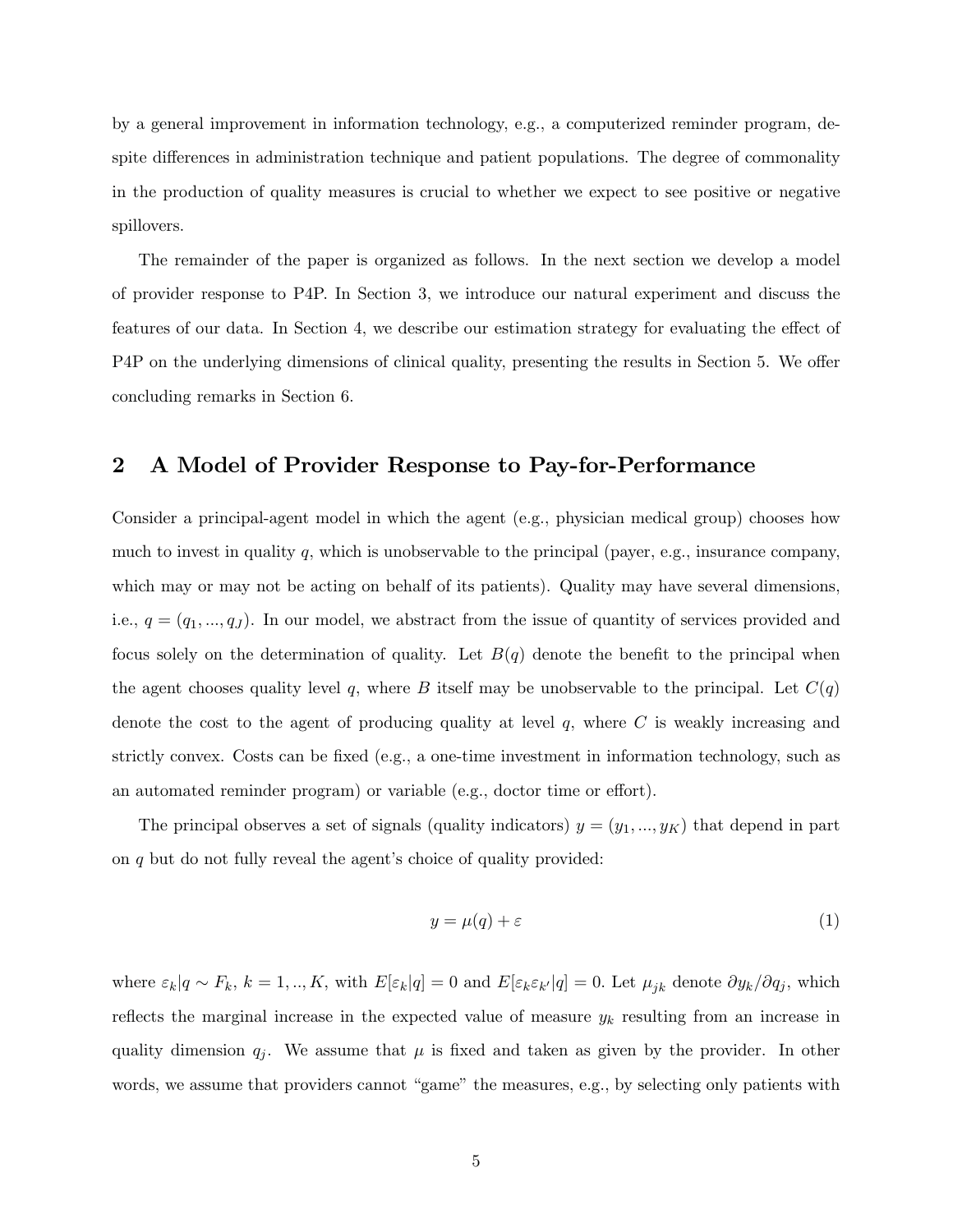by a general improvement in information technology, e.g., a computerized reminder program, despite differences in administration technique and patient populations. The degree of commonality in the production of quality measures is crucial to whether we expect to see positive or negative spillovers.

The remainder of the paper is organized as follows. In the next section we develop a model of provider response to P4P. In Section 3, we introduce our natural experiment and discuss the features of our data. In Section 4, we describe our estimation strategy for evaluating the effect of P4P on the underlying dimensions of clinical quality, presenting the results in Section 5. We offer concluding remarks in Section 6.

## 2 A Model of Provider Response to Pay-for-Performance

Consider a principal-agent model in which the agent (e.g., physician medical group) chooses how much to invest in quality $q$, which is unobservable to the principal (payer, e.g., insurance company, which may or may not be acting on behalf of its patients). Quality may have several dimensions, i.e., $q = (q_1, ..., q_J)$. In our model, we abstract from the issue of quantity of services provided and focus solely on the determination of quality. Let $B(q)$ denote the benefit to the principal when the agent chooses quality level $q$, where $B$ itself may be unobservable to the principal. Let $C(q)$ denote the cost to the agent of producing quality at level $q$, where $C$ is weakly increasing and strictly convex. Costs can be fixed (e.g., a one-time investment in information technology, such as an automated reminder program) or variable (e.g., doctor time or effort).

The principal observes a set of signals (quality indicators) $y = (y_1, ..., y_K)$ that depend in part on $q$ but do not fully reveal the agent's choice of quality provided:

$$y = \mu(q) + \varepsilon \tag{1}$$

where $\varepsilon_k | q \sim F_k$, $k = 1, .., K$, with $E[\varepsilon_k | q] = 0$ and $E[\varepsilon_k \varepsilon_{k'} | q] = 0$. Let $\mu_{jk}$ denote $\partial y_k / \partial q_j$, which reflects the marginal increase in the expected value of measure $y_k$ resulting from an increase in quality dimension $q_j$. We assume that $\mu$ is fixed and taken as given by the provider. In other words, we assume that providers cannot "game" the measures, e.g., by selecting only patients with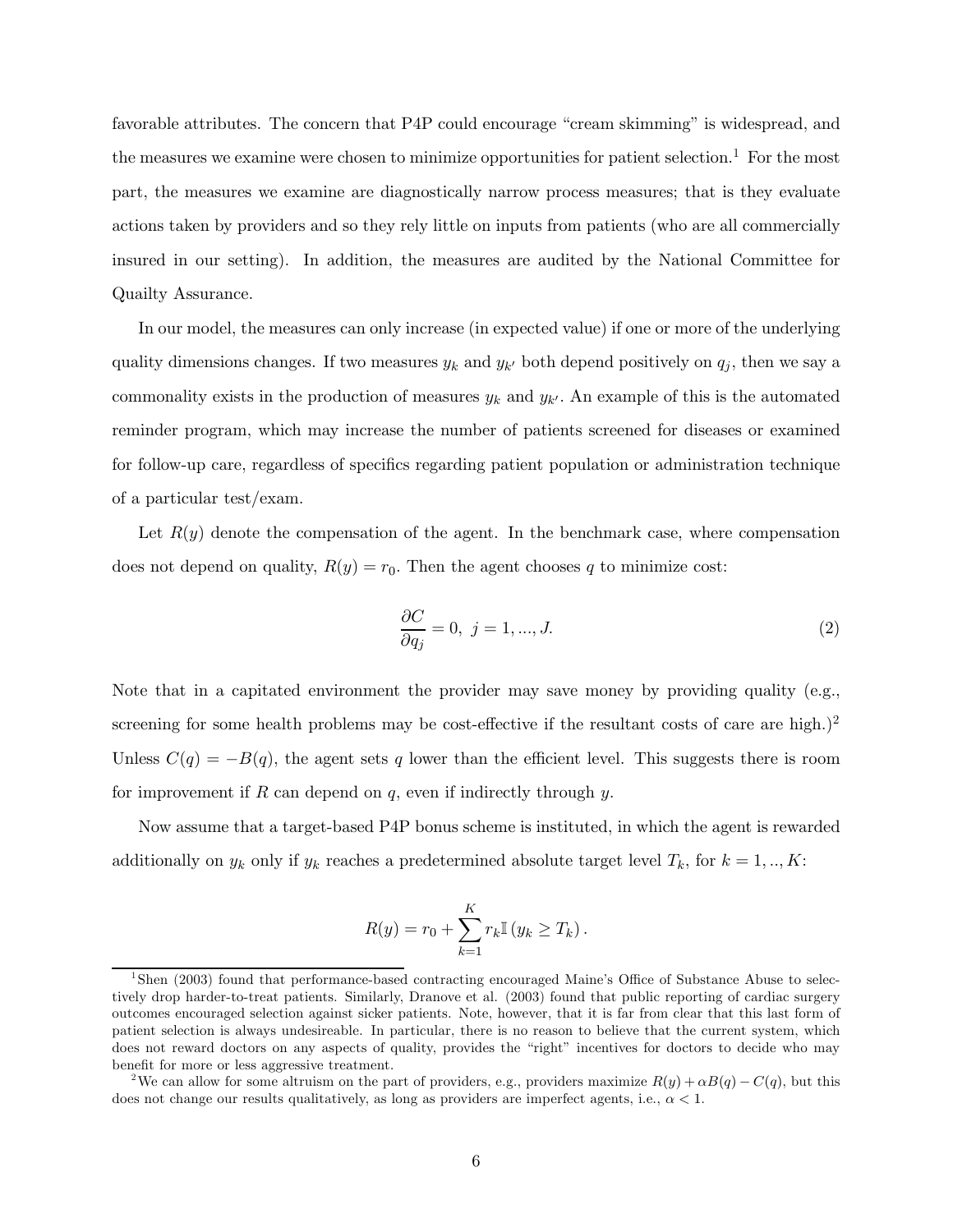favorable attributes. The concern that P4P could encourage "cream skimming" is widespread, and the measures we examine were chosen to minimize opportunities for patient selection.[1] For the most part, the measures we examine are diagnostically narrow process measures; that is they evaluate actions taken by providers and so they rely little on inputs from patients (who are all commercially insured in our setting). In addition, the measures are audited by the National Committee for Quailty Assurance.

In our model, the measures can only increase (in expected value) if one or more of the underlying quality dimensions changes. If two measures $y_k$ and $y_{k'}$ both depend positively on $q_j$, then we say a commonality exists in the production of measures $y_k$ and $y_{k'}$. An example of this is the automated reminder program, which may increase the number of patients screened for diseases or examined for follow-up care, regardless of specifics regarding patient population or administration technique of a particular test/exam.

Let $R(y)$ denote the compensation of the agent. In the benchmark case, where compensation does not depend on quality, $R(y) = r_0$. Then the agent chooses $q$ to minimize cost:

$$\frac{\partial C}{\partial q_j} = 0, \; j = 1, ..., J. \tag{2}$$

Note that in a capitated environment the provider may save money by providing quality (e.g., screening for some health problems may be cost-effective if the resultant costs of care are high.)[2] Unless $C(q) = -B(q)$, the agent sets $q$ lower than the efficient level. This suggests there is room for improvement if $R$ can depend on $q$, even if indirectly through $y$.

Now assume that a target-based P4P bonus scheme is instituted, in which the agent is rewarded additionally on $y_k$ only if $y_k$ reaches a predetermined absolute target level $T_k$, for $k = 1, .., K$:

$$R(y) = r_0 + \sum_{k=1}^{K} r_k \mathbb{I}\left(y_k \geq T_k\right).$$

[1] Shen (2003) found that performance-based contracting encouraged Maine's Office of Substance Abuse to selectively drop harder-to-treat patients. Similarly, Dranove et al. (2003) found that public reporting of cardiac surgery outcomes encouraged selection against sicker patients. Note, however, that it is far from clear that this last form of patient selection is always undesireable. In particular, there is no reason to believe that the current system, which does not reward doctors on any aspects of quality, provides the "right" incentives for doctors to decide who may benefit for more or less aggressive treatment.

[2] We can allow for some altruism on the part of providers, e.g., providers maximize $R(y) + \alpha B(q) - C(q)$, but this does not change our results qualitatively, as long as providers are imperfect agents, i.e., $\alpha < 1$.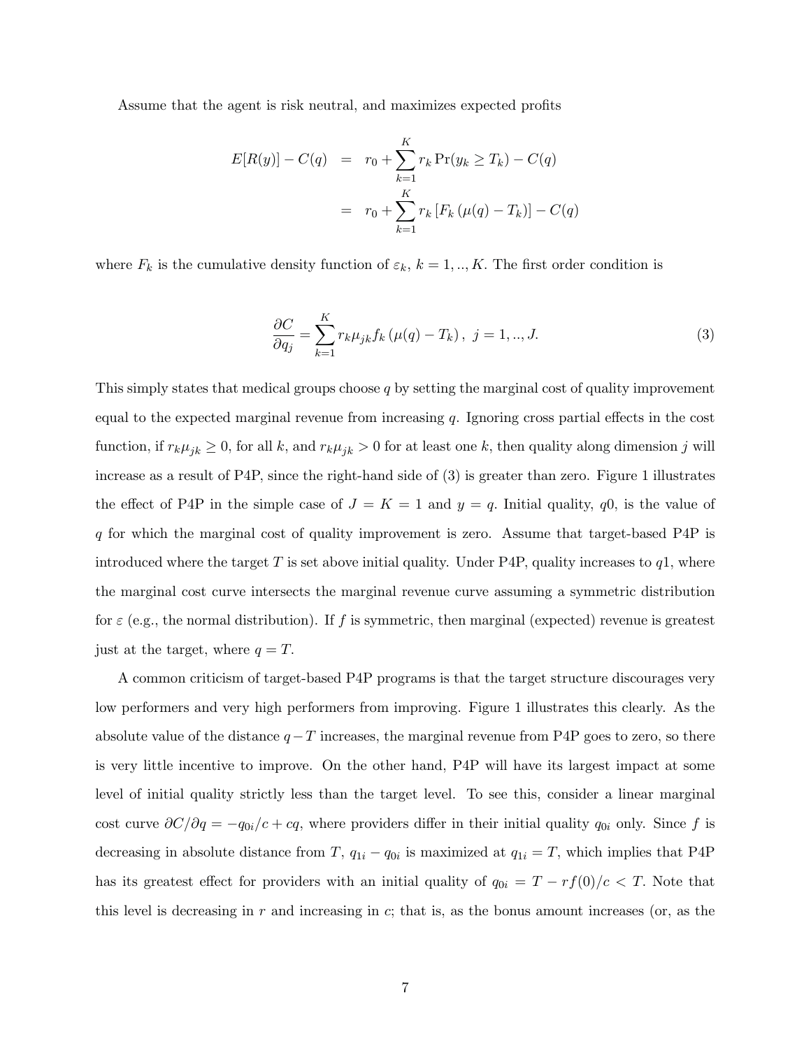Assume that the agent is risk neutral, and maximizes expected profits

$$
\begin{aligned}
E[R(y)] - C(q) &= r_0 + \sum_{k=1}^{K} r_k \Pr(y_k \geq T_k) - C(q) \\
&= r_0 + \sum_{k=1}^{K} r_k \left[ F_k \left( \mu(q) - T_k \right) \right] - C(q)
\end{aligned}
$$

where $F_k$ is the cumulative density function of $\varepsilon_k$, $k = 1, .., K$. The first order condition is

$$
\frac{\partial C}{\partial q_j} = \sum_{k=1}^{K} r_k \mu_{jk} f_k \left( \mu(q) - T_k \right), \; j = 1, .., J. \tag{3}
$$

This simply states that medical groups choose $q$ by setting the marginal cost of quality improvement equal to the expected marginal revenue from increasing $q$. Ignoring cross partial effects in the cost function, if $r_k \mu_{jk} \geq 0$, for all $k$, and $r_k \mu_{jk} > 0$ for at least one $k$, then quality along dimension $j$ will increase as a result of P4P, since the right-hand side of (3) is greater than zero. Figure 1 illustrates the effect of P4P in the simple case of $J = K = 1$ and $y = q$. Initial quality, $q0$, is the value of $q$ for which the marginal cost of quality improvement is zero. Assume that target-based P4P is introduced where the target $T$ is set above initial quality. Under P4P, quality increases to $q1$, where the marginal cost curve intersects the marginal revenue curve assuming a symmetric distribution for $\varepsilon$ (e.g., the normal distribution). If $f$ is symmetric, then marginal (expected) revenue is greatest just at the target, where $q = T$.

A common criticism of target-based P4P programs is that the target structure discourages very low performers and very high performers from improving. Figure 1 illustrates this clearly. As the absolute value of the distance $q - T$ increases, the marginal revenue from P4P goes to zero, so there is very little incentive to improve. On the other hand, P4P will have its largest impact at some level of initial quality strictly less than the target level. To see this, consider a linear marginal cost curve $\partial C / \partial q = -q_{0i}/c + cq$, where providers differ in their initial quality $q_{0i}$ only. Since $f$ is decreasing in absolute distance from $T$, $q_{1i} - q_{0i}$ is maximized at $q_{1i} = T$, which implies that P4P has its greatest effect for providers with an initial quality of $q_{0i} = T - rf(0)/c < T$. Note that this level is decreasing in $r$ and increasing in $c$; that is, as the bonus amount increases (or, as the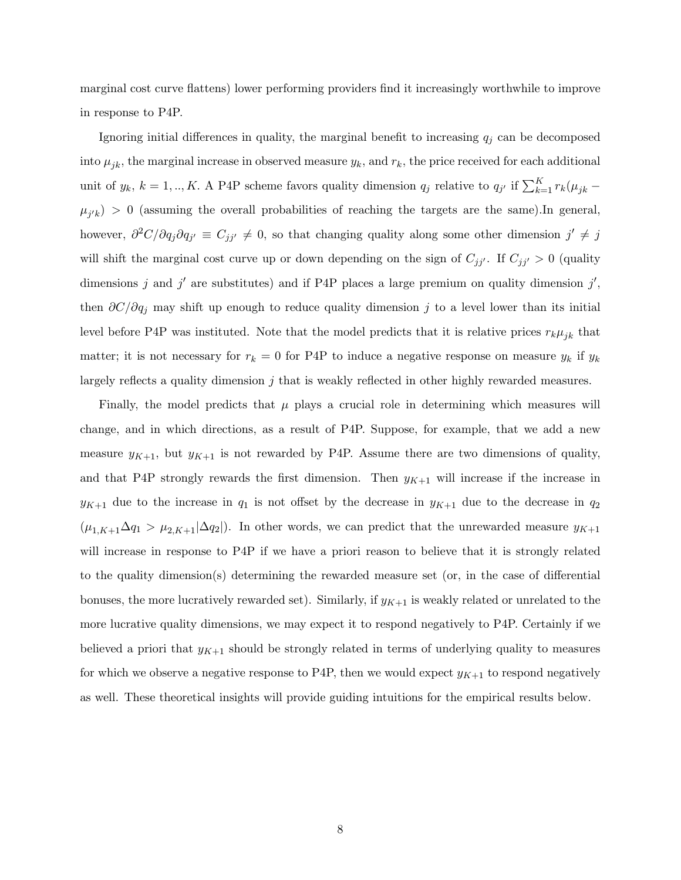marginal cost curve flattens) lower performing providers find it increasingly worthwhile to improve in response to P4P.

Ignoring initial differences in quality, the marginal benefit to increasing $q_j$ can be decomposed into $\mu_{jk}$, the marginal increase in observed measure $y_k$, and $r_k$, the price received for each additional unit of $y_k$, $k = 1, .., K$. A P4P scheme favors quality dimension $q_j$ relative to $q_{j'}$ if $\sum_{k=1}^{K} r_k(\mu_{jk} - \mu_{j'k}) > 0$ (assuming the overall probabilities of reaching the targets are the same).In general, however, $\partial^2 C/\partial q_j \partial q_{j'} \equiv C_{jj'} \neq 0$, so that changing quality along some other dimension $j' \neq j$ will shift the marginal cost curve up or down depending on the sign of $C_{jj'}$. If $C_{jj'} > 0$ (quality dimensions $j$ and $j'$ are substitutes) and if P4P places a large premium on quality dimension $j'$, then $\partial C/\partial q_j$ may shift up enough to reduce quality dimension $j$ to a level lower than its initial level before P4P was instituted. Note that the model predicts that it is relative prices $r_k \mu_{jk}$ that matter; it is not necessary for $r_k = 0$ for P4P to induce a negative response on measure $y_k$ if $y_k$ largely reflects a quality dimension $j$ that is weakly reflected in other highly rewarded measures.

Finally, the model predicts that $\mu$ plays a crucial role in determining which measures will change, and in which directions, as a result of P4P. Suppose, for example, that we add a new measure $y_{K+1}$, but $y_{K+1}$ is not rewarded by P4P. Assume there are two dimensions of quality, and that P4P strongly rewards the first dimension. Then $y_{K+1}$ will increase if the increase in $y_{K+1}$ due to the increase in $q_1$ is not offset by the decrease in $y_{K+1}$ due to the decrease in $q_2$ ($\mu_{1,K+1}\Delta q_1 > \mu_{2,K+1}|\Delta q_2|$). In other words, we can predict that the unrewarded measure $y_{K+1}$ will increase in response to P4P if we have a priori reason to believe that it is strongly related to the quality dimension(s) determining the rewarded measure set (or, in the case of differential bonuses, the more lucratively rewarded set). Similarly, if $y_{K+1}$ is weakly related or unrelated to the more lucrative quality dimensions, we may expect it to respond negatively to P4P. Certainly if we believed a priori that $y_{K+1}$ should be strongly related in terms of underlying quality to measures for which we observe a negative response to P4P, then we would expect $y_{K+1}$ to respond negatively as well. These theoretical insights will provide guiding intuitions for the empirical results below.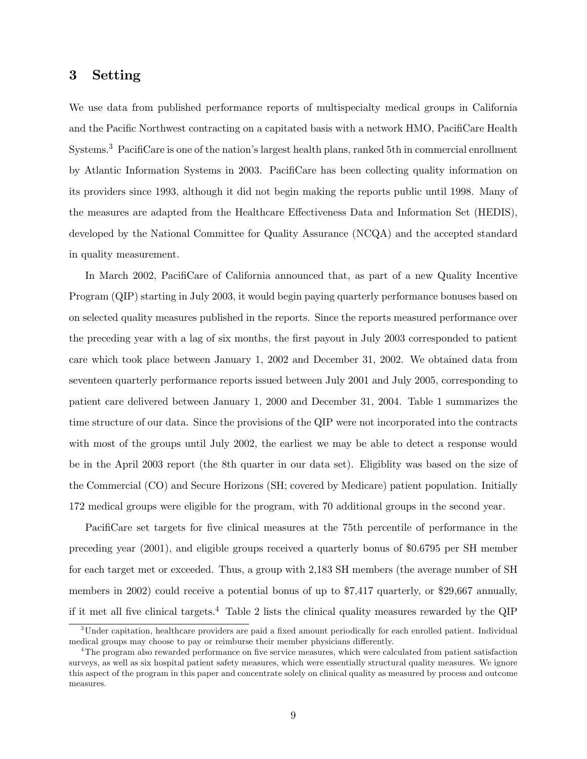## 3 Setting

We use data from published performance reports of multispecialty medical groups in California and the Pacific Northwest contracting on a capitated basis with a network HMO, PacifiCare Health Systems.[3] PacifiCare is one of the nation's largest health plans, ranked 5th in commercial enrollment by Atlantic Information Systems in 2003. PacifiCare has been collecting quality information on its providers since 1993, although it did not begin making the reports public until 1998. Many of the measures are adapted from the Healthcare Effectiveness Data and Information Set (HEDIS), developed by the National Committee for Quality Assurance (NCQA) and the accepted standard in quality measurement.

In March 2002, PacifiCare of California announced that, as part of a new Quality Incentive Program (QIP) starting in July 2003, it would begin paying quarterly performance bonuses based on on selected quality measures published in the reports. Since the reports measured performance over the preceding year with a lag of six months, the first payout in July 2003 corresponded to patient care which took place between January 1, 2002 and December 31, 2002. We obtained data from seventeen quarterly performance reports issued between July 2001 and July 2005, corresponding to patient care delivered between January 1, 2000 and December 31, 2004. Table 1 summarizes the time structure of our data. Since the provisions of the QIP were not incorporated into the contracts with most of the groups until July 2002, the earliest we may be able to detect a response would be in the April 2003 report (the 8th quarter in our data set). Eligiblity was based on the size of the Commercial (CO) and Secure Horizons (SH; covered by Medicare) patient population. Initially 172 medical groups were eligible for the program, with 70 additional groups in the second year.

PacifiCare set targets for five clinical measures at the 75th percentile of performance in the preceding year (2001), and eligible groups received a quarterly bonus of $0.6795 per SH member for each target met or exceeded. Thus, a group with 2,183 SH members (the average number of SH members in 2002) could receive a potential bonus of up to $7,417 quarterly, or $29,667 annually, if it met all five clinical targets.[4] Table 2 lists the clinical quality measures rewarded by the QIP

[3] Under capitation, healthcare providers are paid a fixed amount periodically for each enrolled patient. Individual medical groups may choose to pay or reimburse their member physicians differently.

[4] The program also rewarded performance on five service measures, which were calculated from patient satisfaction surveys, as well as six hospital patient safety measures, which were essentially structural quality measures. We ignore this aspect of the program in this paper and concentrate solely on clinical quality as measured by process and outcome measures.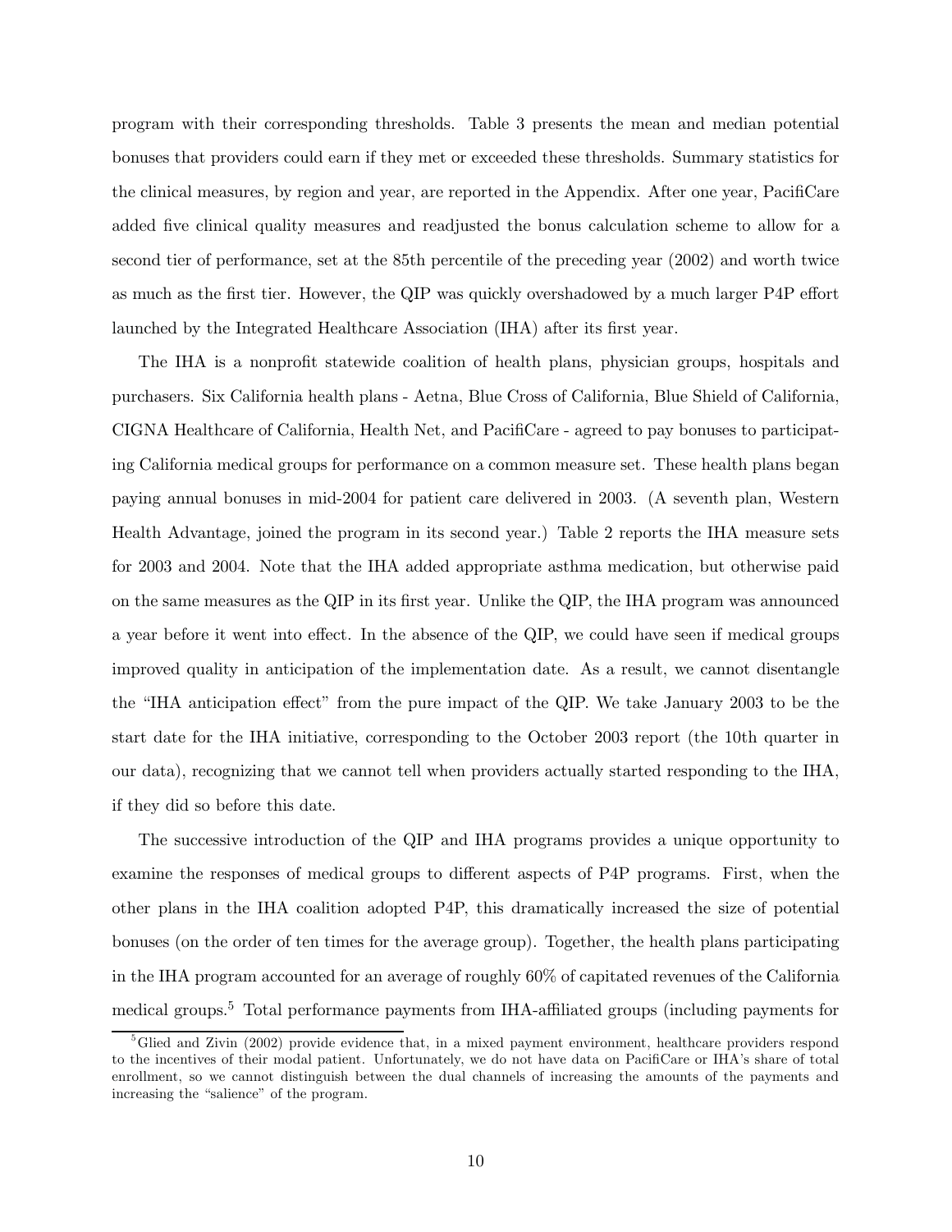program with their corresponding thresholds. Table 3 presents the mean and median potential bonuses that providers could earn if they met or exceeded these thresholds. Summary statistics for the clinical measures, by region and year, are reported in the Appendix. After one year, PacifiCare added five clinical quality measures and readjusted the bonus calculation scheme to allow for a second tier of performance, set at the 85th percentile of the preceding year (2002) and worth twice as much as the first tier. However, the QIP was quickly overshadowed by a much larger P4P effort launched by the Integrated Healthcare Association (IHA) after its first year.

The IHA is a nonprofit statewide coalition of health plans, physician groups, hospitals and purchasers. Six California health plans - Aetna, Blue Cross of California, Blue Shield of California, CIGNA Healthcare of California, Health Net, and PacifiCare - agreed to pay bonuses to participating California medical groups for performance on a common measure set. These health plans began paying annual bonuses in mid-2004 for patient care delivered in 2003. (A seventh plan, Western Health Advantage, joined the program in its second year.) Table 2 reports the IHA measure sets for 2003 and 2004. Note that the IHA added appropriate asthma medication, but otherwise paid on the same measures as the QIP in its first year. Unlike the QIP, the IHA program was announced a year before it went into effect. In the absence of the QIP, we could have seen if medical groups improved quality in anticipation of the implementation date. As a result, we cannot disentangle the "IHA anticipation effect" from the pure impact of the QIP. We take January 2003 to be the start date for the IHA initiative, corresponding to the October 2003 report (the 10th quarter in our data), recognizing that we cannot tell when providers actually started responding to the IHA, if they did so before this date.

The successive introduction of the QIP and IHA programs provides a unique opportunity to examine the responses of medical groups to different aspects of P4P programs. First, when the other plans in the IHA coalition adopted P4P, this dramatically increased the size of potential bonuses (on the order of ten times for the average group). Together, the health plans participating in the IHA program accounted for an average of roughly 60% of capitated revenues of the California medical groups.[5] Total performance payments from IHA-affiliated groups (including payments for

[5]Glied and Zivin (2002) provide evidence that, in a mixed payment environment, healthcare providers respond to the incentives of their modal patient. Unfortunately, we do not have data on PacifiCare or IHA's share of total enrollment, so we cannot distinguish between the dual channels of increasing the amounts of the payments and increasing the "salience" of the program.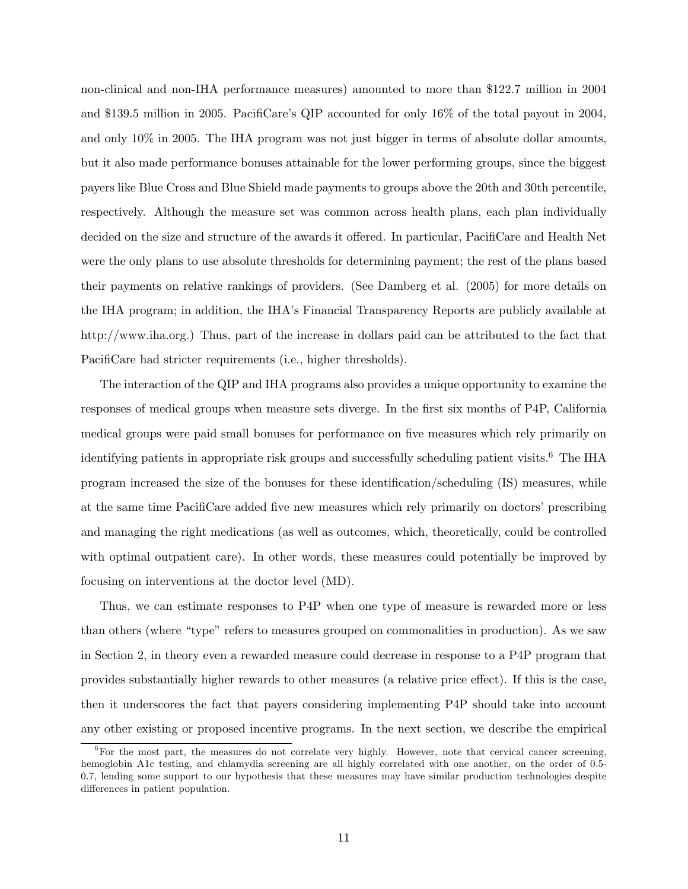non-clinical and non-IHA performance measures) amounted to more than $122.7 million in 2004 and $139.5 million in 2005. PacifiCare's QIP accounted for only 16% of the total payout in 2004, and only 10% in 2005. The IHA program was not just bigger in terms of absolute dollar amounts, but it also made performance bonuses attainable for the lower performing groups, since the biggest payers like Blue Cross and Blue Shield made payments to groups above the 20th and 30th percentile, respectively. Although the measure set was common across health plans, each plan individually decided on the size and structure of the awards it offered. In particular, PacifiCare and Health Net were the only plans to use absolute thresholds for determining payment; the rest of the plans based their payments on relative rankings of providers. (See Damberg et al. (2005) for more details on the IHA program; in addition, the IHA's Financial Transparency Reports are publicly available at http://www.iha.org.) Thus, part of the increase in dollars paid can be attributed to the fact that PacifiCare had stricter requirements (i.e., higher thresholds).

The interaction of the QIP and IHA programs also provides a unique opportunity to examine the responses of medical groups when measure sets diverge. In the first six months of P4P, California medical groups were paid small bonuses for performance on five measures which rely primarily on identifying patients in appropriate risk groups and successfully scheduling patient visits.[6] The IHA program increased the size of the bonuses for these identification/scheduling (IS) measures, while at the same time PacifiCare added five new measures which rely primarily on doctors' prescribing and managing the right medications (as well as outcomes, which, theoretically, could be controlled with optimal outpatient care). In other words, these measures could potentially be improved by focusing on interventions at the doctor level (MD).

Thus, we can estimate responses to P4P when one type of measure is rewarded more or less than others (where "type" refers to measures grouped on commonalities in production). As we saw in Section 2, in theory even a rewarded measure could decrease in response to a P4P program that provides substantially higher rewards to other measures (a relative price effect). If this is the case, then it underscores the fact that payers considering implementing P4P should take into account any other existing or proposed incentive programs. In the next section, we describe the empirical

[6] For the most part, the measures do not correlate very highly. However, note that cervical cancer screening, hemoglobin A1c testing, and chlamydia screening are all highly correlated with one another, on the order of 0.5-0.7, lending some support to our hypothesis that these measures may have similar production technologies despite differences in patient population.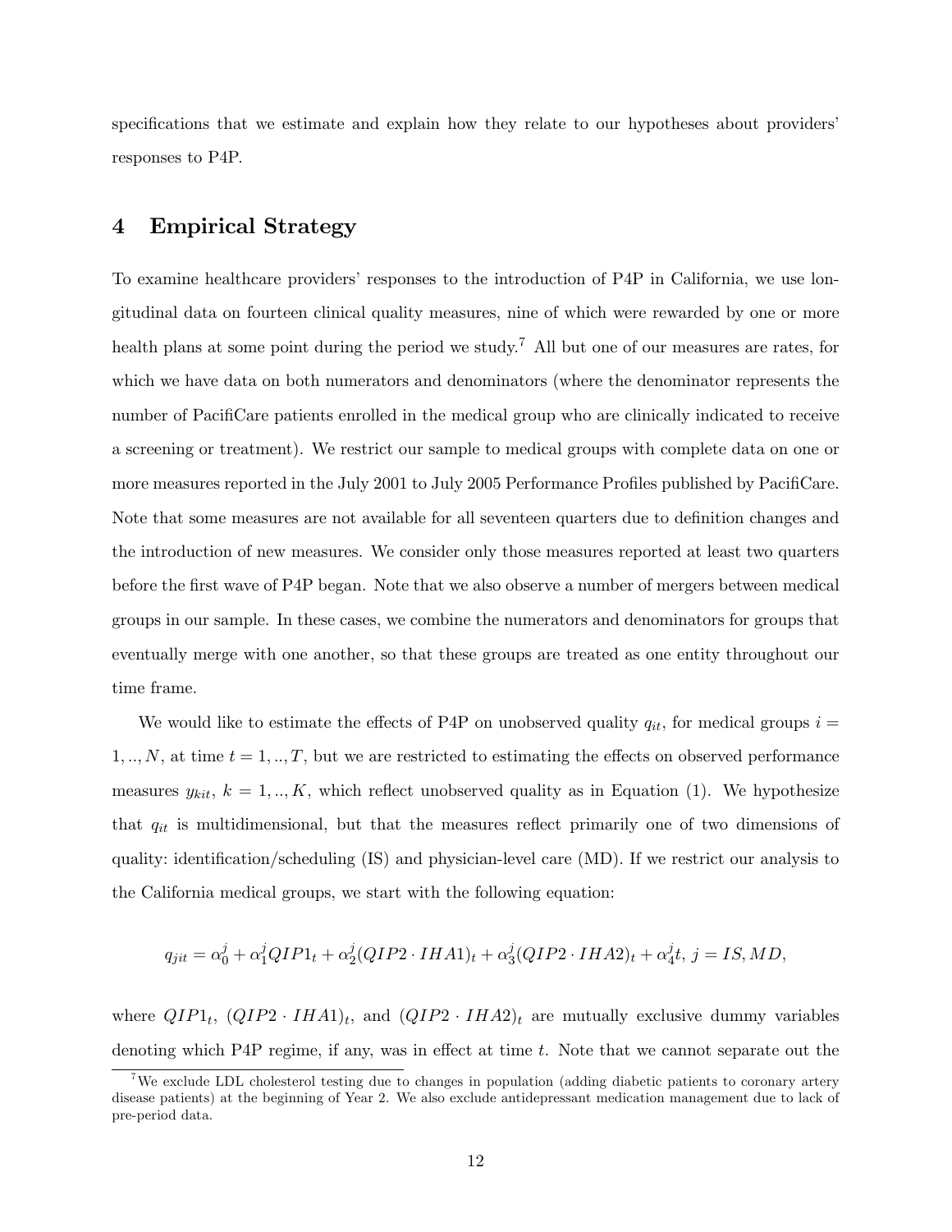specifications that we estimate and explain how they relate to our hypotheses about providers' responses to P4P.

# 4 Empirical Strategy

To examine healthcare providers' responses to the introduction of P4P in California, we use longitudinal data on fourteen clinical quality measures, nine of which were rewarded by one or more health plans at some point during the period we study.[7] All but one of our measures are rates, for which we have data on both numerators and denominators (where the denominator represents the number of PacifiCare patients enrolled in the medical group who are clinically indicated to receive a screening or treatment). We restrict our sample to medical groups with complete data on one or more measures reported in the July 2001 to July 2005 Performance Profiles published by PacifiCare. Note that some measures are not available for all seventeen quarters due to definition changes and the introduction of new measures. We consider only those measures reported at least two quarters before the first wave of P4P began. Note that we also observe a number of mergers between medical groups in our sample. In these cases, we combine the numerators and denominators for groups that eventually merge with one another, so that these groups are treated as one entity throughout our time frame.

We would like to estimate the effects of P4P on unobserved quality $q_{it}$, for medical groups $i = 1, .., N$, at time $t = 1, .., T$, but we are restricted to estimating the effects on observed performance measures $y_{kit}$, $k = 1, .., K$, which reflect unobserved quality as in Equation (1). We hypothesize that $q_{it}$ is multidimensional, but that the measures reflect primarily one of two dimensions of quality: identification/scheduling (IS) and physician-level care (MD). If we restrict our analysis to the California medical groups, we start with the following equation:

$$q_{jit} = \alpha_0^j + \alpha_1^j QIP1_t + \alpha_2^j (QIP2 \cdot IHA1)_t + \alpha_3^j (QIP2 \cdot IHA2)_t + \alpha_4^j t, \; j = IS, MD,$$

where $QIP1_t$, $(QIP2 \cdot IHA1)_t$, and $(QIP2 \cdot IHA2)_t$ are mutually exclusive dummy variables denoting which P4P regime, if any, was in effect at time $t$. Note that we cannot separate out the

[7] We exclude LDL cholesterol testing due to changes in population (adding diabetic patients to coronary artery disease patients) at the beginning of Year 2. We also exclude antidepressant medication management due to lack of pre-period data.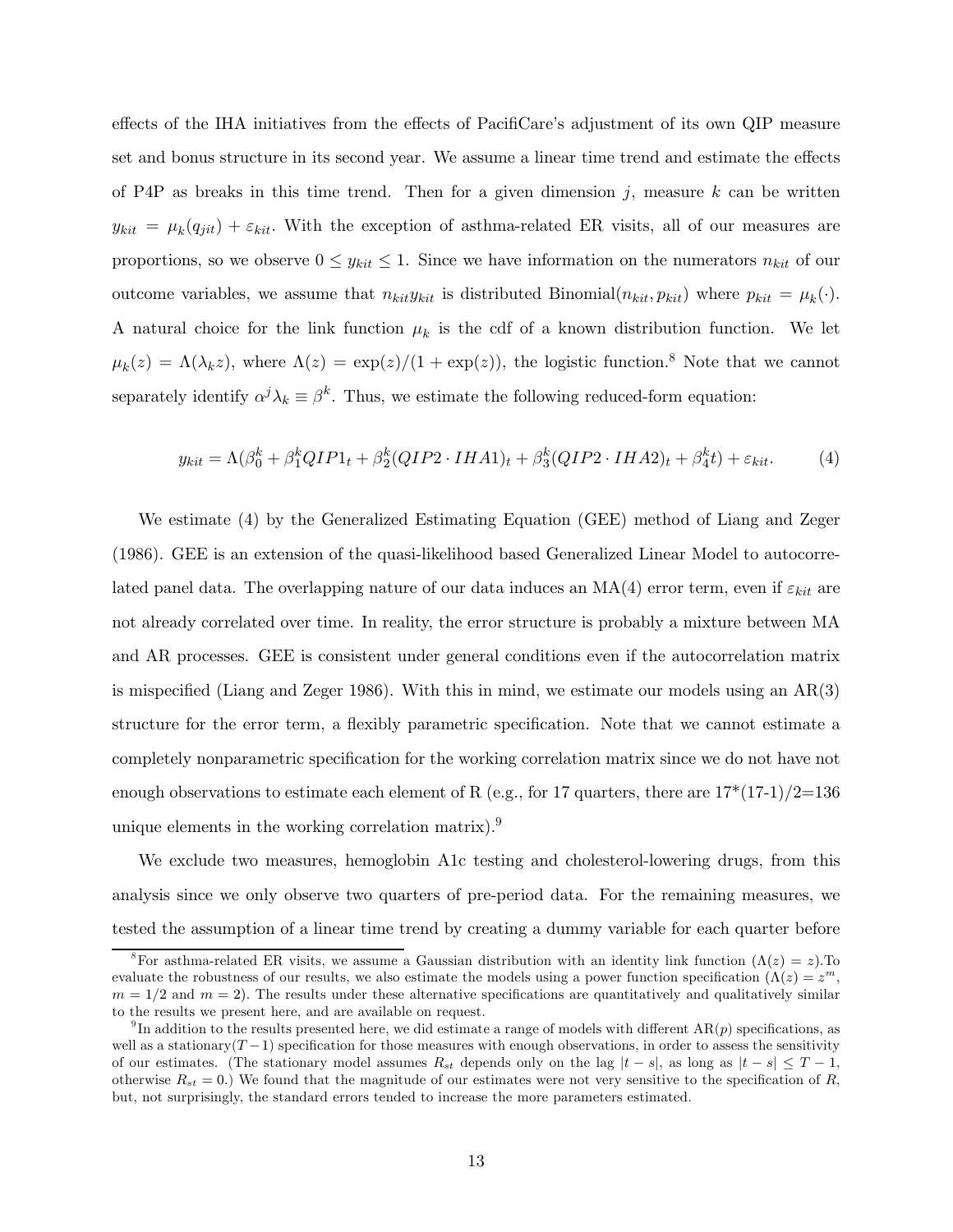effects of the IHA initiatives from the effects of PacifiCare's adjustment of its own QIP measure set and bonus structure in its second year. We assume a linear time trend and estimate the effects of P4P as breaks in this time trend. Then for a given dimension $j$, measure $k$ can be written $y_{kit} = \mu_k(q_{jit}) + \varepsilon_{kit}$. With the exception of asthma-related ER visits, all of our measures are proportions, so we observe $0 \leq y_{kit} \leq 1$. Since we have information on the numerators $n_{kit}$ of our outcome variables, we assume that $n_{kit}y_{kit}$ is distributed Binomial$(n_{kit}, p_{kit})$ where $p_{kit} = \mu_k(\cdot)$. A natural choice for the link function $\mu_k$ is the cdf of a known distribution function. We let $\mu_k(z) = \Lambda(\lambda_k z)$, where $\Lambda(z) = \exp(z)/(1 + \exp(z))$, the logistic function.[8] Note that we cannot separately identify $\alpha^j \lambda_k \equiv \beta^k$. Thus, we estimate the following reduced-form equation:

$$y_{kit} = \Lambda(\beta_0^k + \beta_1^k QIP1_t + \beta_2^k (QIP2 \cdot IHA1)_t + \beta_3^k (QIP2 \cdot IHA2)_t + \beta_4^k t) + \varepsilon_{kit}. \qquad (4)$$

We estimate (4) by the Generalized Estimating Equation (GEE) method of Liang and Zeger (1986). GEE is an extension of the quasi-likelihood based Generalized Linear Model to autocorrelated panel data. The overlapping nature of our data induces an MA(4) error term, even if $\varepsilon_{kit}$ are not already correlated over time. In reality, the error structure is probably a mixture between MA and AR processes. GEE is consistent under general conditions even if the autocorrelation matrix is mispecified (Liang and Zeger 1986). With this in mind, we estimate our models using an AR(3) structure for the error term, a flexibly parametric specification. Note that we cannot estimate a completely nonparametric specification for the working correlation matrix since we do not have not enough observations to estimate each element of R (e.g., for 17 quarters, there are 17*(17-1)/2=136 unique elements in the working correlation matrix).[9]

We exclude two measures, hemoglobin A1c testing and cholesterol-lowering drugs, from this analysis since we only observe two quarters of pre-period data. For the remaining measures, we tested the assumption of a linear time trend by creating a dummy variable for each quarter before

[8] For asthma-related ER visits, we assume a Gaussian distribution with an identity link function ($\Lambda(z) = z$).To evaluate the robustness of our results, we also estimate the models using a power function specification ($\Lambda(z) = z^m$, $m = 1/2$ and $m = 2$). The results under these alternative specifications are quantitatively and qualitatively similar to the results we present here, and are available on request.

[9] In addition to the results presented here, we did estimate a range of models with different AR($p$) specifications, as well as a stationary($T-1$) specification for those measures with enough observations, in order to assess the sensitivity of our estimates. (The stationary model assumes $R_{st}$ depends only on the lag $|t - s|$, as long as $|t - s| \leq T - 1$, otherwise $R_{st} = 0$.) We found that the magnitude of our estimates were not very sensitive to the specification of $R$, but, not surprisingly, the standard errors tended to increase the more parameters estimated.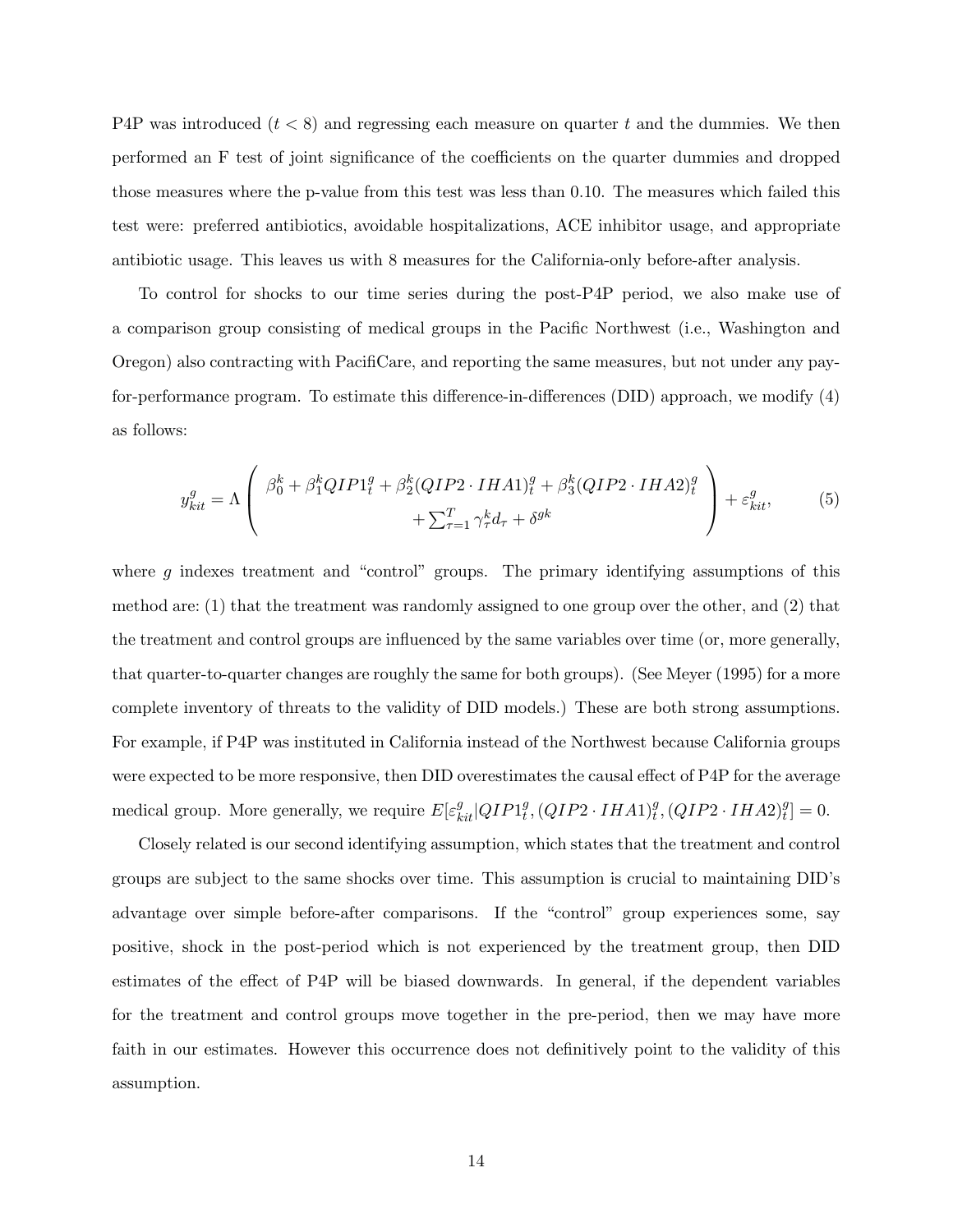P4P was introduced ($t < 8$) and regressing each measure on quarter $t$ and the dummies. We then performed an F test of joint significance of the coefficients on the quarter dummies and dropped those measures where the p-value from this test was less than 0.10. The measures which failed this test were: preferred antibiotics, avoidable hospitalizations, ACE inhibitor usage, and appropriate antibiotic usage. This leaves us with 8 measures for the California-only before-after analysis.

To control for shocks to our time series during the post-P4P period, we also make use of a comparison group consisting of medical groups in the Pacific Northwest (i.e., Washington and Oregon) also contracting with PacifiCare, and reporting the same measures, but not under any pay-for-performance program. To estimate this difference-in-differences (DID) approach, we modify (4) as follows:

$$y_{kit}^{g} = \Lambda \left( \begin{array}{c} \beta_0^k + \beta_1^k QIP1_t^g + \beta_2^k (QIP2 \cdot IHA1)_t^g + \beta_3^k (QIP2 \cdot IHA2)_t^g \\ + \sum_{\tau=1}^{T} \gamma_\tau^k d_\tau + \delta^{gk} \end{array} \right) + \varepsilon_{kit}^g, \tag{5}$$

where $g$ indexes treatment and "control" groups. The primary identifying assumptions of this method are: (1) that the treatment was randomly assigned to one group over the other, and (2) that the treatment and control groups are influenced by the same variables over time (or, more generally, that quarter-to-quarter changes are roughly the same for both groups). (See Meyer (1995) for a more complete inventory of threats to the validity of DID models.) These are both strong assumptions. For example, if P4P was instituted in California instead of the Northwest because California groups were expected to be more responsive, then DID overestimates the causal effect of P4P for the average medical group. More generally, we require $E[\varepsilon_{kit}^g | QIP1_t^g, (QIP2 \cdot IHA1)_t^g, (QIP2 \cdot IHA2)_t^g] = 0$.

Closely related is our second identifying assumption, which states that the treatment and control groups are subject to the same shocks over time. This assumption is crucial to maintaining DID's advantage over simple before-after comparisons. If the "control" group experiences some, say positive, shock in the post-period which is not experienced by the treatment group, then DID estimates of the effect of P4P will be biased downwards. In general, if the dependent variables for the treatment and control groups move together in the pre-period, then we may have more faith in our estimates. However this occurrence does not definitively point to the validity of this assumption.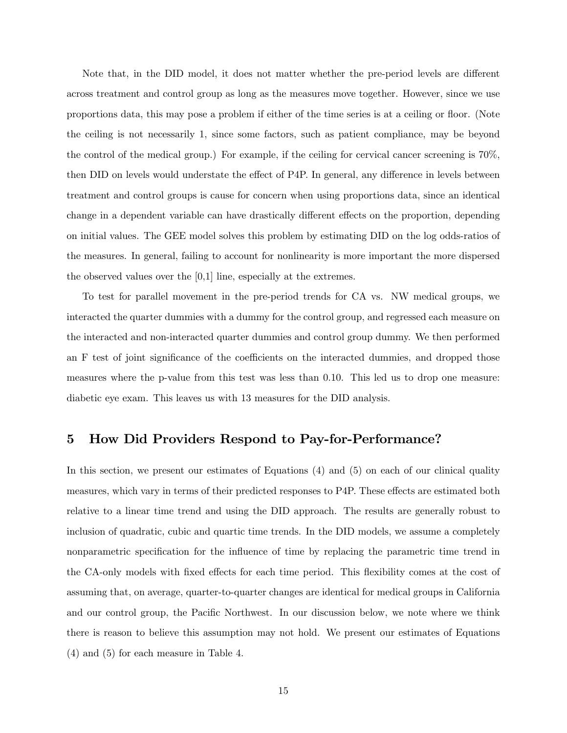Note that, in the DID model, it does not matter whether the pre-period levels are different across treatment and control group as long as the measures move together. However, since we use proportions data, this may pose a problem if either of the time series is at a ceiling or floor. (Note the ceiling is not necessarily 1, since some factors, such as patient compliance, may be beyond the control of the medical group.) For example, if the ceiling for cervical cancer screening is 70%, then DID on levels would understate the effect of P4P. In general, any difference in levels between treatment and control groups is cause for concern when using proportions data, since an identical change in a dependent variable can have drastically different effects on the proportion, depending on initial values. The GEE model solves this problem by estimating DID on the log odds-ratios of the measures. In general, failing to account for nonlinearity is more important the more dispersed the observed values over the [0,1] line, especially at the extremes.

To test for parallel movement in the pre-period trends for CA vs. NW medical groups, we interacted the quarter dummies with a dummy for the control group, and regressed each measure on the interacted and non-interacted quarter dummies and control group dummy. We then performed an F test of joint significance of the coefficients on the interacted dummies, and dropped those measures where the p-value from this test was less than 0.10. This led us to drop one measure: diabetic eye exam. This leaves us with 13 measures for the DID analysis.

## 5 How Did Providers Respond to Pay-for-Performance?

In this section, we present our estimates of Equations (4) and (5) on each of our clinical quality measures, which vary in terms of their predicted responses to P4P. These effects are estimated both relative to a linear time trend and using the DID approach. The results are generally robust to inclusion of quadratic, cubic and quartic time trends. In the DID models, we assume a completely nonparametric specification for the influence of time by replacing the parametric time trend in the CA-only models with fixed effects for each time period. This flexibility comes at the cost of assuming that, on average, quarter-to-quarter changes are identical for medical groups in California and our control group, the Pacific Northwest. In our discussion below, we note where we think there is reason to believe this assumption may not hold. We present our estimates of Equations (4) and (5) for each measure in Table 4.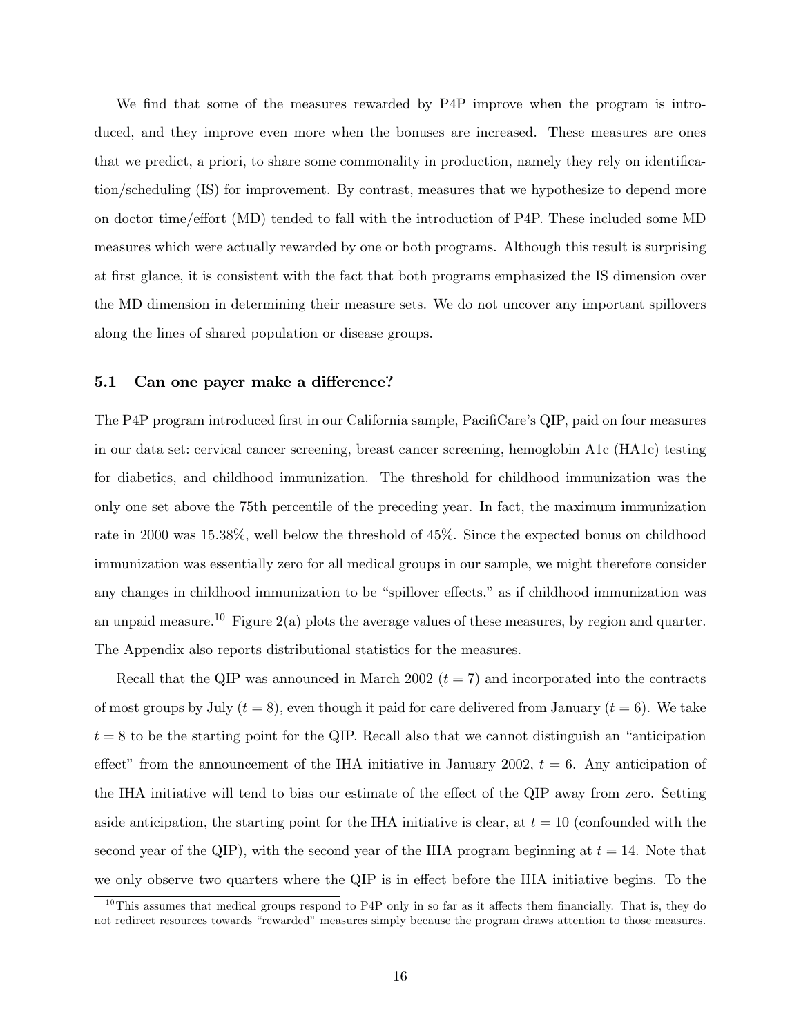We find that some of the measures rewarded by P4P improve when the program is introduced, and they improve even more when the bonuses are increased. These measures are ones that we predict, a priori, to share some commonality in production, namely they rely on identification/scheduling (IS) for improvement. By contrast, measures that we hypothesize to depend more on doctor time/effort (MD) tended to fall with the introduction of P4P. These included some MD measures which were actually rewarded by one or both programs. Although this result is surprising at first glance, it is consistent with the fact that both programs emphasized the IS dimension over the MD dimension in determining their measure sets. We do not uncover any important spillovers along the lines of shared population or disease groups.

### 5.1 Can one payer make a difference?

The P4P program introduced first in our California sample, PacifiCare's QIP, paid on four measures in our data set: cervical cancer screening, breast cancer screening, hemoglobin A1c (HA1c) testing for diabetics, and childhood immunization. The threshold for childhood immunization was the only one set above the 75th percentile of the preceding year. In fact, the maximum immunization rate in 2000 was 15.38%, well below the threshold of 45%. Since the expected bonus on childhood immunization was essentially zero for all medical groups in our sample, we might therefore consider any changes in childhood immunization to be "spillover effects," as if childhood immunization was an unpaid measure.[10] Figure 2(a) plots the average values of these measures, by region and quarter. The Appendix also reports distributional statistics for the measures.

Recall that the QIP was announced in March 2002 ($t = 7$) and incorporated into the contracts of most groups by July ($t = 8$), even though it paid for care delivered from January ($t = 6$). We take $t = 8$ to be the starting point for the QIP. Recall also that we cannot distinguish an "anticipation effect" from the announcement of the IHA initiative in January 2002, $t = 6$. Any anticipation of the IHA initiative will tend to bias our estimate of the effect of the QIP away from zero. Setting aside anticipation, the starting point for the IHA initiative is clear, at $t = 10$ (confounded with the second year of the QIP), with the second year of the IHA program beginning at $t = 14$. Note that we only observe two quarters where the QIP is in effect before the IHA initiative begins. To the

[10] This assumes that medical groups respond to P4P only in so far as it affects them financially. That is, they do not redirect resources towards "rewarded" measures simply because the program draws attention to those measures.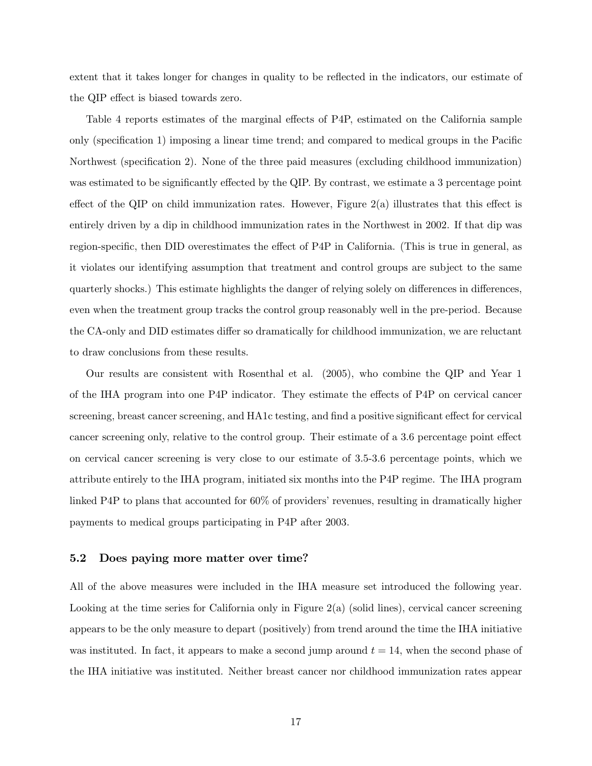extent that it takes longer for changes in quality to be reflected in the indicators, our estimate of the QIP effect is biased towards zero.

Table 4 reports estimates of the marginal effects of P4P, estimated on the California sample only (specification 1) imposing a linear time trend; and compared to medical groups in the Pacific Northwest (specification 2). None of the three paid measures (excluding childhood immunization) was estimated to be significantly effected by the QIP. By contrast, we estimate a 3 percentage point effect of the QIP on child immunization rates. However, Figure 2(a) illustrates that this effect is entirely driven by a dip in childhood immunization rates in the Northwest in 2002. If that dip was region-specific, then DID overestimates the effect of P4P in California. (This is true in general, as it violates our identifying assumption that treatment and control groups are subject to the same quarterly shocks.) This estimate highlights the danger of relying solely on differences in differences, even when the treatment group tracks the control group reasonably well in the pre-period. Because the CA-only and DID estimates differ so dramatically for childhood immunization, we are reluctant to draw conclusions from these results.

Our results are consistent with Rosenthal et al. (2005), who combine the QIP and Year 1 of the IHA program into one P4P indicator. They estimate the effects of P4P on cervical cancer screening, breast cancer screening, and HA1c testing, and find a positive significant effect for cervical cancer screening only, relative to the control group. Their estimate of a 3.6 percentage point effect on cervical cancer screening is very close to our estimate of 3.5-3.6 percentage points, which we attribute entirely to the IHA program, initiated six months into the P4P regime. The IHA program linked P4P to plans that accounted for 60% of providers' revenues, resulting in dramatically higher payments to medical groups participating in P4P after 2003.

### 5.2 Does paying more matter over time?

All of the above measures were included in the IHA measure set introduced the following year. Looking at the time series for California only in Figure 2(a) (solid lines), cervical cancer screening appears to be the only measure to depart (positively) from trend around the time the IHA initiative was instituted. In fact, it appears to make a second jump around $t = 14$, when the second phase of the IHA initiative was instituted. Neither breast cancer nor childhood immunization rates appear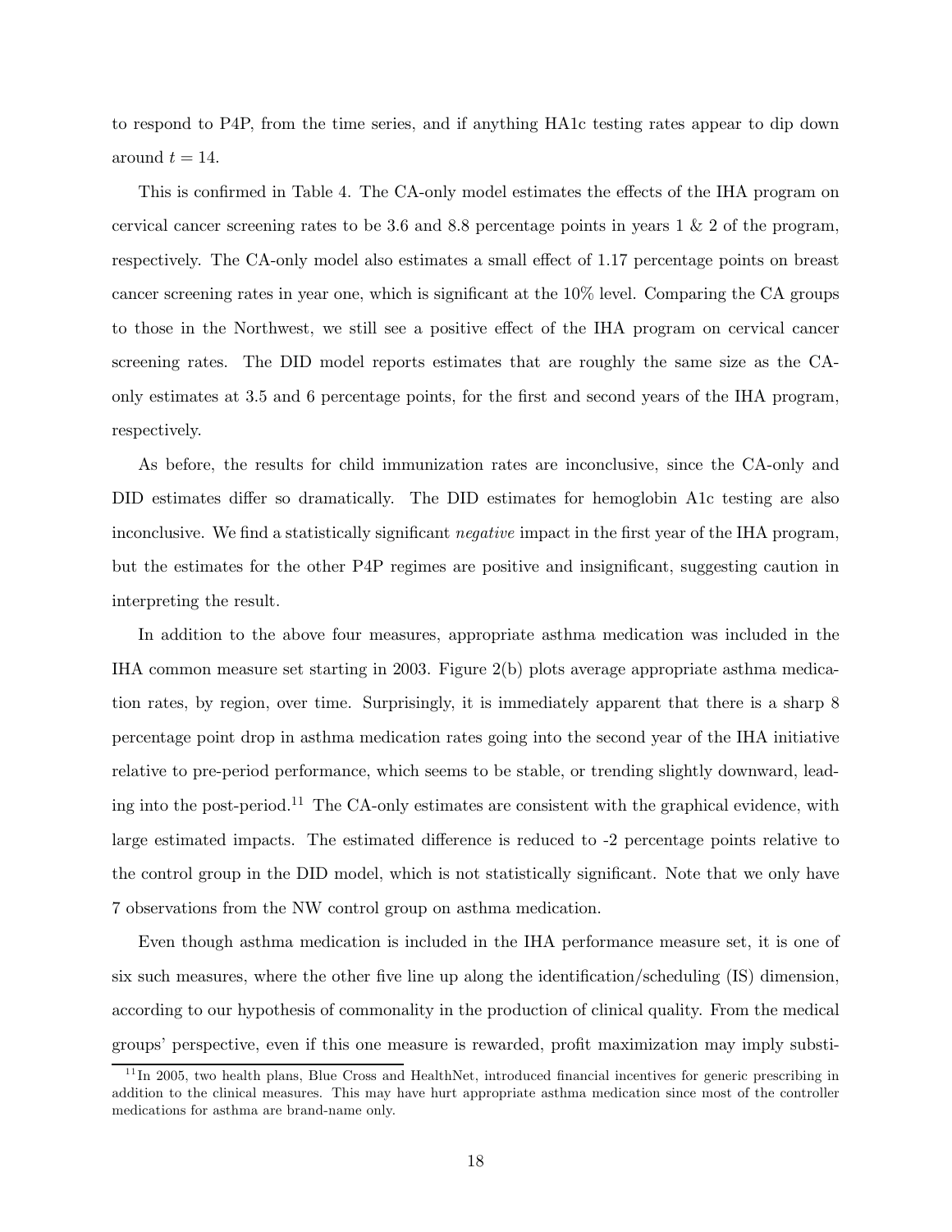to respond to P4P, from the time series, and if anything HA1c testing rates appear to dip down around $t = 14$.

This is confirmed in Table 4. The CA-only model estimates the effects of the IHA program on cervical cancer screening rates to be 3.6 and 8.8 percentage points in years 1 & 2 of the program, respectively. The CA-only model also estimates a small effect of 1.17 percentage points on breast cancer screening rates in year one, which is significant at the 10% level. Comparing the CA groups to those in the Northwest, we still see a positive effect of the IHA program on cervical cancer screening rates. The DID model reports estimates that are roughly the same size as the CA-only estimates at 3.5 and 6 percentage points, for the first and second years of the IHA program, respectively.

As before, the results for child immunization rates are inconclusive, since the CA-only and DID estimates differ so dramatically. The DID estimates for hemoglobin A1c testing are also inconclusive. We find a statistically significant *negative* impact in the first year of the IHA program, but the estimates for the other P4P regimes are positive and insignificant, suggesting caution in interpreting the result.

In addition to the above four measures, appropriate asthma medication was included in the IHA common measure set starting in 2003. Figure 2(b) plots average appropriate asthma medication rates, by region, over time. Surprisingly, it is immediately apparent that there is a sharp 8 percentage point drop in asthma medication rates going into the second year of the IHA initiative relative to pre-period performance, which seems to be stable, or trending slightly downward, leading into the post-period.[11] The CA-only estimates are consistent with the graphical evidence, with large estimated impacts. The estimated difference is reduced to -2 percentage points relative to the control group in the DID model, which is not statistically significant. Note that we only have 7 observations from the NW control group on asthma medication.

Even though asthma medication is included in the IHA performance measure set, it is one of six such measures, where the other five line up along the identification/scheduling (IS) dimension, according to our hypothesis of commonality in the production of clinical quality. From the medical groups' perspective, even if this one measure is rewarded, profit maximization may imply substi-

[11] In 2005, two health plans, Blue Cross and HealthNet, introduced financial incentives for generic prescribing in addition to the clinical measures. This may have hurt appropriate asthma medication since most of the controller medications for asthma are brand-name only.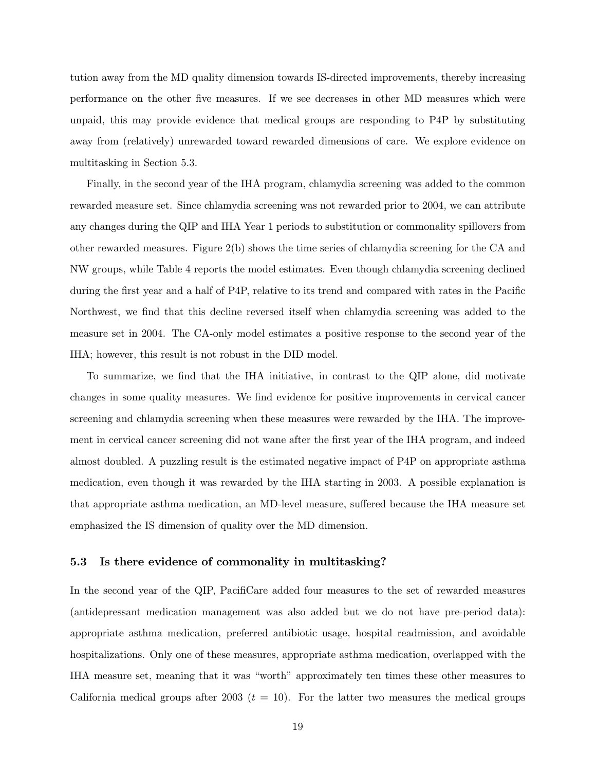tution away from the MD quality dimension towards IS-directed improvements, thereby increasing performance on the other five measures. If we see decreases in other MD measures which were unpaid, this may provide evidence that medical groups are responding to P4P by substituting away from (relatively) unrewarded toward rewarded dimensions of care. We explore evidence on multitasking in Section 5.3.

Finally, in the second year of the IHA program, chlamydia screening was added to the common rewarded measure set. Since chlamydia screening was not rewarded prior to 2004, we can attribute any changes during the QIP and IHA Year 1 periods to substitution or commonality spillovers from other rewarded measures. Figure 2(b) shows the time series of chlamydia screening for the CA and NW groups, while Table 4 reports the model estimates. Even though chlamydia screening declined during the first year and a half of P4P, relative to its trend and compared with rates in the Pacific Northwest, we find that this decline reversed itself when chlamydia screening was added to the measure set in 2004. The CA-only model estimates a positive response to the second year of the IHA; however, this result is not robust in the DID model.

To summarize, we find that the IHA initiative, in contrast to the QIP alone, did motivate changes in some quality measures. We find evidence for positive improvements in cervical cancer screening and chlamydia screening when these measures were rewarded by the IHA. The improvement in cervical cancer screening did not wane after the first year of the IHA program, and indeed almost doubled. A puzzling result is the estimated negative impact of P4P on appropriate asthma medication, even though it was rewarded by the IHA starting in 2003. A possible explanation is that appropriate asthma medication, an MD-level measure, suffered because the IHA measure set emphasized the IS dimension of quality over the MD dimension.

### 5.3 Is there evidence of commonality in multitasking?

In the second year of the QIP, PacifiCare added four measures to the set of rewarded measures (antidepressant medication management was also added but we do not have pre-period data): appropriate asthma medication, preferred antibiotic usage, hospital readmission, and avoidable hospitalizations. Only one of these measures, appropriate asthma medication, overlapped with the IHA measure set, meaning that it was "worth" approximately ten times these other measures to California medical groups after 2003 ($t = 10$). For the latter two measures the medical groups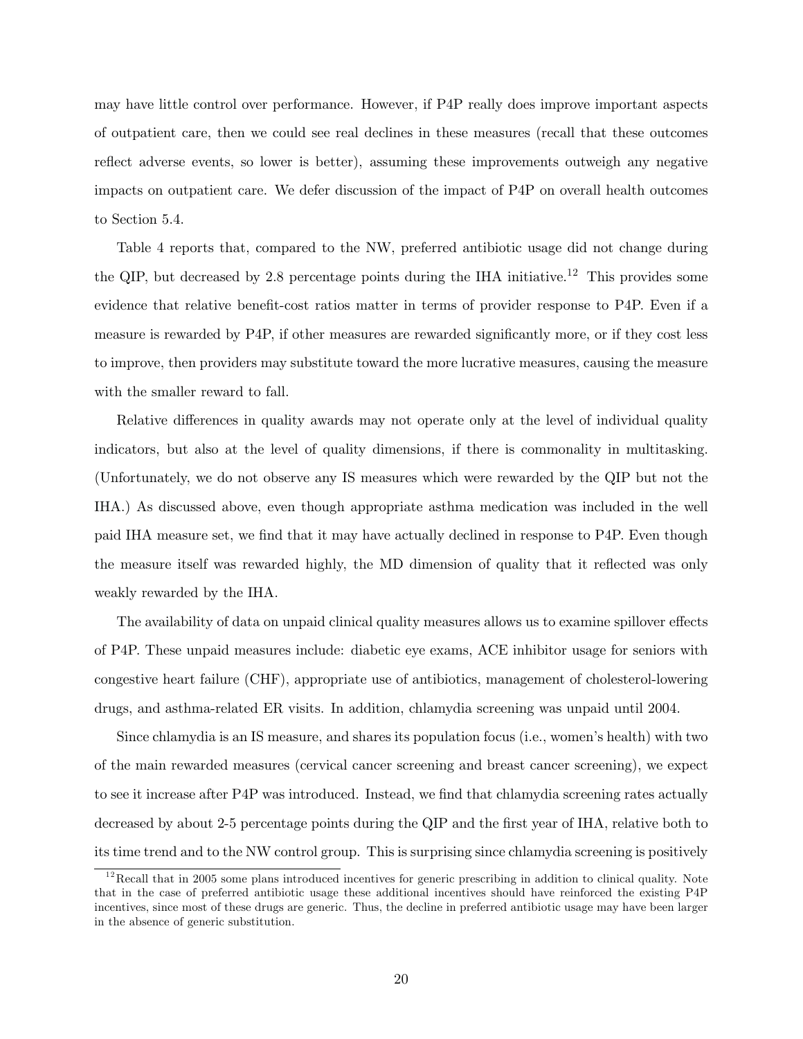may have little control over performance. However, if P4P really does improve important aspects of outpatient care, then we could see real declines in these measures (recall that these outcomes reflect adverse events, so lower is better), assuming these improvements outweigh any negative impacts on outpatient care. We defer discussion of the impact of P4P on overall health outcomes to Section 5.4.

Table 4 reports that, compared to the NW, preferred antibiotic usage did not change during the QIP, but decreased by 2.8 percentage points during the IHA initiative.[12] This provides some evidence that relative benefit-cost ratios matter in terms of provider response to P4P. Even if a measure is rewarded by P4P, if other measures are rewarded significantly more, or if they cost less to improve, then providers may substitute toward the more lucrative measures, causing the measure with the smaller reward to fall.

Relative differences in quality awards may not operate only at the level of individual quality indicators, but also at the level of quality dimensions, if there is commonality in multitasking. (Unfortunately, we do not observe any IS measures which were rewarded by the QIP but not the IHA.) As discussed above, even though appropriate asthma medication was included in the well paid IHA measure set, we find that it may have actually declined in response to P4P. Even though the measure itself was rewarded highly, the MD dimension of quality that it reflected was only weakly rewarded by the IHA.

The availability of data on unpaid clinical quality measures allows us to examine spillover effects of P4P. These unpaid measures include: diabetic eye exams, ACE inhibitor usage for seniors with congestive heart failure (CHF), appropriate use of antibiotics, management of cholesterol-lowering drugs, and asthma-related ER visits. In addition, chlamydia screening was unpaid until 2004.

Since chlamydia is an IS measure, and shares its population focus (i.e., women's health) with two of the main rewarded measures (cervical cancer screening and breast cancer screening), we expect to see it increase after P4P was introduced. Instead, we find that chlamydia screening rates actually decreased by about 2-5 percentage points during the QIP and the first year of IHA, relative both to its time trend and to the NW control group. This is surprising since chlamydia screening is positively

[12] Recall that in 2005 some plans introduced incentives for generic prescribing in addition to clinical quality. Note that in the case of preferred antibiotic usage these additional incentives should have reinforced the existing P4P incentives, since most of these drugs are generic. Thus, the decline in preferred antibiotic usage may have been larger in the absence of generic substitution.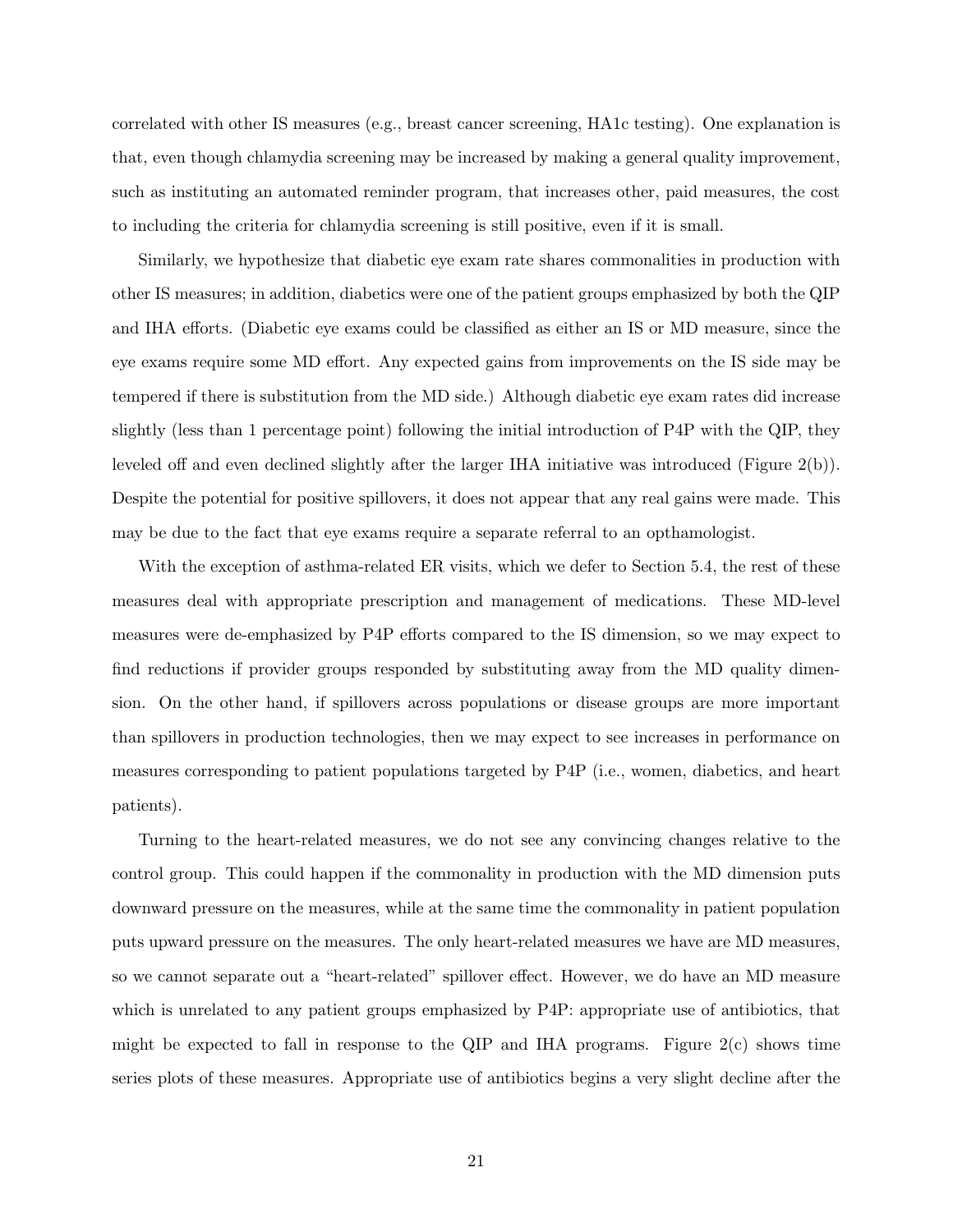correlated with other IS measures (e.g., breast cancer screening, HA1c testing). One explanation is that, even though chlamydia screening may be increased by making a general quality improvement, such as instituting an automated reminder program, that increases other, paid measures, the cost to including the criteria for chlamydia screening is still positive, even if it is small.

Similarly, we hypothesize that diabetic eye exam rate shares commonalities in production with other IS measures; in addition, diabetics were one of the patient groups emphasized by both the QIP and IHA efforts. (Diabetic eye exams could be classified as either an IS or MD measure, since the eye exams require some MD effort. Any expected gains from improvements on the IS side may be tempered if there is substitution from the MD side.) Although diabetic eye exam rates did increase slightly (less than 1 percentage point) following the initial introduction of P4P with the QIP, they leveled off and even declined slightly after the larger IHA initiative was introduced (Figure 2(b)). Despite the potential for positive spillovers, it does not appear that any real gains were made. This may be due to the fact that eye exams require a separate referral to an opthamologist.

With the exception of asthma-related ER visits, which we defer to Section 5.4, the rest of these measures deal with appropriate prescription and management of medications. These MD-level measures were de-emphasized by P4P efforts compared to the IS dimension, so we may expect to find reductions if provider groups responded by substituting away from the MD quality dimension. On the other hand, if spillovers across populations or disease groups are more important than spillovers in production technologies, then we may expect to see increases in performance on measures corresponding to patient populations targeted by P4P (i.e., women, diabetics, and heart patients).

Turning to the heart-related measures, we do not see any convincing changes relative to the control group. This could happen if the commonality in production with the MD dimension puts downward pressure on the measures, while at the same time the commonality in patient population puts upward pressure on the measures. The only heart-related measures we have are MD measures, so we cannot separate out a "heart-related" spillover effect. However, we do have an MD measure which is unrelated to any patient groups emphasized by P4P: appropriate use of antibiotics, that might be expected to fall in response to the QIP and IHA programs. Figure 2(c) shows time series plots of these measures. Appropriate use of antibiotics begins a very slight decline after the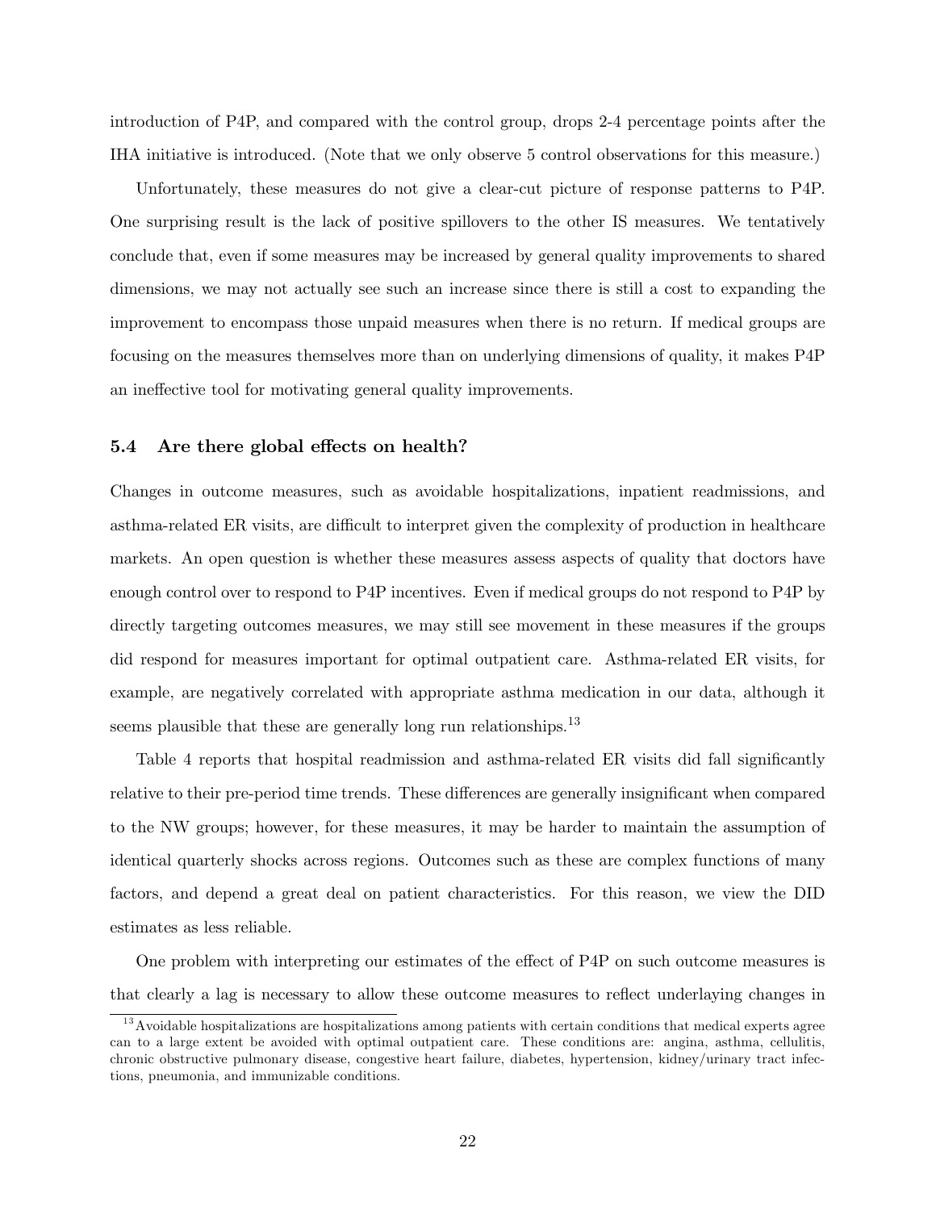introduction of P4P, and compared with the control group, drops 2-4 percentage points after the IHA initiative is introduced. (Note that we only observe 5 control observations for this measure.)

Unfortunately, these measures do not give a clear-cut picture of response patterns to P4P. One surprising result is the lack of positive spillovers to the other IS measures. We tentatively conclude that, even if some measures may be increased by general quality improvements to shared dimensions, we may not actually see such an increase since there is still a cost to expanding the improvement to encompass those unpaid measures when there is no return. If medical groups are focusing on the measures themselves more than on underlying dimensions of quality, it makes P4P an ineffective tool for motivating general quality improvements.

### 5.4 Are there global effects on health?

Changes in outcome measures, such as avoidable hospitalizations, inpatient readmissions, and asthma-related ER visits, are difficult to interpret given the complexity of production in healthcare markets. An open question is whether these measures assess aspects of quality that doctors have enough control over to respond to P4P incentives. Even if medical groups do not respond to P4P by directly targeting outcomes measures, we may still see movement in these measures if the groups did respond for measures important for optimal outpatient care. Asthma-related ER visits, for example, are negatively correlated with appropriate asthma medication in our data, although it seems plausible that these are generally long run relationships.[13]

Table 4 reports that hospital readmission and asthma-related ER visits did fall significantly relative to their pre-period time trends. These differences are generally insignificant when compared to the NW groups; however, for these measures, it may be harder to maintain the assumption of identical quarterly shocks across regions. Outcomes such as these are complex functions of many factors, and depend a great deal on patient characteristics. For this reason, we view the DID estimates as less reliable.

One problem with interpreting our estimates of the effect of P4P on such outcome measures is that clearly a lag is necessary to allow these outcome measures to reflect underlaying changes in

[13] Avoidable hospitalizations are hospitalizations among patients with certain conditions that medical experts agree can to a large extent be avoided with optimal outpatient care. These conditions are: angina, asthma, cellulitis, chronic obstructive pulmonary disease, congestive heart failure, diabetes, hypertension, kidney/urinary tract infections, pneumonia, and immunizable conditions.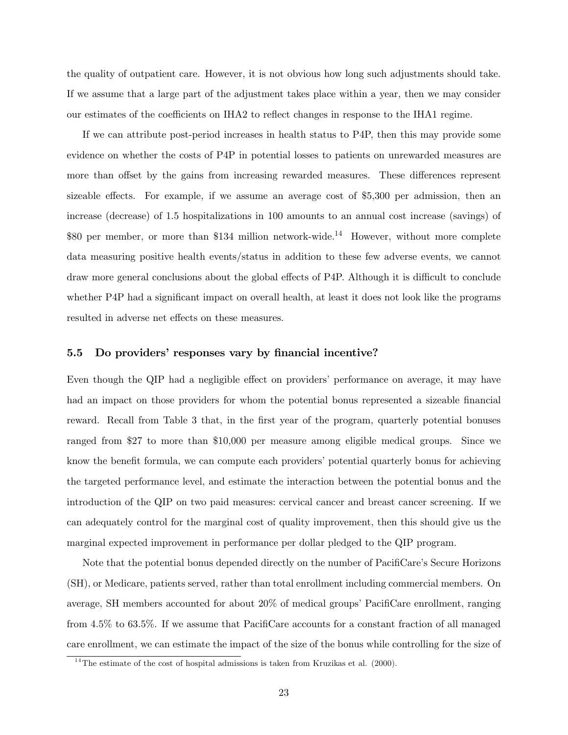the quality of outpatient care. However, it is not obvious how long such adjustments should take. If we assume that a large part of the adjustment takes place within a year, then we may consider our estimates of the coefficients on IHA2 to reflect changes in response to the IHA1 regime.

If we can attribute post-period increases in health status to P4P, then this may provide some evidence on whether the costs of P4P in potential losses to patients on unrewarded measures are more than offset by the gains from increasing rewarded measures. These differences represent sizeable effects. For example, if we assume an average cost of \$5,300 per admission, then an increase (decrease) of 1.5 hospitalizations in 100 amounts to an annual cost increase (savings) of \$80 per member, or more than \$134 million network-wide.[14] However, without more complete data measuring positive health events/status in addition to these few adverse events, we cannot draw more general conclusions about the global effects of P4P. Although it is difficult to conclude whether P4P had a significant impact on overall health, at least it does not look like the programs resulted in adverse net effects on these measures.

### 5.5 Do providers' responses vary by financial incentive?

Even though the QIP had a negligible effect on providers' performance on average, it may have had an impact on those providers for whom the potential bonus represented a sizeable financial reward. Recall from Table 3 that, in the first year of the program, quarterly potential bonuses ranged from \$27 to more than \$10,000 per measure among eligible medical groups. Since we know the benefit formula, we can compute each providers' potential quarterly bonus for achieving the targeted performance level, and estimate the interaction between the potential bonus and the introduction of the QIP on two paid measures: cervical cancer and breast cancer screening. If we can adequately control for the marginal cost of quality improvement, then this should give us the marginal expected improvement in performance per dollar pledged to the QIP program.

Note that the potential bonus depended directly on the number of PacifiCare's Secure Horizons (SH), or Medicare, patients served, rather than total enrollment including commercial members. On average, SH members accounted for about 20% of medical groups' PacifiCare enrollment, ranging from 4.5% to 63.5%. If we assume that PacifiCare accounts for a constant fraction of all managed care enrollment, we can estimate the impact of the size of the bonus while controlling for the size of

[14] The estimate of the cost of hospital admissions is taken from Kruzikas et al. (2000).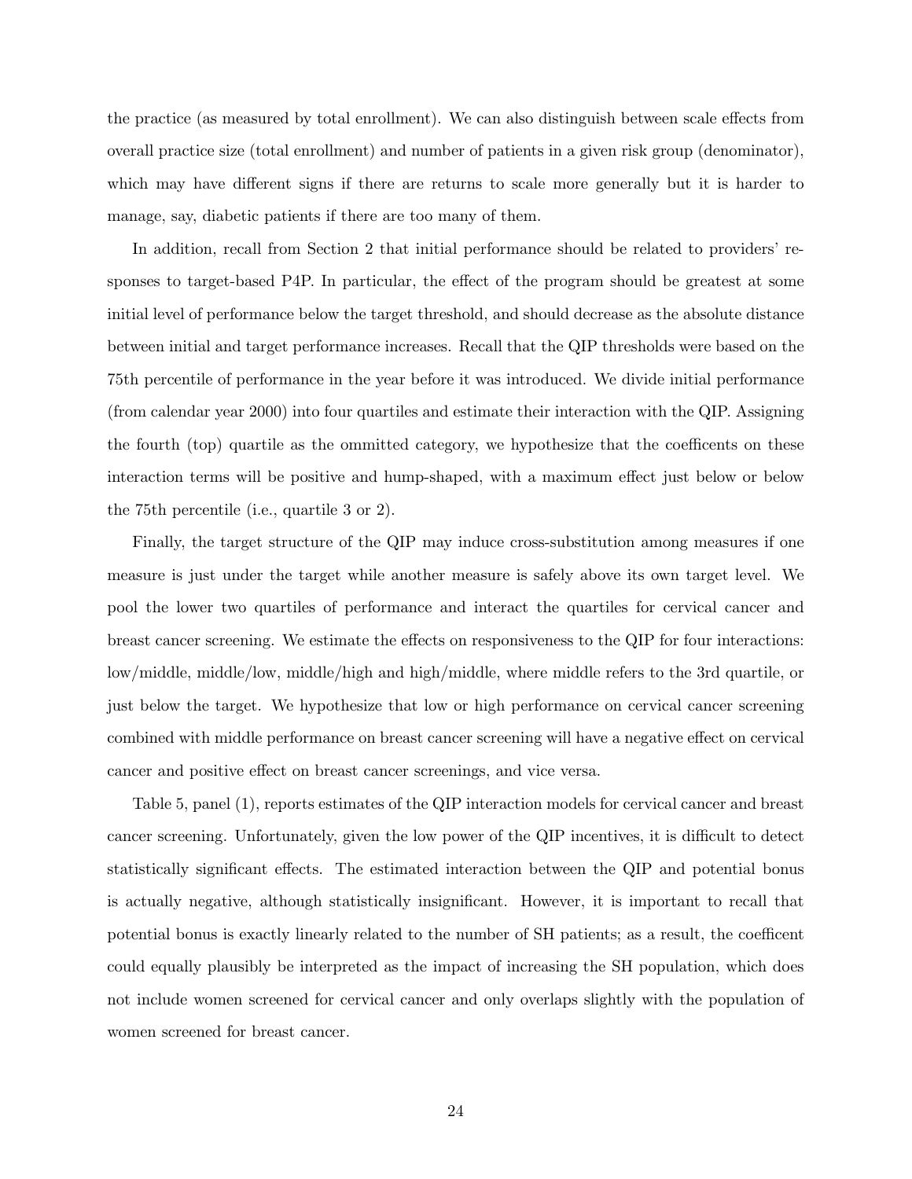the practice (as measured by total enrollment). We can also distinguish between scale effects from overall practice size (total enrollment) and number of patients in a given risk group (denominator), which may have different signs if there are returns to scale more generally but it is harder to manage, say, diabetic patients if there are too many of them.

In addition, recall from Section 2 that initial performance should be related to providers' responses to target-based P4P. In particular, the effect of the program should be greatest at some initial level of performance below the target threshold, and should decrease as the absolute distance between initial and target performance increases. Recall that the QIP thresholds were based on the 75th percentile of performance in the year before it was introduced. We divide initial performance (from calendar year 2000) into four quartiles and estimate their interaction with the QIP. Assigning the fourth (top) quartile as the ommitted category, we hypothesize that the coefficents on these interaction terms will be positive and hump-shaped, with a maximum effect just below or below the 75th percentile (i.e., quartile 3 or 2).

Finally, the target structure of the QIP may induce cross-substitution among measures if one measure is just under the target while another measure is safely above its own target level. We pool the lower two quartiles of performance and interact the quartiles for cervical cancer and breast cancer screening. We estimate the effects on responsiveness to the QIP for four interactions: low/middle, middle/low, middle/high and high/middle, where middle refers to the 3rd quartile, or just below the target. We hypothesize that low or high performance on cervical cancer screening combined with middle performance on breast cancer screening will have a negative effect on cervical cancer and positive effect on breast cancer screenings, and vice versa.

Table 5, panel (1), reports estimates of the QIP interaction models for cervical cancer and breast cancer screening. Unfortunately, given the low power of the QIP incentives, it is difficult to detect statistically significant effects. The estimated interaction between the QIP and potential bonus is actually negative, although statistically insignificant. However, it is important to recall that potential bonus is exactly linearly related to the number of SH patients; as a result, the coefficent could equally plausibly be interpreted as the impact of increasing the SH population, which does not include women screened for cervical cancer and only overlaps slightly with the population of women screened for breast cancer.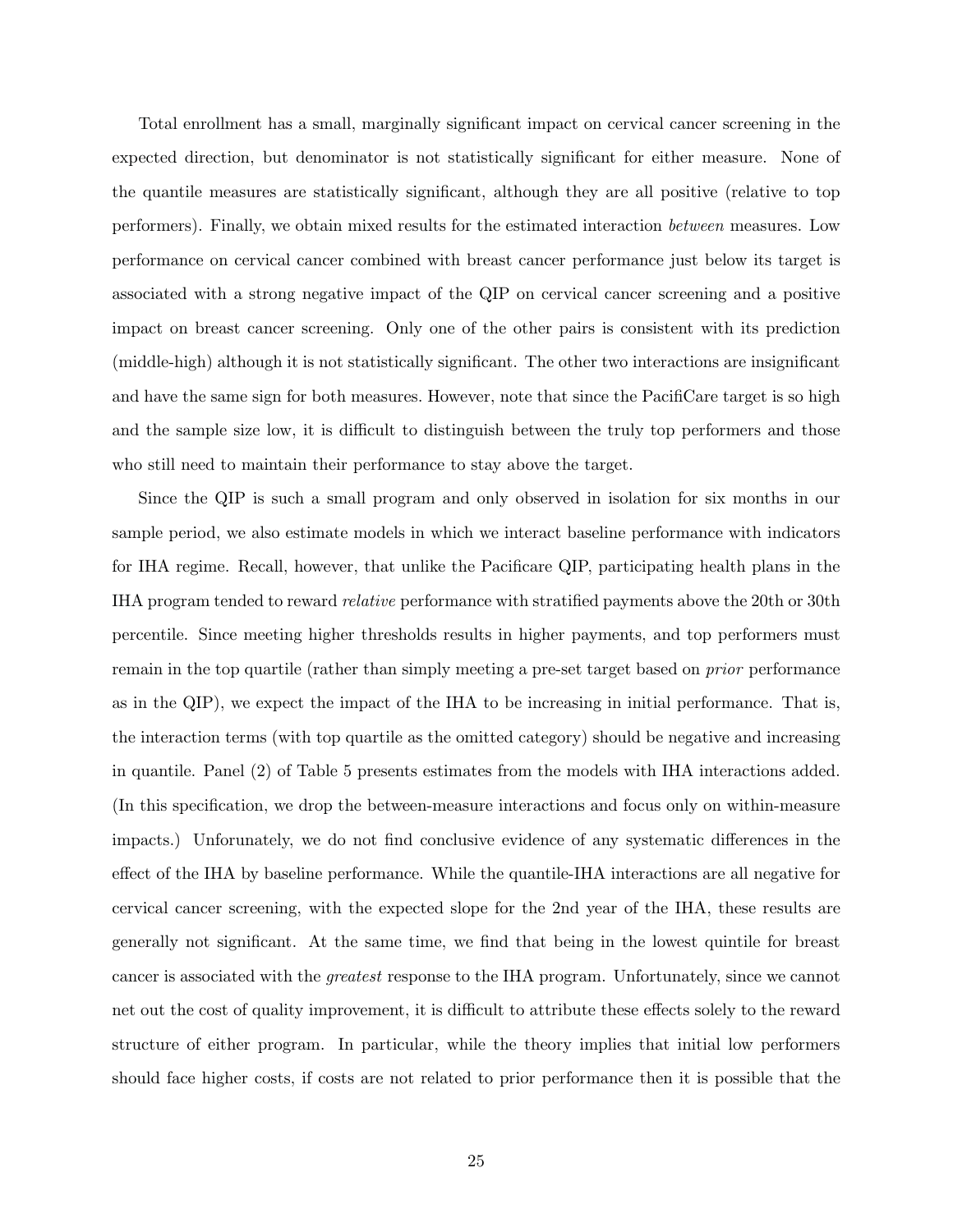Total enrollment has a small, marginally significant impact on cervical cancer screening in the expected direction, but denominator is not statistically significant for either measure. None of the quantile measures are statistically significant, although they are all positive (relative to top performers). Finally, we obtain mixed results for the estimated interaction *between* measures. Low performance on cervical cancer combined with breast cancer performance just below its target is associated with a strong negative impact of the QIP on cervical cancer screening and a positive impact on breast cancer screening. Only one of the other pairs is consistent with its prediction (middle-high) although it is not statistically significant. The other two interactions are insignificant and have the same sign for both measures. However, note that since the PacifiCare target is so high and the sample size low, it is difficult to distinguish between the truly top performers and those who still need to maintain their performance to stay above the target.

Since the QIP is such a small program and only observed in isolation for six months in our sample period, we also estimate models in which we interact baseline performance with indicators for IHA regime. Recall, however, that unlike the Pacificare QIP, participating health plans in the IHA program tended to reward *relative* performance with stratified payments above the 20th or 30th percentile. Since meeting higher thresholds results in higher payments, and top performers must remain in the top quartile (rather than simply meeting a pre-set target based on *prior* performance as in the QIP), we expect the impact of the IHA to be increasing in initial performance. That is, the interaction terms (with top quartile as the omitted category) should be negative and increasing in quantile. Panel (2) of Table 5 presents estimates from the models with IHA interactions added. (In this specification, we drop the between-measure interactions and focus only on within-measure impacts.) Unforunately, we do not find conclusive evidence of any systematic differences in the effect of the IHA by baseline performance. While the quantile-IHA interactions are all negative for cervical cancer screening, with the expected slope for the 2nd year of the IHA, these results are generally not significant. At the same time, we find that being in the lowest quintile for breast cancer is associated with the *greatest* response to the IHA program. Unfortunately, since we cannot net out the cost of quality improvement, it is difficult to attribute these effects solely to the reward structure of either program. In particular, while the theory implies that initial low performers should face higher costs, if costs are not related to prior performance then it is possible that the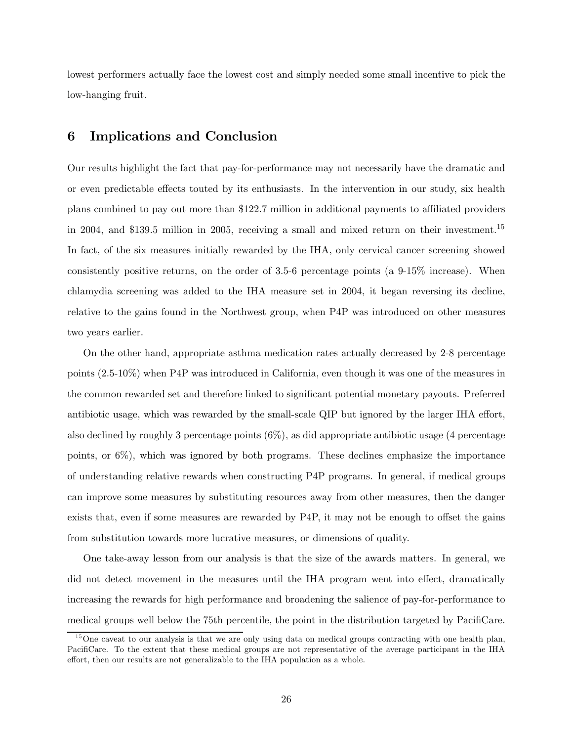lowest performers actually face the lowest cost and simply needed some small incentive to pick the low-hanging fruit.

## 6 Implications and Conclusion

Our results highlight the fact that pay-for-performance may not necessarily have the dramatic and or even predictable effects touted by its enthusiasts. In the intervention in our study, six health plans combined to pay out more than $122.7 million in additional payments to affiliated providers in 2004, and $139.5 million in 2005, receiving a small and mixed return on their investment.[15] In fact, of the six measures initially rewarded by the IHA, only cervical cancer screening showed consistently positive returns, on the order of 3.5-6 percentage points (a 9-15% increase). When chlamydia screening was added to the IHA measure set in 2004, it began reversing its decline, relative to the gains found in the Northwest group, when P4P was introduced on other measures two years earlier.

On the other hand, appropriate asthma medication rates actually decreased by 2-8 percentage points (2.5-10%) when P4P was introduced in California, even though it was one of the measures in the common rewarded set and therefore linked to significant potential monetary payouts. Preferred antibiotic usage, which was rewarded by the small-scale QIP but ignored by the larger IHA effort, also declined by roughly 3 percentage points (6%), as did appropriate antibiotic usage (4 percentage points, or 6%), which was ignored by both programs. These declines emphasize the importance of understanding relative rewards when constructing P4P programs. In general, if medical groups can improve some measures by substituting resources away from other measures, then the danger exists that, even if some measures are rewarded by P4P, it may not be enough to offset the gains from substitution towards more lucrative measures, or dimensions of quality.

One take-away lesson from our analysis is that the size of the awards matters. In general, we did not detect movement in the measures until the IHA program went into effect, dramatically increasing the rewards for high performance and broadening the salience of pay-for-performance to medical groups well below the 75th percentile, the point in the distribution targeted by PacifiCare.

[15] One caveat to our analysis is that we are only using data on medical groups contracting with one health plan, PacifiCare. To the extent that these medical groups are not representative of the average participant in the IHA effort, then our results are not generalizable to the IHA population as a whole.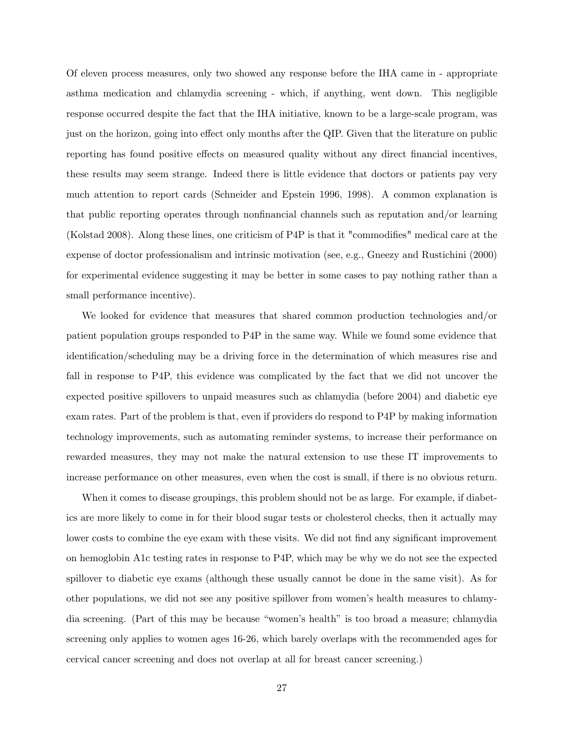Of eleven process measures, only two showed any response before the IHA came in - appropriate asthma medication and chlamydia screening - which, if anything, went down. This negligible response occurred despite the fact that the IHA initiative, known to be a large-scale program, was just on the horizon, going into effect only months after the QIP. Given that the literature on public reporting has found positive effects on measured quality without any direct financial incentives, these results may seem strange. Indeed there is little evidence that doctors or patients pay very much attention to report cards (Schneider and Epstein 1996, 1998). A common explanation is that public reporting operates through nonfinancial channels such as reputation and/or learning (Kolstad 2008). Along these lines, one criticism of P4P is that it "commodifies" medical care at the expense of doctor professionalism and intrinsic motivation (see, e.g., Gneezy and Rustichini (2000) for experimental evidence suggesting it may be better in some cases to pay nothing rather than a small performance incentive).

We looked for evidence that measures that shared common production technologies and/or patient population groups responded to P4P in the same way. While we found some evidence that identification/scheduling may be a driving force in the determination of which measures rise and fall in response to P4P, this evidence was complicated by the fact that we did not uncover the expected positive spillovers to unpaid measures such as chlamydia (before 2004) and diabetic eye exam rates. Part of the problem is that, even if providers do respond to P4P by making information technology improvements, such as automating reminder systems, to increase their performance on rewarded measures, they may not make the natural extension to use these IT improvements to increase performance on other measures, even when the cost is small, if there is no obvious return.

When it comes to disease groupings, this problem should not be as large. For example, if diabetics are more likely to come in for their blood sugar tests or cholesterol checks, then it actually may lower costs to combine the eye exam with these visits. We did not find any significant improvement on hemoglobin A1c testing rates in response to P4P, which may be why we do not see the expected spillover to diabetic eye exams (although these usually cannot be done in the same visit). As for other populations, we did not see any positive spillover from women's health measures to chlamydia screening. (Part of this may be because "women's health" is too broad a measure; chlamydia screening only applies to women ages 16-26, which barely overlaps with the recommended ages for cervical cancer screening and does not overlap at all for breast cancer screening.)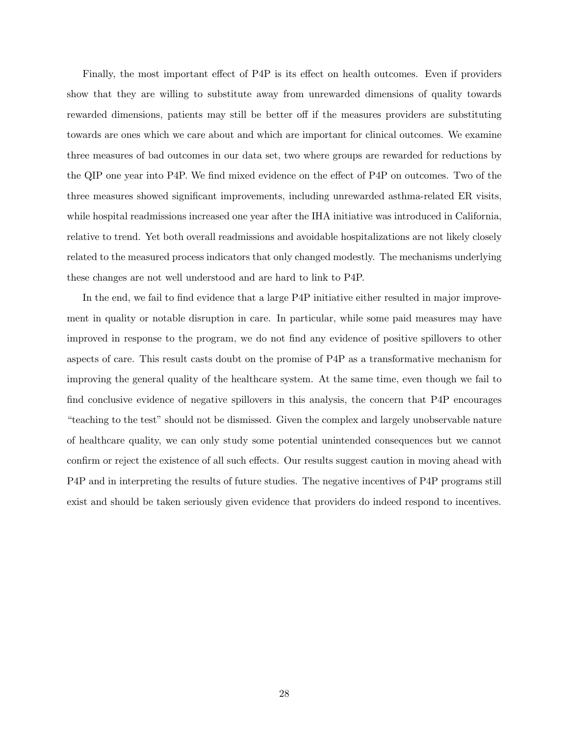Finally, the most important effect of P4P is its effect on health outcomes. Even if providers show that they are willing to substitute away from unrewarded dimensions of quality towards rewarded dimensions, patients may still be better off if the measures providers are substituting towards are ones which we care about and which are important for clinical outcomes. We examine three measures of bad outcomes in our data set, two where groups are rewarded for reductions by the QIP one year into P4P. We find mixed evidence on the effect of P4P on outcomes. Two of the three measures showed significant improvements, including unrewarded asthma-related ER visits, while hospital readmissions increased one year after the IHA initiative was introduced in California, relative to trend. Yet both overall readmissions and avoidable hospitalizations are not likely closely related to the measured process indicators that only changed modestly. The mechanisms underlying these changes are not well understood and are hard to link to P4P.

In the end, we fail to find evidence that a large P4P initiative either resulted in major improvement in quality or notable disruption in care. In particular, while some paid measures may have improved in response to the program, we do not find any evidence of positive spillovers to other aspects of care. This result casts doubt on the promise of P4P as a transformative mechanism for improving the general quality of the healthcare system. At the same time, even though we fail to find conclusive evidence of negative spillovers in this analysis, the concern that P4P encourages "teaching to the test" should not be dismissed. Given the complex and largely unobservable nature of healthcare quality, we can only study some potential unintended consequences but we cannot confirm or reject the existence of all such effects. Our results suggest caution in moving ahead with P4P and in interpreting the results of future studies. The negative incentives of P4P programs still exist and should be taken seriously given evidence that providers do indeed respond to incentives.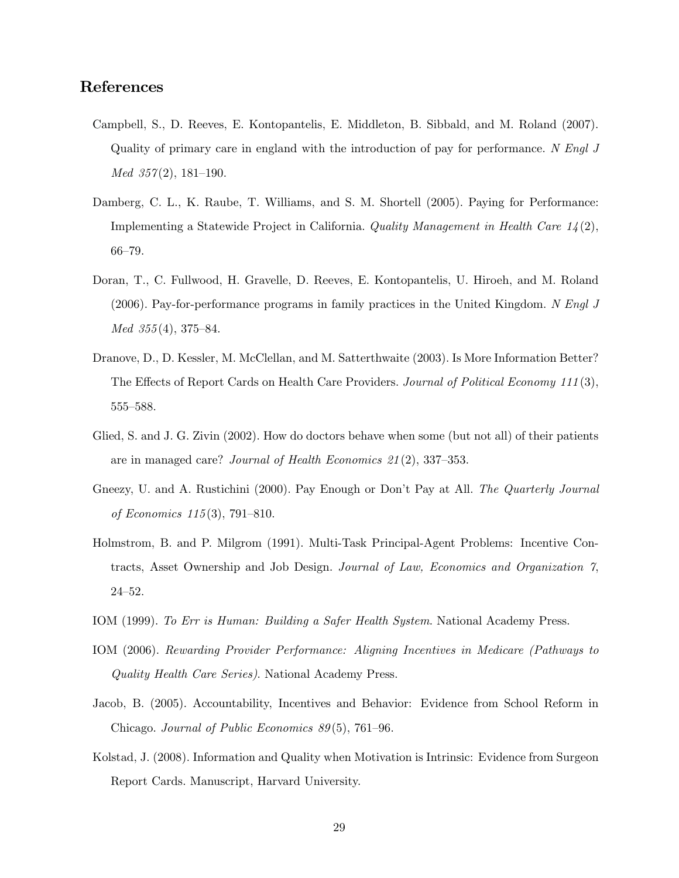## References

Campbell, S., D. Reeves, E. Kontopantelis, E. Middleton, B. Sibbald, and M. Roland (2007). Quality of primary care in england with the introduction of pay for performance. *N Engl J Med 357*(2), 181–190.

Damberg, C. L., K. Raube, T. Williams, and S. M. Shortell (2005). Paying for Performance: Implementing a Statewide Project in California. *Quality Management in Health Care 14*(2), 66–79.

Doran, T., C. Fullwood, H. Gravelle, D. Reeves, E. Kontopantelis, U. Hiroeh, and M. Roland (2006). Pay-for-performance programs in family practices in the United Kingdom. *N Engl J Med 355*(4), 375–84.

Dranove, D., D. Kessler, M. McClellan, and M. Satterthwaite (2003). Is More Information Better? The Effects of Report Cards on Health Care Providers. *Journal of Political Economy 111*(3), 555–588.

Glied, S. and J. G. Zivin (2002). How do doctors behave when some (but not all) of their patients are in managed care? *Journal of Health Economics 21*(2), 337–353.

Gneezy, U. and A. Rustichini (2000). Pay Enough or Don't Pay at All. *The Quarterly Journal of Economics 115*(3), 791–810.

Holmstrom, B. and P. Milgrom (1991). Multi-Task Principal-Agent Problems: Incentive Contracts, Asset Ownership and Job Design. *Journal of Law, Economics and Organization 7*, 24–52.

IOM (1999). *To Err is Human: Building a Safer Health System*. National Academy Press.

IOM (2006). *Rewarding Provider Performance: Aligning Incentives in Medicare (Pathways to Quality Health Care Series)*. National Academy Press.

Jacob, B. (2005). Accountability, Incentives and Behavior: Evidence from School Reform in Chicago. *Journal of Public Economics 89*(5), 761–96.

Kolstad, J. (2008). Information and Quality when Motivation is Intrinsic: Evidence from Surgeon Report Cards. Manuscript, Harvard University.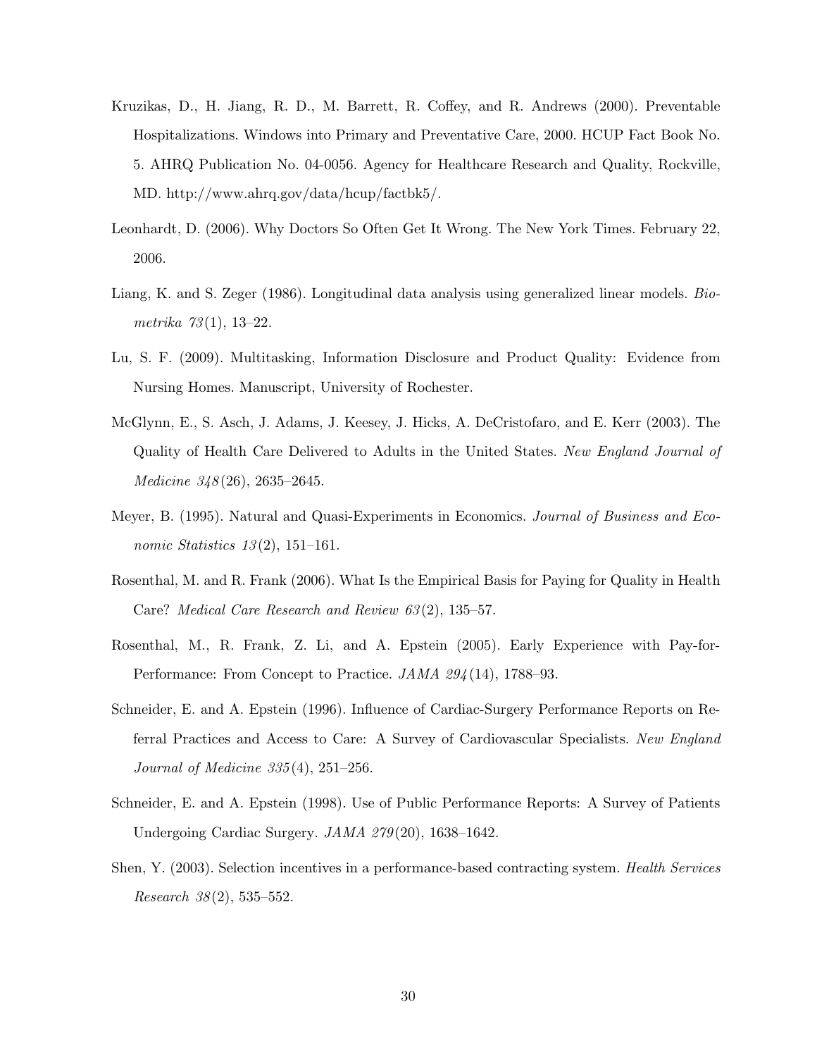Kruzikas, D., H. Jiang, R. D., M. Barrett, R. Coffey, and R. Andrews (2000). Preventable Hospitalizations. Windows into Primary and Preventative Care, 2000. HCUP Fact Book No. 5. AHRQ Publication No. 04-0056. Agency for Healthcare Research and Quality, Rockville, MD. http://www.ahrq.gov/data/hcup/factbk5/.

Leonhardt, D. (2006). Why Doctors So Often Get It Wrong. The New York Times. February 22, 2006.

Liang, K. and S. Zeger (1986). Longitudinal data analysis using generalized linear models. *Biometrika 73*(1), 13–22.

Lu, S. F. (2009). Multitasking, Information Disclosure and Product Quality: Evidence from Nursing Homes. Manuscript, University of Rochester.

McGlynn, E., S. Asch, J. Adams, J. Keesey, J. Hicks, A. DeCristofaro, and E. Kerr (2003). The Quality of Health Care Delivered to Adults in the United States. *New England Journal of Medicine 348*(26), 2635–2645.

Meyer, B. (1995). Natural and Quasi-Experiments in Economics. *Journal of Business and Economic Statistics 13*(2), 151–161.

Rosenthal, M. and R. Frank (2006). What Is the Empirical Basis for Paying for Quality in Health Care? *Medical Care Research and Review 63*(2), 135–57.

Rosenthal, M., R. Frank, Z. Li, and A. Epstein (2005). Early Experience with Pay-for-Performance: From Concept to Practice. *JAMA 294*(14), 1788–93.

Schneider, E. and A. Epstein (1996). Influence of Cardiac-Surgery Performance Reports on Referral Practices and Access to Care: A Survey of Cardiovascular Specialists. *New England Journal of Medicine 335*(4), 251–256.

Schneider, E. and A. Epstein (1998). Use of Public Performance Reports: A Survey of Patients Undergoing Cardiac Surgery. *JAMA 279*(20), 1638–1642.

Shen, Y. (2003). Selection incentives in a performance-based contracting system. *Health Services Research 38*(2), 535–552.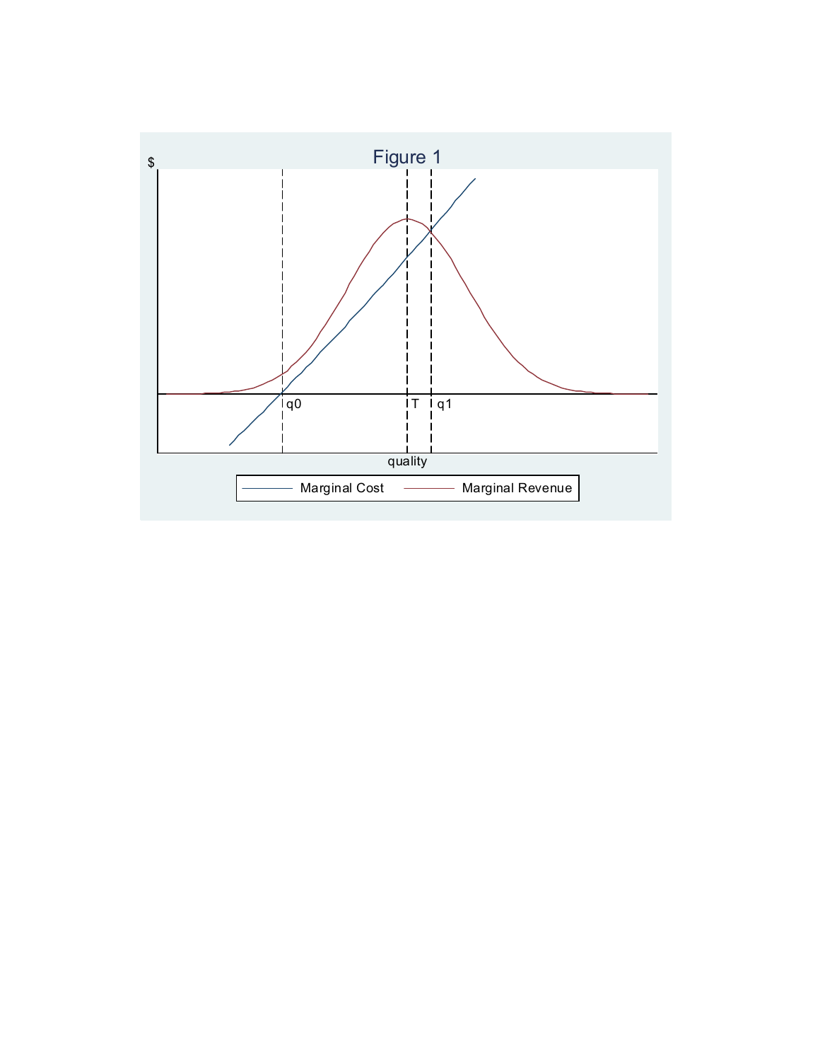Figure 1

$

q0 T q1

quality

Marginal Cost    Marginal Revenue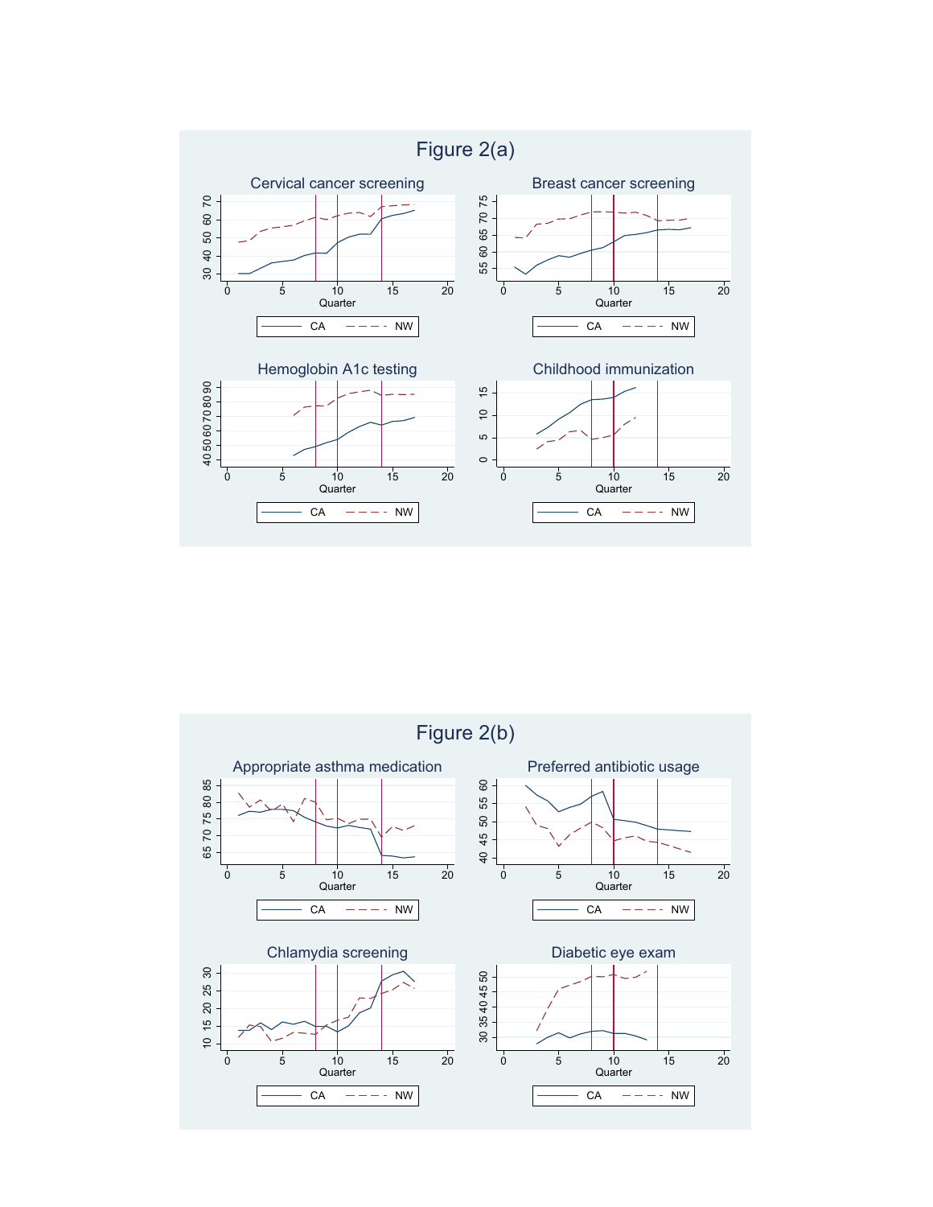# Figure 2(a)

Cervical cancer screening

Breast cancer screening

Hemoglobin A1c testing

Childhood immunization

# Figure 2(b)

Appropriate asthma medication

Preferred antibiotic usage

Chlamydia screening

Diabetic eye exam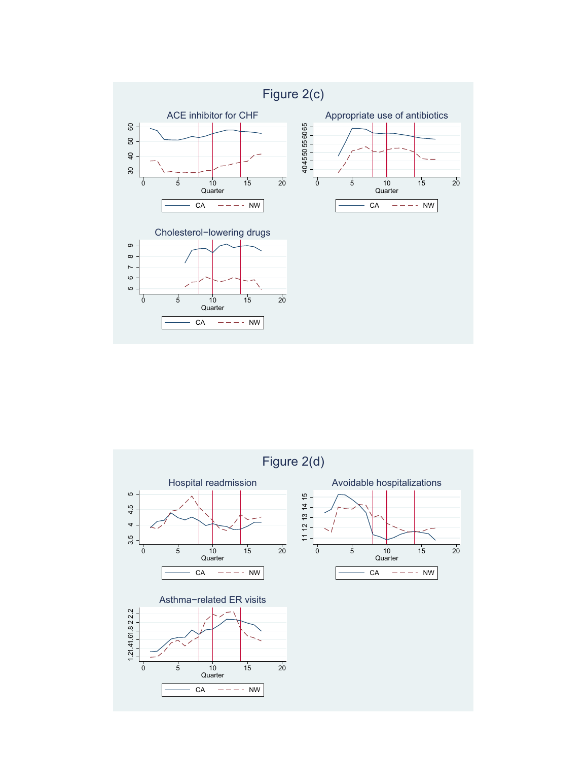# Figure 2(c)

### ACE inhibitor for CHF

### Appropriate use of antibiotics

### Cholesterol−lowering drugs

# Figure 2(d)

### Hospital readmission

### Avoidable hospitalizations

### Asthma−related ER visits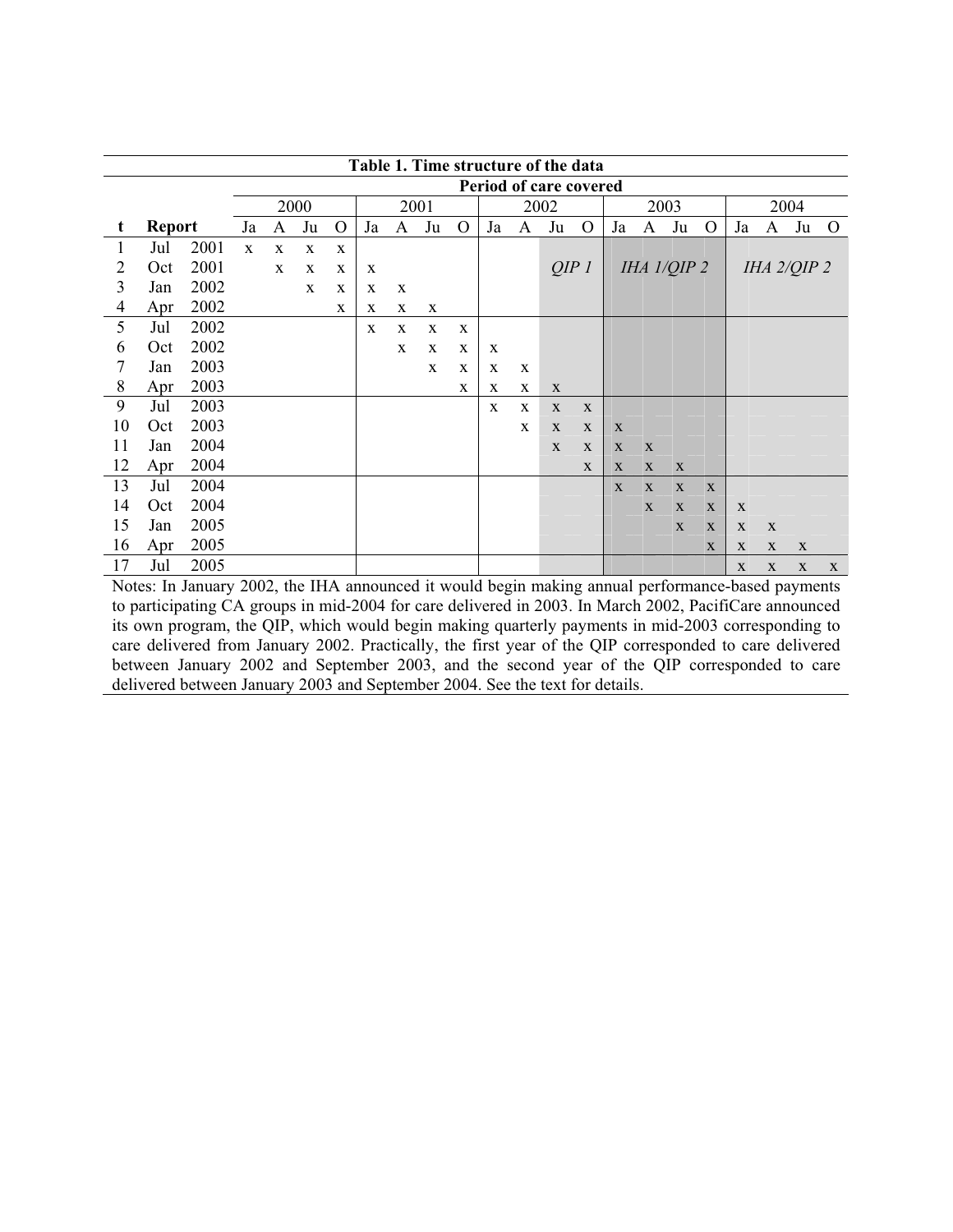**Table 1. Time structure of the data**

| t | Report | | Period of care covered | | | | | | | | | | | | | | | | | | | |
|---|---|---|---|---|---|---|---|---|---|---|---|---|---|---|---|---|---|---|---|---|---|---|
| | | | 2000 | | | | 2001 | | | | 2002 | | | | 2003 | | | | 2004 | | | |
| | | | Ja | A | Ju | O | Ja | A | Ju | O | Ja | A | Ju | O | Ja | A | Ju | O | Ja | A | Ju | O |
| 1 | Jul | 2001 | x | x | x | x | | | | | | | | | | | | | | | | |
| 2 | Oct | 2001 | | x | x | x | x | | | | | | *QIP 1* | | | *IHA 1/QIP 2* | | | | *IHA 2/QIP 2* | | |
| 3 | Jan | 2002 | | | x | x | x | x | | | | | | | | | | | | | | |
| 4 | Apr | 2002 | | | | x | x | x | x | | | | | | | | | | | | | |
| 5 | Jul | 2002 | | | | | x | x | x | x | | | | | | | | | | | | |
| 6 | Oct | 2002 | | | | | | x | x | x | x | | | | | | | | | | | |
| 7 | Jan | 2003 | | | | | | | x | x | x | x | | | | | | | | | | |
| 8 | Apr | 2003 | | | | | | | | x | x | x | x | | | | | | | | | |
| 9 | Jul | 2003 | | | | | | | | | x | x | x | x | | | | | | | | |
| 10 | Oct | 2003 | | | | | | | | | | x | x | x | x | | | | | | | |
| 11 | Jan | 2004 | | | | | | | | | | | x | x | x | x | | | | | | |
| 12 | Apr | 2004 | | | | | | | | | | | | x | x | x | x | | | | | |
| 13 | Jul | 2004 | | | | | | | | | | | | | x | x | x | x | | | | |
| 14 | Oct | 2004 | | | | | | | | | | | | | | x | x | x | x | | | |
| 15 | Jan | 2005 | | | | | | | | | | | | | | | x | x | x | x | | |
| 16 | Apr | 2005 | | | | | | | | | | | | | | | | x | x | x | x | |
| 17 | Jul | 2005 | | | | | | | | | | | | | | | | | x | x | x | x |

Notes: In January 2002, the IHA announced it would begin making annual performance-based payments to participating CA groups in mid-2004 for care delivered in 2003. In March 2002, PacifiCare announced its own program, the QIP, which would begin making quarterly payments in mid-2003 corresponding to care delivered from January 2002. Practically, the first year of the QIP corresponded to care delivered between January 2002 and September 2003, and the second year of the QIP corresponded to care delivered between January 2003 and September 2004. See the text for details.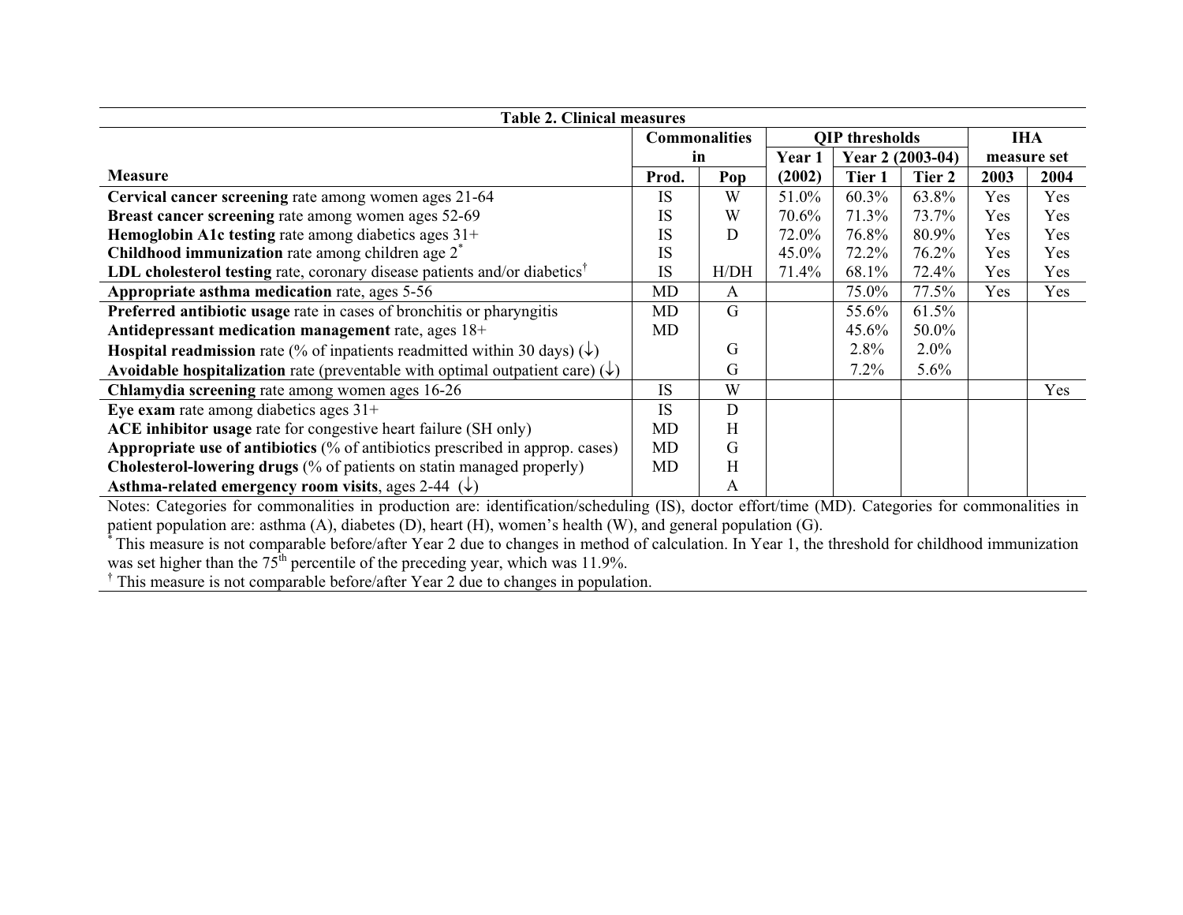**Table 2. Clinical measures**

| Measure | Commonalities in | | QIP thresholds | | | IHA measure set | |
|---|---|---|---|---|---|---|---|
| | Prod. | Pop | Year 1 (2002) | Year 2 (2003-04) Tier 1 | Tier 2 | 2003 | 2004 |
| **Cervical cancer screening** rate among women ages 21-64 | IS | W | 51.0% | 60.3% | 63.8% | Yes | Yes |
| **Breast cancer screening** rate among women ages 52-69 | IS | W | 70.6% | 71.3% | 73.7% | Yes | Yes |
| **Hemoglobin A1c testing** rate among diabetics ages 31+ | IS | D | 72.0% | 76.8% | 80.9% | Yes | Yes |
| **Childhood immunization** rate among children age 2* | IS | | 45.0% | 72.2% | 76.2% | Yes | Yes |
| **LDL cholesterol testing** rate, coronary disease patients and/or diabetics† | IS | H/DH | 71.4% | 68.1% | 72.4% | Yes | Yes |
| **Appropriate asthma medication** rate, ages 5-56 | MD | A | | 75.0% | 77.5% | Yes | Yes |
| **Preferred antibiotic usage** rate in cases of bronchitis or pharyngitis | MD | G | | 55.6% | 61.5% | | |
| **Antidepressant medication management** rate, ages 18+ | MD | | | 45.6% | 50.0% | | |
| **Hospital readmission** rate (% of inpatients readmitted within 30 days) (↓) | | G | | 2.8% | 2.0% | | |
| **Avoidable hospitalization** rate (preventable with optimal outpatient care) (↓) | | G | | 7.2% | 5.6% | | |
| **Chlamydia screening** rate among women ages 16-26 | IS | W | | | | | Yes |
| **Eye exam** rate among diabetics ages 31+ | IS | D | | | | | |
| **ACE inhibitor usage** rate for congestive heart failure (SH only) | MD | H | | | | | |
| **Appropriate use of antibiotics** (% of antibiotics prescribed in approp. cases) | MD | G | | | | | |
| **Cholesterol-lowering drugs** (% of patients on statin managed properly) | MD | H | | | | | |
| **Asthma-related emergency room visits**, ages 2-44 (↓) | | A | | | | | |

Notes: Categories for commonalities in production are: identification/scheduling (IS), doctor effort/time (MD). Categories for commonalities in patient population are: asthma (A), diabetes (D), heart (H), women's health (W), and general population (G).

\* This measure is not comparable before/after Year 2 due to changes in method of calculation. In Year 1, the threshold for childhood immunization was set higher than the 75th percentile of the preceding year, which was 11.9%.

† This measure is not comparable before/after Year 2 due to changes in population.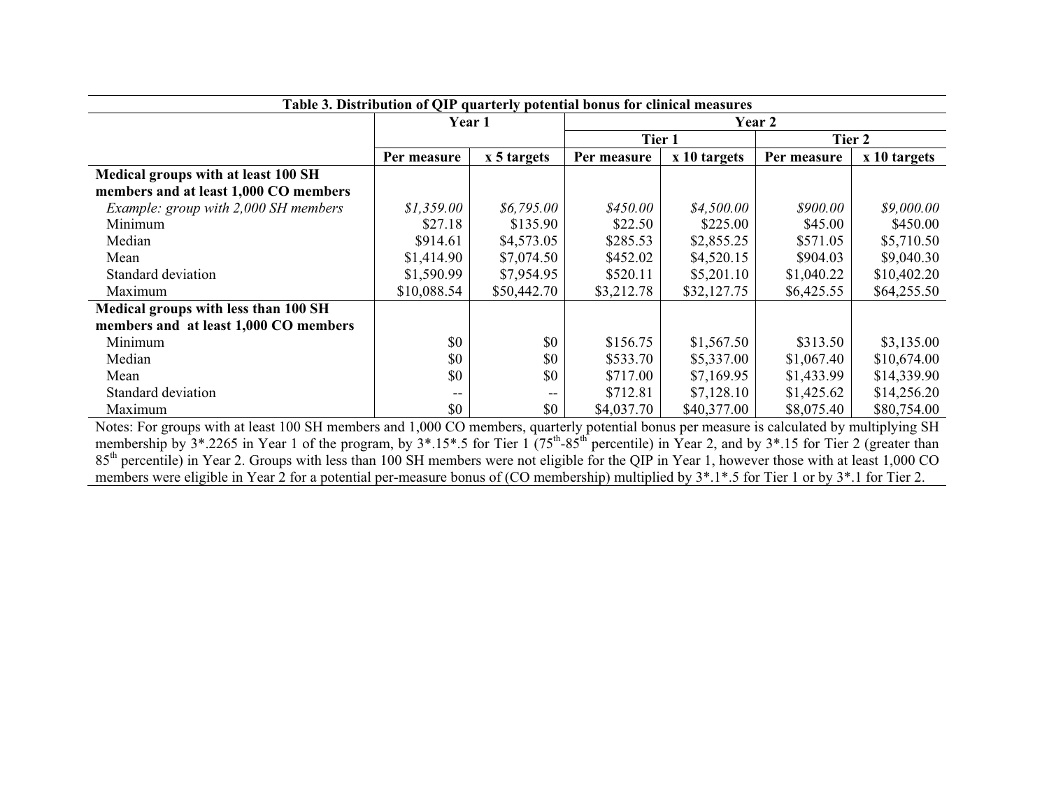**Table 3. Distribution of QIP quarterly potential bonus for clinical measures**

| | Year 1 | | Year 2 | | | |
|---|---|---|---|---|---|---|
| | | | Tier 1 | | Tier 2 | |
| | Per measure | x 5 targets | Per measure | x 10 targets | Per measure | x 10 targets |
| **Medical groups with at least 100 SH members and at least 1,000 CO members** | | | | | | |
| *Example: group with 2,000 SH members* | *$1,359.00* | *$6,795.00* | *$450.00* | *$4,500.00* | *$900.00* | *$9,000.00* |
| Minimum | $27.18 | $135.90 | $22.50 | $225.00 | $45.00 | $450.00 |
| Median | $914.61 | $4,573.05 | $285.53 | $2,855.25 | $571.05 | $5,710.50 |
| Mean | $1,414.90 | $7,074.50 | $452.02 | $4,520.15 | $904.03 | $9,040.30 |
| Standard deviation | $1,590.99 | $7,954.95 | $520.11 | $5,201.10 | $1,040.22 | $10,402.20 |
| Maximum | $10,088.54 | $50,442.70 | $3,212.78 | $32,127.75 | $6,425.55 | $64,255.50 |
| **Medical groups with less than 100 SH members and at least 1,000 CO members** | | | | | | |
| Minimum | $0 | $0 | $156.75 | $1,567.50 | $313.50 | $3,135.00 |
| Median | $0 | $0 | $533.70 | $5,337.00 | $1,067.40 | $10,674.00 |
| Mean | $0 | $0 | $717.00 | $7,169.95 | $1,433.99 | $14,339.90 |
| Standard deviation | -- | -- | $712.81 | $7,128.10 | $1,425.62 | $14,256.20 |
| Maximum | $0 | $0 | $4,037.70 | $40,377.00 | $8,075.40 | $80,754.00 |

Notes: For groups with at least 100 SH members and 1,000 CO members, quarterly potential bonus per measure is calculated by multiplying SH membership by 3*.2265 in Year 1 of the program, by 3*.15*.5 for Tier 1 (75th-85th percentile) in Year 2, and by 3*.15 for Tier 2 (greater than 85th percentile) in Year 2. Groups with less than 100 SH members were not eligible for the QIP in Year 1, however those with at least 1,000 CO members were eligible in Year 2 for a potential per-measure bonus of (CO membership) multiplied by 3*.1*.5 for Tier 1 or by 3*.1 for Tier 2.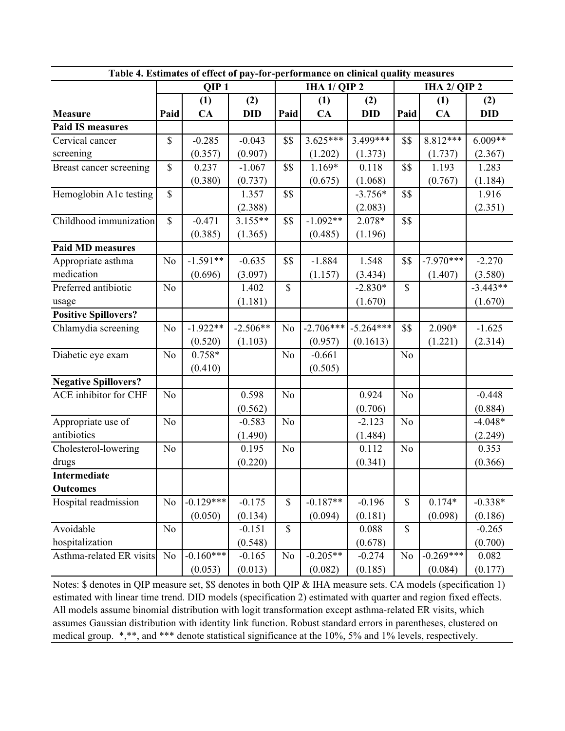**Table 4. Estimates of effect of pay-for-performance on clinical quality measures**

| | QIP 1 | | | IHA 1/ QIP 2 | | | IHA 2/ QIP 2 | | |
|---|---|---|---|---|---|---|---|---|---|
| | | (1) | (2) | | (1) | (2) | | (1) | (2) |
| **Measure** | **Paid** | **CA** | **DID** | **Paid** | **CA** | **DID** | **Paid** | **CA** | **DID** |
| **Paid IS measures** | | | | | | | | | |
| Cervical cancer screening | $ | -0.285<br>(0.357) | -0.043<br>(0.907) | $$ | 3.625***<br>(1.202) | 3.499***<br>(1.373) | $$ | 8.812***<br>(1.737) | 6.009**<br>(2.367) |
| Breast cancer screening | $ | 0.237<br>(0.380) | -1.067<br>(0.737) | $$ | 1.169*<br>(0.675) | 0.118<br>(1.068) | $$ | 1.193<br>(0.767) | 1.283<br>(1.184) |
| Hemoglobin A1c testing | $ | | 1.357<br>(2.388) | $$ | | -3.756*<br>(2.083) | $$ | | 1.916<br>(2.351) |
| Childhood immunization | $ | -0.471<br>(0.385) | 3.155**<br>(1.365) | $$ | -1.092**<br>(0.485) | 2.078*<br>(1.196) | $$ | | |
| **Paid MD measures** | | | | | | | | | |
| Appropriate asthma medication | No | -1.591**<br>(0.696) | -0.635<br>(3.097) | $$ | -1.884<br>(1.157) | 1.548<br>(3.434) | $$ | -7.970***<br>(1.407) | -2.270<br>(3.580) |
| Preferred antibiotic usage | No | | 1.402<br>(1.181) | $ | | -2.830*<br>(1.670) | $ | | -3.443**<br>(1.670) |
| **Positive Spillovers?** | | | | | | | | | |
| Chlamydia screening | No | -1.922**<br>(0.520) | -2.506**<br>(1.103) | No | -2.706***<br>(0.957) | -5.264***<br>(0.1613) | $$ | 2.090*<br>(1.221) | -1.625<br>(2.314) |
| Diabetic eye exam | No | 0.758*<br>(0.410) | | No | -0.661<br>(0.505) | | No | | |
| **Negative Spillovers?** | | | | | | | | | |
| ACE inhibitor for CHF | No | | 0.598<br>(0.562) | No | | 0.924<br>(0.706) | No | | -0.448<br>(0.884) |
| Appropriate use of antibiotics | No | | -0.583<br>(1.490) | No | | -2.123<br>(1.484) | No | | -4.048*<br>(2.249) |
| Cholesterol-lowering drugs | No | | 0.195<br>(0.220) | No | | 0.112<br>(0.341) | No | | 0.353<br>(0.366) |
| **Intermediate Outcomes** | | | | | | | | | |
| Hospital readmission | No | -0.129***<br>(0.050) | -0.175<br>(0.134) | $ | -0.187**<br>(0.094) | -0.196<br>(0.181) | $ | 0.174*<br>(0.098) | -0.338*<br>(0.186) |
| Avoidable hospitalization | No | | -0.151<br>(0.548) | $ | | 0.088<br>(0.678) | $ | | -0.265<br>(0.700) |
| Asthma-related ER visits | No | -0.160***<br>(0.053) | -0.165<br>(0.013) | No | -0.205**<br>(0.082) | -0.274<br>(0.185) | No | -0.269***<br>(0.084) | 0.082<br>(0.177) |

Notes: $ denotes in QIP measure set, $$ denotes in both QIP & IHA measure sets. CA models (specification 1) estimated with linear time trend. DID models (specification 2) estimated with quarter and region fixed effects. All models assume binomial distribution with logit transformation except asthma-related ER visits, which assumes Gaussian distribution with identity link function. Robust standard errors in parentheses, clustered on medical group. *,**, and *** denote statistical significance at the 10%, 5% and 1% levels, respectively.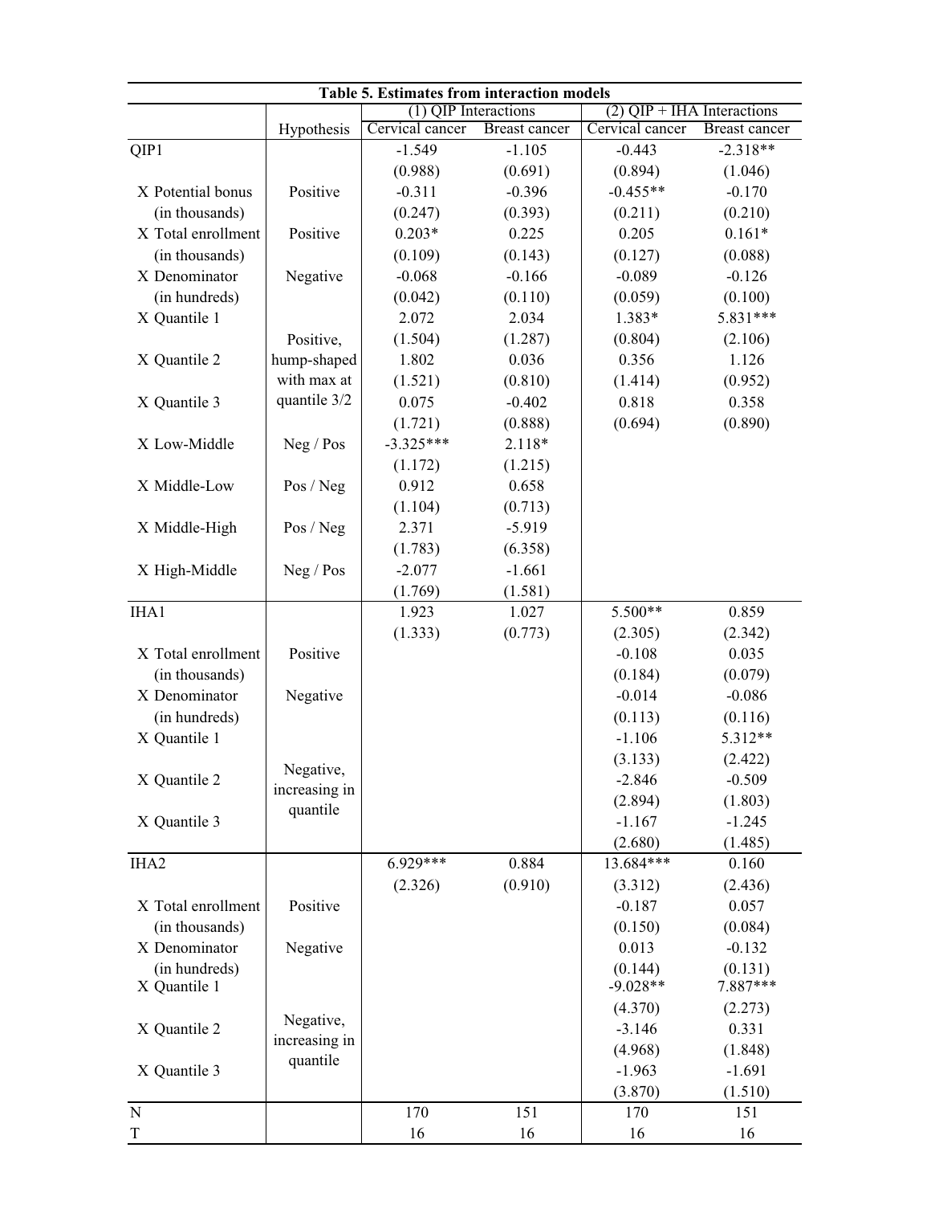**Table 5. Estimates from interaction models**

| | | (1) QIP Interactions | | (2) QIP + IHA Interactions | |
|---|---|---|---|---|---|
| | Hypothesis | Cervical cancer | Breast cancer | Cervical cancer | Breast cancer |
| QIP1 | | -1.549 | -1.105 | -0.443 | -2.318** |
| | | (0.988) | (0.691) | (0.894) | (1.046) |
| X Potential bonus (in thousands) | Positive | -0.311 | -0.396 | -0.455** | -0.170 |
| | | (0.247) | (0.393) | (0.211) | (0.210) |
| X Total enrollment (in thousands) | Positive | 0.203* | 0.225 | 0.205 | 0.161* |
| | | (0.109) | (0.143) | (0.127) | (0.088) |
| X Denominator (in hundreds) | Negative | -0.068 | -0.166 | -0.089 | -0.126 |
| | | (0.042) | (0.110) | (0.059) | (0.100) |
| X Quantile 1 | Positive, hump-shaped with max at quantile 3/2 | 2.072 | 2.034 | 1.383* | 5.831*** |
| | | (1.504) | (1.287) | (0.804) | (2.106) |
| X Quantile 2 | | 1.802 | 0.036 | 0.356 | 1.126 |
| | | (1.521) | (0.810) | (1.414) | (0.952) |
| X Quantile 3 | | 0.075 | -0.402 | 0.818 | 0.358 |
| | | (1.721) | (0.888) | (0.694) | (0.890) |
| X Low-Middle | Neg / Pos | -3.325*** | 2.118* | | |
| | | (1.172) | (1.215) | | |
| X Middle-Low | Pos / Neg | 0.912 | 0.658 | | |
| | | (1.104) | (0.713) | | |
| X Middle-High | Pos / Neg | 2.371 | -5.919 | | |
| | | (1.783) | (6.358) | | |
| X High-Middle | Neg / Pos | -2.077 | -1.661 | | |
| | | (1.769) | (1.581) | | |
| IHA1 | | 1.923 | 1.027 | 5.500** | 0.859 |
| | | (1.333) | (0.773) | (2.305) | (2.342) |
| X Total enrollment (in thousands) | Positive | | | -0.108 | 0.035 |
| | | | | (0.184) | (0.079) |
| X Denominator (in hundreds) | Negative | | | -0.014 | -0.086 |
| | | | | (0.113) | (0.116) |
| X Quantile 1 | Negative, increasing in quantile | | | -1.106 | 5.312** |
| | | | | (3.133) | (2.422) |
| X Quantile 2 | | | | -2.846 | -0.509 |
| | | | | (2.894) | (1.803) |
| X Quantile 3 | | | | -1.167 | -1.245 |
| | | | | (2.680) | (1.485) |
| IHA2 | | 6.929*** | 0.884 | 13.684*** | 0.160 |
| | | (2.326) | (0.910) | (3.312) | (2.436) |
| X Total enrollment (in thousands) | Positive | | | -0.187 | 0.057 |
| | | | | (0.150) | (0.084) |
| X Denominator (in hundreds) | Negative | | | 0.013 | -0.132 |
| | | | | (0.144) | (0.131) |
| X Quantile 1 | Negative, increasing in quantile | | | -9.028** | 7.887*** |
| | | | | (4.370) | (2.273) |
| X Quantile 2 | | | | -3.146 | 0.331 |
| | | | | (4.968) | (1.848) |
| X Quantile 3 | | | | -1.963 | -1.691 |
| | | | | (3.870) | (1.510) |
| N | | 170 | 151 | 170 | 151 |
| T | | 16 | 16 | 16 | 16 |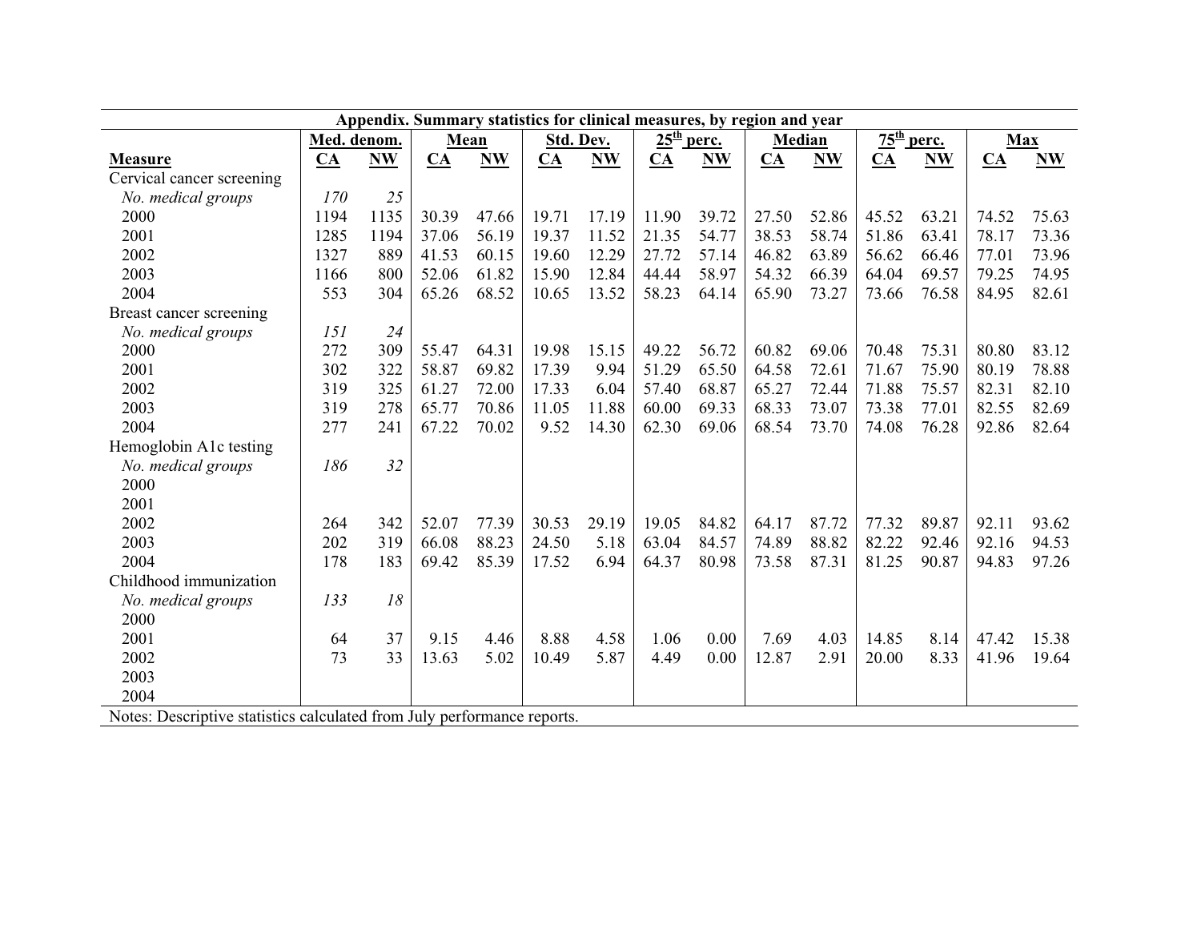**Appendix. Summary statistics for clinical measures, by region and year**

| | Med. denom. | | Mean | | Std. Dev. | | 25th perc. | | Median | | 75th perc. | | Max | |
|---|---|---|---|---|---|---|---|---|---|---|---|---|---|---|
| **Measure** | **CA** | **NW** | **CA** | **NW** | **CA** | **NW** | **CA** | **NW** | **CA** | **NW** | **CA** | **NW** | **CA** | **NW** |
| Cervical cancer screening | | | | | | | | | | | | | | |
| *No. medical groups* | *170* | *25* | | | | | | | | | | | | |
| 2000 | 1194 | 1135 | 30.39 | 47.66 | 19.71 | 17.19 | 11.90 | 39.72 | 27.50 | 52.86 | 45.52 | 63.21 | 74.52 | 75.63 |
| 2001 | 1285 | 1194 | 37.06 | 56.19 | 19.37 | 11.52 | 21.35 | 54.77 | 38.53 | 58.74 | 51.86 | 63.41 | 78.17 | 73.36 |
| 2002 | 1327 | 889 | 41.53 | 60.15 | 19.60 | 12.29 | 27.72 | 57.14 | 46.82 | 63.89 | 56.62 | 66.46 | 77.01 | 73.96 |
| 2003 | 1166 | 800 | 52.06 | 61.82 | 15.90 | 12.84 | 44.44 | 58.97 | 54.32 | 66.39 | 64.04 | 69.57 | 79.25 | 74.95 |
| 2004 | 553 | 304 | 65.26 | 68.52 | 10.65 | 13.52 | 58.23 | 64.14 | 65.90 | 73.27 | 73.66 | 76.58 | 84.95 | 82.61 |
| Breast cancer screening | | | | | | | | | | | | | | |
| *No. medical groups* | *151* | *24* | | | | | | | | | | | | |
| 2000 | 272 | 309 | 55.47 | 64.31 | 19.98 | 15.15 | 49.22 | 56.72 | 60.82 | 69.06 | 70.48 | 75.31 | 80.80 | 83.12 |
| 2001 | 302 | 322 | 58.87 | 69.82 | 17.39 | 9.94 | 51.29 | 65.50 | 64.58 | 72.61 | 71.67 | 75.90 | 80.19 | 78.88 |
| 2002 | 319 | 325 | 61.27 | 72.00 | 17.33 | 6.04 | 57.40 | 68.87 | 65.27 | 72.44 | 71.88 | 75.57 | 82.31 | 82.10 |
| 2003 | 319 | 278 | 65.77 | 70.86 | 11.05 | 11.88 | 60.00 | 69.33 | 68.33 | 73.07 | 73.38 | 77.01 | 82.55 | 82.69 |
| 2004 | 277 | 241 | 67.22 | 70.02 | 9.52 | 14.30 | 62.30 | 69.06 | 68.54 | 73.70 | 74.08 | 76.28 | 92.86 | 82.64 |
| Hemoglobin A1c testing | | | | | | | | | | | | | | |
| *No. medical groups* | *186* | *32* | | | | | | | | | | | | |
| 2000 | | | | | | | | | | | | | | |
| 2001 | | | | | | | | | | | | | | |
| 2002 | 264 | 342 | 52.07 | 77.39 | 30.53 | 29.19 | 19.05 | 84.82 | 64.17 | 87.72 | 77.32 | 89.87 | 92.11 | 93.62 |
| 2003 | 202 | 319 | 66.08 | 88.23 | 24.50 | 5.18 | 63.04 | 84.57 | 74.89 | 88.82 | 82.22 | 92.46 | 92.16 | 94.53 |
| 2004 | 178 | 183 | 69.42 | 85.39 | 17.52 | 6.94 | 64.37 | 80.98 | 73.58 | 87.31 | 81.25 | 90.87 | 94.83 | 97.26 |
| Childhood immunization | | | | | | | | | | | | | | |
| *No. medical groups* | *133* | *18* | | | | | | | | | | | | |
| 2000 | | | | | | | | | | | | | | |
| 2001 | 64 | 37 | 9.15 | 4.46 | 8.88 | 4.58 | 1.06 | 0.00 | 7.69 | 4.03 | 14.85 | 8.14 | 47.42 | 15.38 |
| 2002 | 73 | 33 | 13.63 | 5.02 | 10.49 | 5.87 | 4.49 | 0.00 | 12.87 | 2.91 | 20.00 | 8.33 | 41.96 | 19.64 |
| 2003 | | | | | | | | | | | | | | |
| 2004 | | | | | | | | | | | | | | |

Notes: Descriptive statistics calculated from July performance reports.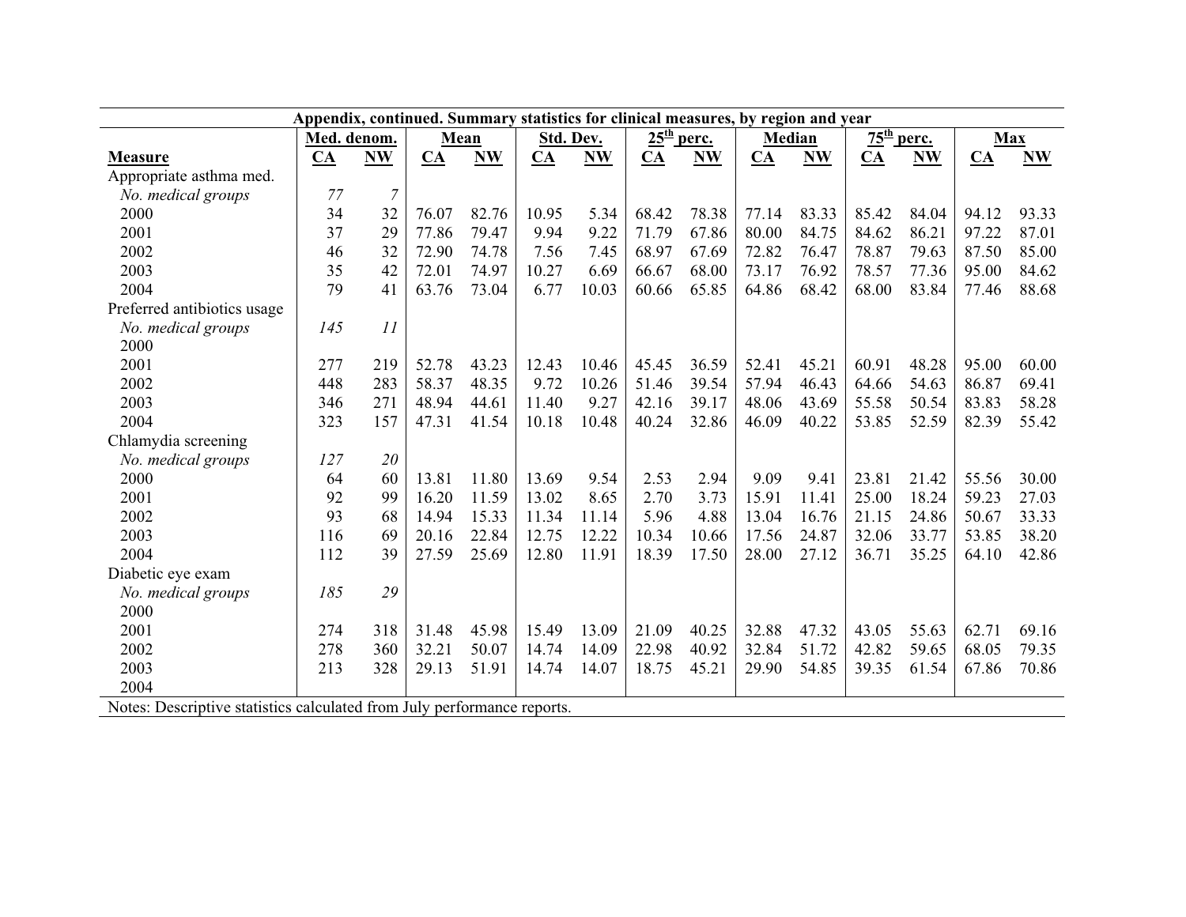**Appendix, continued. Summary statistics for clinical measures, by region and year**

| Measure | Med. denom. | | Mean | | Std. Dev. | | 25th perc. | | Median | | 75th perc. | | Max | |
|---|---|---|---|---|---|---|---|---|---|---|---|---|---|---|
| | CA | NW | CA | NW | CA | NW | CA | NW | CA | NW | CA | NW | CA | NW |
| Appropriate asthma med. | | | | | | | | | | | | | | |
| *No. medical groups* | *77* | *7* | | | | | | | | | | | | |
| 2000 | 34 | 32 | 76.07 | 82.76 | 10.95 | 5.34 | 68.42 | 78.38 | 77.14 | 83.33 | 85.42 | 84.04 | 94.12 | 93.33 |
| 2001 | 37 | 29 | 77.86 | 79.47 | 9.94 | 9.22 | 71.79 | 67.86 | 80.00 | 84.75 | 84.62 | 86.21 | 97.22 | 87.01 |
| 2002 | 46 | 32 | 72.90 | 74.78 | 7.56 | 7.45 | 68.97 | 67.69 | 72.82 | 76.47 | 78.87 | 79.63 | 87.50 | 85.00 |
| 2003 | 35 | 42 | 72.01 | 74.97 | 10.27 | 6.69 | 66.67 | 68.00 | 73.17 | 76.92 | 78.57 | 77.36 | 95.00 | 84.62 |
| 2004 | 79 | 41 | 63.76 | 73.04 | 6.77 | 10.03 | 60.66 | 65.85 | 64.86 | 68.42 | 68.00 | 83.84 | 77.46 | 88.68 |
| Preferred antibiotics usage | | | | | | | | | | | | | | |
| *No. medical groups* | *145* | *11* | | | | | | | | | | | | |
| 2000 | | | | | | | | | | | | | | |
| 2001 | 277 | 219 | 52.78 | 43.23 | 12.43 | 10.46 | 45.45 | 36.59 | 52.41 | 45.21 | 60.91 | 48.28 | 95.00 | 60.00 |
| 2002 | 448 | 283 | 58.37 | 48.35 | 9.72 | 10.26 | 51.46 | 39.54 | 57.94 | 46.43 | 64.66 | 54.63 | 86.87 | 69.41 |
| 2003 | 346 | 271 | 48.94 | 44.61 | 11.40 | 9.27 | 42.16 | 39.17 | 48.06 | 43.69 | 55.58 | 50.54 | 83.83 | 58.28 |
| 2004 | 323 | 157 | 47.31 | 41.54 | 10.18 | 10.48 | 40.24 | 32.86 | 46.09 | 40.22 | 53.85 | 52.59 | 82.39 | 55.42 |
| Chlamydia screening | | | | | | | | | | | | | | |
| *No. medical groups* | *127* | *20* | | | | | | | | | | | | |
| 2000 | 64 | 60 | 13.81 | 11.80 | 13.69 | 9.54 | 2.53 | 2.94 | 9.09 | 9.41 | 23.81 | 21.42 | 55.56 | 30.00 |
| 2001 | 92 | 99 | 16.20 | 11.59 | 13.02 | 8.65 | 2.70 | 3.73 | 15.91 | 11.41 | 25.00 | 18.24 | 59.23 | 27.03 |
| 2002 | 93 | 68 | 14.94 | 15.33 | 11.34 | 11.14 | 5.96 | 4.88 | 13.04 | 16.76 | 21.15 | 24.86 | 50.67 | 33.33 |
| 2003 | 116 | 69 | 20.16 | 22.84 | 12.75 | 12.22 | 10.34 | 10.66 | 17.56 | 24.87 | 32.06 | 33.77 | 53.85 | 38.20 |
| 2004 | 112 | 39 | 27.59 | 25.69 | 12.80 | 11.91 | 18.39 | 17.50 | 28.00 | 27.12 | 36.71 | 35.25 | 64.10 | 42.86 |
| Diabetic eye exam | | | | | | | | | | | | | | |
| *No. medical groups* | *185* | *29* | | | | | | | | | | | | |
| 2000 | | | | | | | | | | | | | | |
| 2001 | 274 | 318 | 31.48 | 45.98 | 15.49 | 13.09 | 21.09 | 40.25 | 32.88 | 47.32 | 43.05 | 55.63 | 62.71 | 69.16 |
| 2002 | 278 | 360 | 32.21 | 50.07 | 14.74 | 14.09 | 22.98 | 40.92 | 32.84 | 51.72 | 42.82 | 59.65 | 68.05 | 79.35 |
| 2003 | 213 | 328 | 29.13 | 51.91 | 14.74 | 14.07 | 18.75 | 45.21 | 29.90 | 54.85 | 39.35 | 61.54 | 67.86 | 70.86 |
| 2004 | | | | | | | | | | | | | | |

Notes: Descriptive statistics calculated from July performance reports.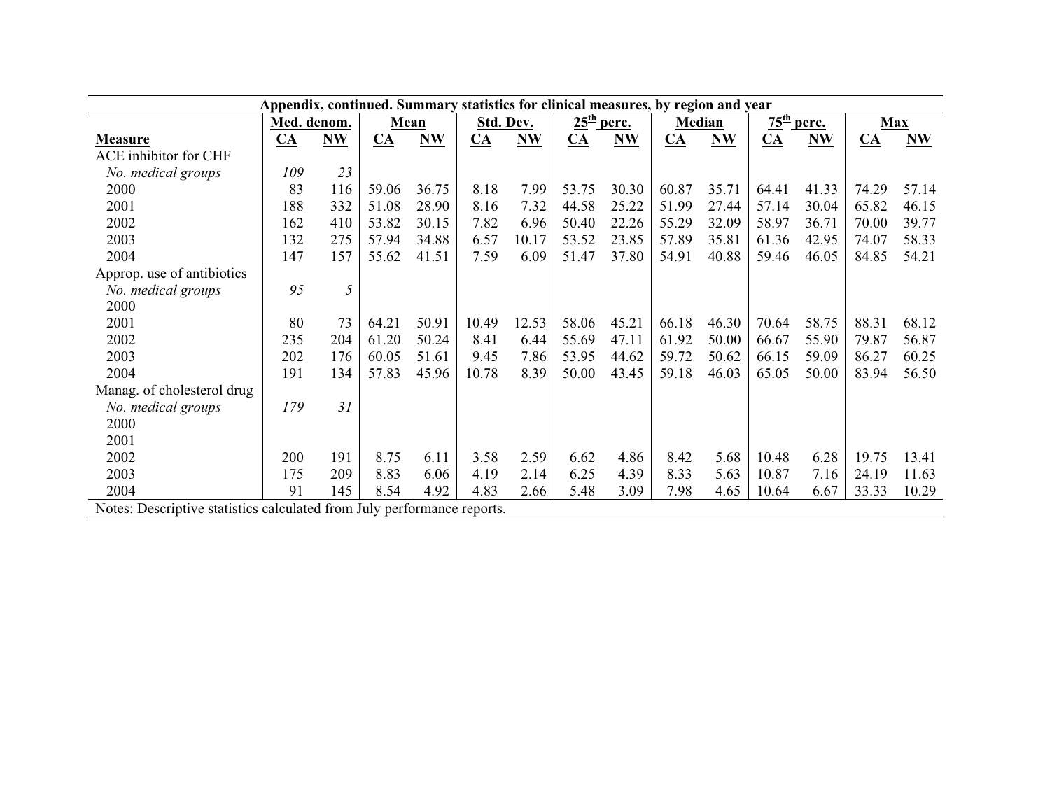**Appendix, continued. Summary statistics for clinical measures, by region and year**

| Measure | Med. denom. | | Mean | | Std. Dev. | | 25th perc. | | Median | | 75th perc. | | Max | |
|---|---|---|---|---|---|---|---|---|---|---|---|---|---|---|
| | CA | NW | CA | NW | CA | NW | CA | NW | CA | NW | CA | NW | CA | NW |
| ACE inhibitor for CHF | | | | | | | | | | | | | | |
| *No. medical groups* | *109* | *23* | | | | | | | | | | | | |
| 2000 | 83 | 116 | 59.06 | 36.75 | 8.18 | 7.99 | 53.75 | 30.30 | 60.87 | 35.71 | 64.41 | 41.33 | 74.29 | 57.14 |
| 2001 | 188 | 332 | 51.08 | 28.90 | 8.16 | 7.32 | 44.58 | 25.22 | 51.99 | 27.44 | 57.14 | 30.04 | 65.82 | 46.15 |
| 2002 | 162 | 410 | 53.82 | 30.15 | 7.82 | 6.96 | 50.40 | 22.26 | 55.29 | 32.09 | 58.97 | 36.71 | 70.00 | 39.77 |
| 2003 | 132 | 275 | 57.94 | 34.88 | 6.57 | 10.17 | 53.52 | 23.85 | 57.89 | 35.81 | 61.36 | 42.95 | 74.07 | 58.33 |
| 2004 | 147 | 157 | 55.62 | 41.51 | 7.59 | 6.09 | 51.47 | 37.80 | 54.91 | 40.88 | 59.46 | 46.05 | 84.85 | 54.21 |
| Approp. use of antibiotics | | | | | | | | | | | | | | |
| *No. medical groups* | *95* | *5* | | | | | | | | | | | | |
| 2000 | | | | | | | | | | | | | | |
| 2001 | 80 | 73 | 64.21 | 50.91 | 10.49 | 12.53 | 58.06 | 45.21 | 66.18 | 46.30 | 70.64 | 58.75 | 88.31 | 68.12 |
| 2002 | 235 | 204 | 61.20 | 50.24 | 8.41 | 6.44 | 55.69 | 47.11 | 61.92 | 50.00 | 66.67 | 55.90 | 79.87 | 56.87 |
| 2003 | 202 | 176 | 60.05 | 51.61 | 9.45 | 7.86 | 53.95 | 44.62 | 59.72 | 50.62 | 66.15 | 59.09 | 86.27 | 60.25 |
| 2004 | 191 | 134 | 57.83 | 45.96 | 10.78 | 8.39 | 50.00 | 43.45 | 59.18 | 46.03 | 65.05 | 50.00 | 83.94 | 56.50 |
| Manag. of cholesterol drug | | | | | | | | | | | | | | |
| *No. medical groups* | *179* | *31* | | | | | | | | | | | | |
| 2000 | | | | | | | | | | | | | | |
| 2001 | | | | | | | | | | | | | | |
| 2002 | 200 | 191 | 8.75 | 6.11 | 3.58 | 2.59 | 6.62 | 4.86 | 8.42 | 5.68 | 10.48 | 6.28 | 19.75 | 13.41 |
| 2003 | 175 | 209 | 8.83 | 6.06 | 4.19 | 2.14 | 6.25 | 4.39 | 8.33 | 5.63 | 10.87 | 7.16 | 24.19 | 11.63 |
| 2004 | 91 | 145 | 8.54 | 4.92 | 4.83 | 2.66 | 5.48 | 3.09 | 7.98 | 4.65 | 10.64 | 6.67 | 33.33 | 10.29 |

Notes: Descriptive statistics calculated from July performance reports.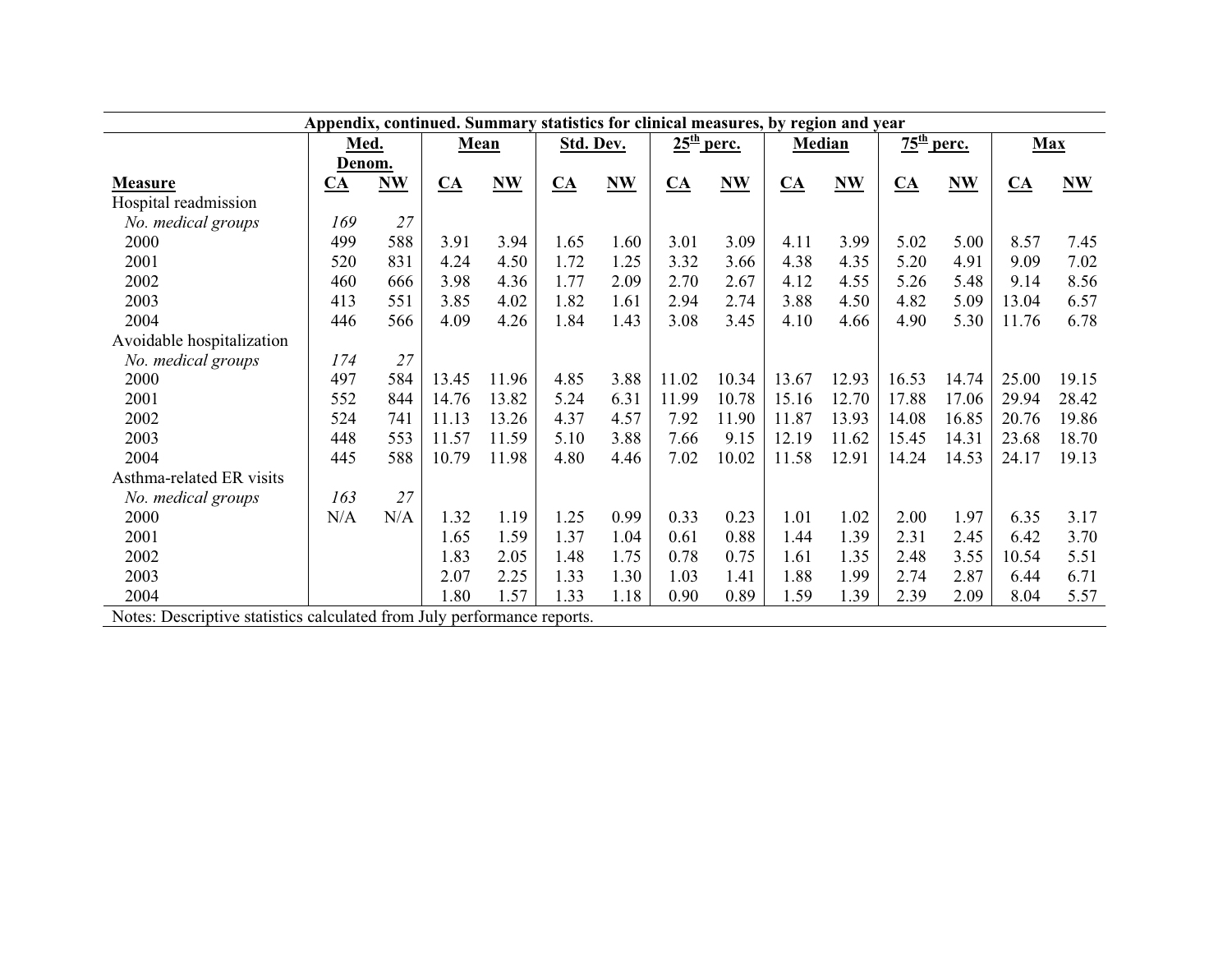| Appendix, continued. Summary statistics for clinical measures, by region and year | | | | | | | | | | | | | | |
|---|---|---|---|---|---|---|---|---|---|---|---|---|---|---|
| | Med. Denom. | | Mean | | Std. Dev. | | $25^{th}$ perc. | | Median | | $75^{th}$ perc. | | Max | |
| **Measure** | **CA** | **NW** | **CA** | **NW** | **CA** | **NW** | **CA** | **NW** | **CA** | **NW** | **CA** | **NW** | **CA** | **NW** |
| Hospital readmission | | | | | | | | | | | | | | |
| *No. medical groups* | *169* | *27* | | | | | | | | | | | | |
| 2000 | 499 | 588 | 3.91 | 3.94 | 1.65 | 1.60 | 3.01 | 3.09 | 4.11 | 3.99 | 5.02 | 5.00 | 8.57 | 7.45 |
| 2001 | 520 | 831 | 4.24 | 4.50 | 1.72 | 1.25 | 3.32 | 3.66 | 4.38 | 4.35 | 5.20 | 4.91 | 9.09 | 7.02 |
| 2002 | 460 | 666 | 3.98 | 4.36 | 1.77 | 2.09 | 2.70 | 2.67 | 4.12 | 4.55 | 5.26 | 5.48 | 9.14 | 8.56 |
| 2003 | 413 | 551 | 3.85 | 4.02 | 1.82 | 1.61 | 2.94 | 2.74 | 3.88 | 4.50 | 4.82 | 5.09 | 13.04 | 6.57 |
| 2004 | 446 | 566 | 4.09 | 4.26 | 1.84 | 1.43 | 3.08 | 3.45 | 4.10 | 4.66 | 4.90 | 5.30 | 11.76 | 6.78 |
| Avoidable hospitalization | | | | | | | | | | | | | | |
| *No. medical groups* | *174* | *27* | | | | | | | | | | | | |
| 2000 | 497 | 584 | 13.45 | 11.96 | 4.85 | 3.88 | 11.02 | 10.34 | 13.67 | 12.93 | 16.53 | 14.74 | 25.00 | 19.15 |
| 2001 | 552 | 844 | 14.76 | 13.82 | 5.24 | 6.31 | 11.99 | 10.78 | 15.16 | 12.70 | 17.88 | 17.06 | 29.94 | 28.42 |
| 2002 | 524 | 741 | 11.13 | 13.26 | 4.37 | 4.57 | 7.92 | 11.90 | 11.87 | 13.93 | 14.08 | 16.85 | 20.76 | 19.86 |
| 2003 | 448 | 553 | 11.57 | 11.59 | 5.10 | 3.88 | 7.66 | 9.15 | 12.19 | 11.62 | 15.45 | 14.31 | 23.68 | 18.70 |
| 2004 | 445 | 588 | 10.79 | 11.98 | 4.80 | 4.46 | 7.02 | 10.02 | 11.58 | 12.91 | 14.24 | 14.53 | 24.17 | 19.13 |
| Asthma-related ER visits | | | | | | | | | | | | | | |
| *No. medical groups* | *163* | *27* | | | | | | | | | | | | |
| 2000 | N/A | N/A | 1.32 | 1.19 | 1.25 | 0.99 | 0.33 | 0.23 | 1.01 | 1.02 | 2.00 | 1.97 | 6.35 | 3.17 |
| 2001 | | | 1.65 | 1.59 | 1.37 | 1.04 | 0.61 | 0.88 | 1.44 | 1.39 | 2.31 | 2.45 | 6.42 | 3.70 |
| 2002 | | | 1.83 | 2.05 | 1.48 | 1.75 | 0.78 | 0.75 | 1.61 | 1.35 | 2.48 | 3.55 | 10.54 | 5.51 |
| 2003 | | | 2.07 | 2.25 | 1.33 | 1.30 | 1.03 | 1.41 | 1.88 | 1.99 | 2.74 | 2.87 | 6.44 | 6.71 |
| 2004 | | | 1.80 | 1.57 | 1.33 | 1.18 | 0.90 | 0.89 | 1.59 | 1.39 | 2.39 | 2.09 | 8.04 | 5.57 |

Notes: Descriptive statistics calculated from July performance reports.